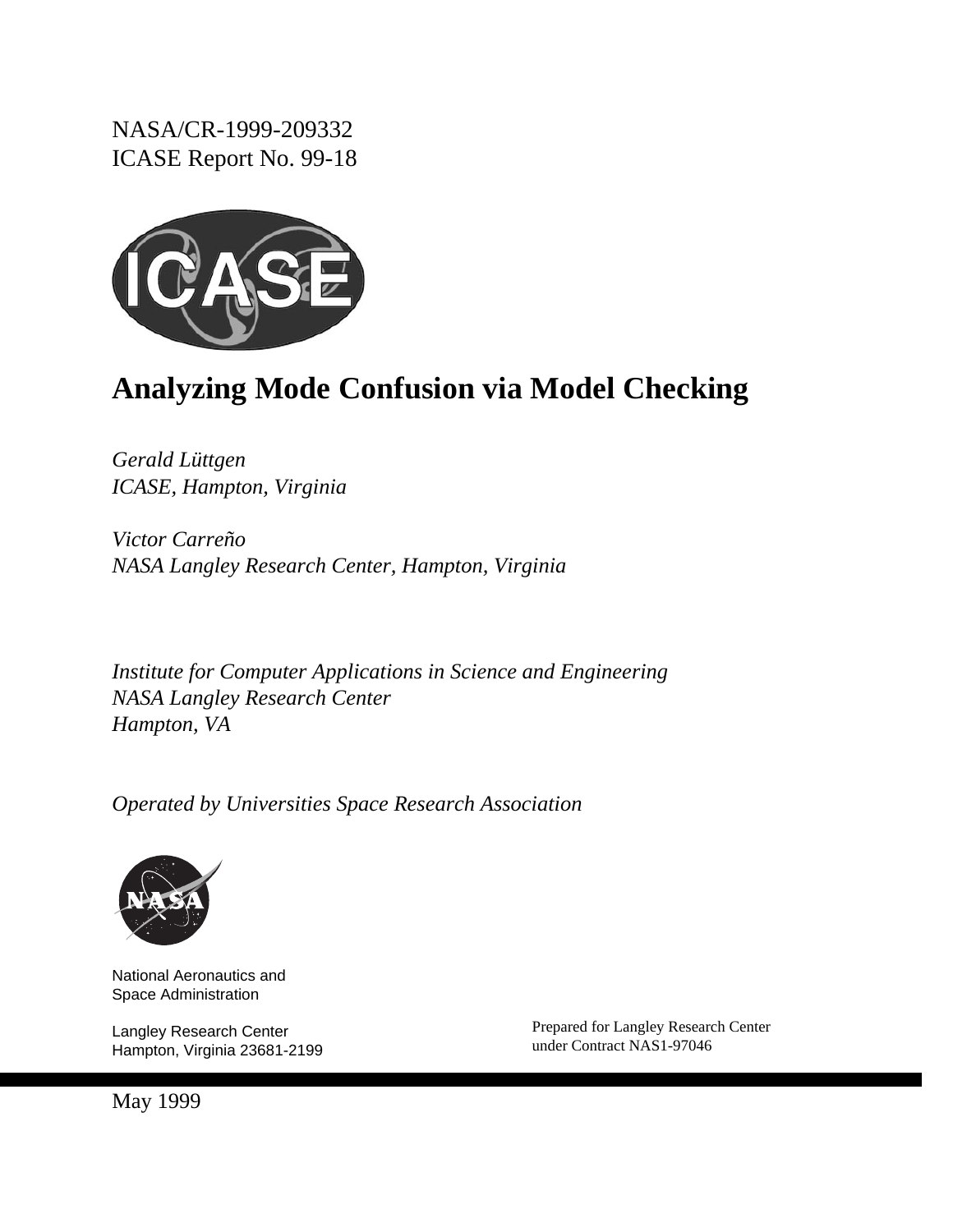NASA/CR-1999-209332
ICASE Report No. 99-18

# Analyzing Mode Confusion via Model Checking

*Gerald Lüttgen*
*ICASE, Hampton, Virginia*

*Victor Carreño*
*NASA Langley Research Center, Hampton, Virginia*

*Institute for Computer Applications in Science and Engineering*
*NASA Langley Research Center*
*Hampton, VA*

*Operated by Universities Space Research Association*

National Aeronautics and
Space Administration

Langley Research Center
Hampton, Virginia 23681-2199

Prepared for Langley Research Center
under Contract NAS1-97046

May 1999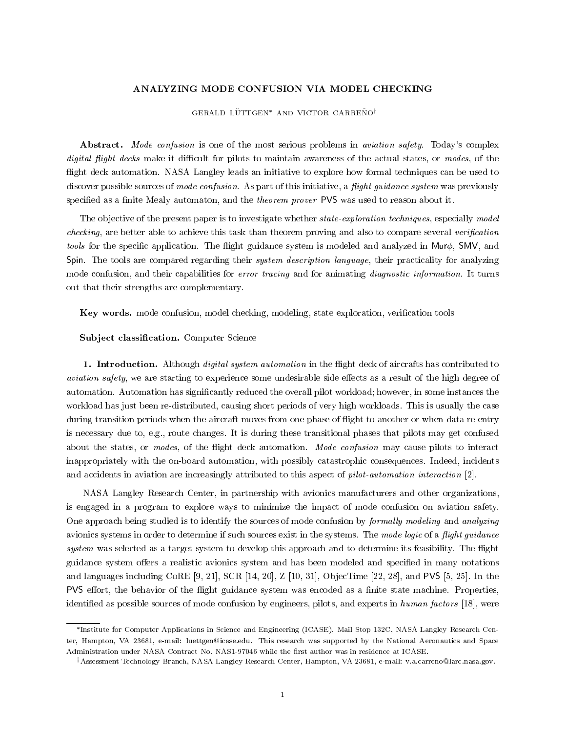# ANALYZING MODE CONFUSION VIA MODEL CHECKING

GERALD LÜTTGEN* AND VICTOR CARREÑO†

**Abstract.** *Mode confusion* is one of the most serious problems in *aviation safety*. Today's complex *digital flight decks* make it difficult for pilots to maintain awareness of the actual states, or *modes*, of the flight deck automation. NASA Langley leads an initiative to explore how formal techniques can be used to discover possible sources of *mode confusion*. As part of this initiative, a *flight guidance system* was previously specified as a finite Mealy automaton, and the *theorem prover* PVS was used to reason about it.

The objective of the present paper is to investigate whether *state-exploration techniques*, especially *model checking*, are better able to achieve this task than theorem proving and also to compare several *verification tools* for the specific application. The flight guidance system is modeled and analyzed in Mur$\phi$, SMV, and Spin. The tools are compared regarding their *system description language*, their practicality for analyzing mode confusion, and their capabilities for *error tracing* and for animating *diagnostic information*. It turns out that their strengths are complementary.

**Key words.** mode confusion, model checking, modeling, state exploration, verification tools

**Subject classification.** Computer Science

**1. Introduction.** Although *digital system automation* in the flight deck of aircrafts has contributed to *aviation safety*, we are starting to experience some undesirable side effects as a result of the high degree of automation. Automation has significantly reduced the overall pilot workload; however, in some instances the workload has just been re-distributed, causing short periods of very high workloads. This is usually the case during transition periods when the aircraft moves from one phase of flight to another or when data re-entry is necessary due to, e.g., route changes. It is during these transitional phases that pilots may get confused about the states, or *modes*, of the flight deck automation. *Mode confusion* may cause pilots to interact inappropriately with the on-board automation, with possibly catastrophic consequences. Indeed, incidents and accidents in aviation are increasingly attributed to this aspect of *pilot-automation interaction* [2].

NASA Langley Research Center, in partnership with avionics manufacturers and other organizations, is engaged in a program to explore ways to minimize the impact of mode confusion on aviation safety. One approach being studied is to identify the sources of mode confusion by *formally modeling* and *analyzing* avionics systems in order to determine if such sources exist in the systems. The *mode logic* of a *flight guidance system* was selected as a target system to develop this approach and to determine its feasibility. The flight guidance system offers a realistic avionics system and has been modeled and specified in many notations and languages including CoRE [9, 21], SCR [14, 20], Z [10, 31], ObjecTime [22, 28], and PVS [5, 25]. In the PVS effort, the behavior of the flight guidance system was encoded as a finite state machine. Properties, identified as possible sources of mode confusion by engineers, pilots, and experts in *human factors* [18], were

---

*Institute for Computer Applications in Science and Engineering (ICASE), Mail Stop 132C, NASA Langley Research Center, Hampton, VA 23681, e-mail: luettgen@icase.edu. This research was supported by the National Aeronautics and Space Administration under NASA Contract No. NAS1-97046 while the first author was in residence at ICASE.

†Assessment Technology Branch, NASA Langley Research Center, Hampton, VA 23681, e-mail: v.a.carreno@larc.nasa.gov.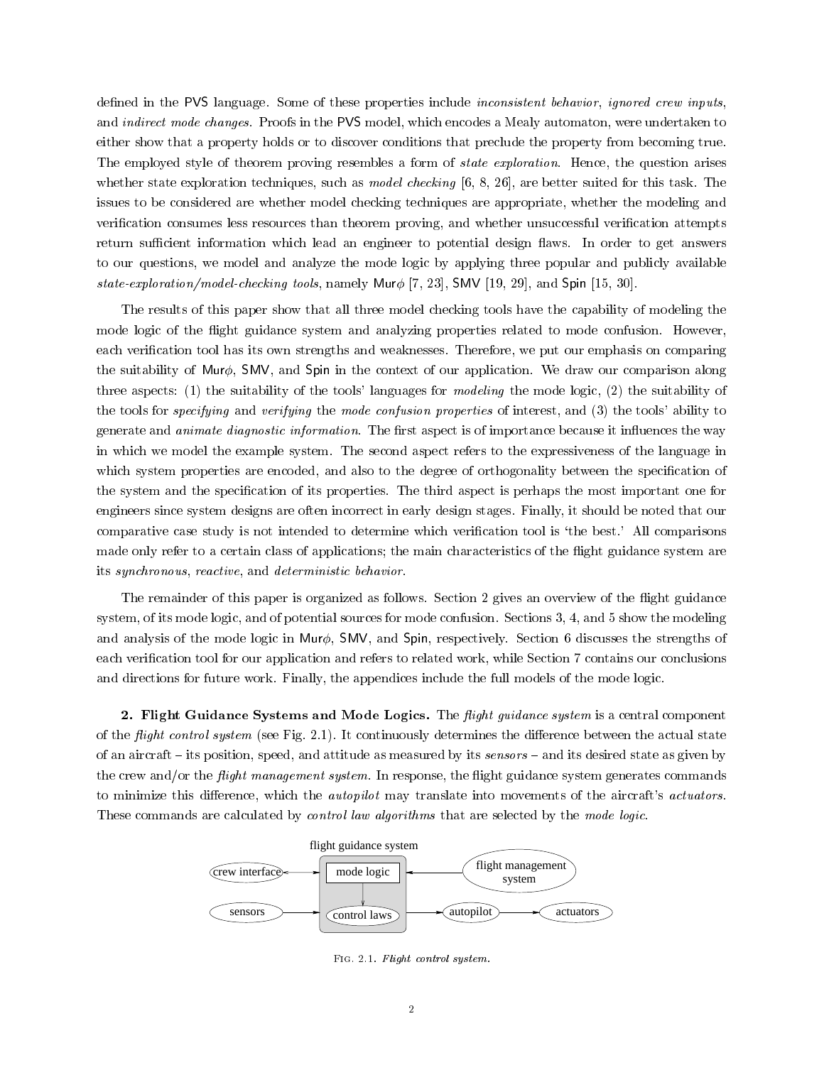defined in the PVS language. Some of these properties include *inconsistent behavior*, *ignored crew inputs*, and *indirect mode changes*. Proofs in the PVS model, which encodes a Mealy automaton, were undertaken to either show that a property holds or to discover conditions that preclude the property from becoming true. The employed style of theorem proving resembles a form of *state exploration*. Hence, the question arises whether state exploration techniques, such as *model checking* [6, 8, 26], are better suited for this task. The issues to be considered are whether model checking techniques are appropriate, whether the modeling and verification consumes less resources than theorem proving, and whether unsuccessful verification attempts return sufficient information which lead an engineer to potential design flaws. In order to get answers to our questions, we model and analyze the mode logic by applying three popular and publicly available *state-exploration/model-checking tools*, namely Mur$\phi$ [7, 23], SMV [19, 29], and Spin [15, 30].

The results of this paper show that all three model checking tools have the capability of modeling the mode logic of the flight guidance system and analyzing properties related to mode confusion. However, each verification tool has its own strengths and weaknesses. Therefore, we put our emphasis on comparing the suitability of Mur$\phi$, SMV, and Spin in the context of our application. We draw our comparison along three aspects: (1) the suitability of the tools' languages for *modeling* the mode logic, (2) the suitability of the tools for *specifying* and *verifying* the *mode confusion properties* of interest, and (3) the tools' ability to generate and *animate diagnostic information*. The first aspect is of importance because it influences the way in which we model the example system. The second aspect refers to the expressiveness of the language in which system properties are encoded, and also to the degree of orthogonality between the specification of the system and the specification of its properties. The third aspect is perhaps the most important one for engineers since system designs are often incorrect in early design stages. Finally, it should be noted that our comparative case study is not intended to determine which verification tool is 'the best.' All comparisons made only refer to a certain class of applications; the main characteristics of the flight guidance system are its *synchronous*, *reactive*, and *deterministic behavior*.

The remainder of this paper is organized as follows. Section 2 gives an overview of the flight guidance system, of its mode logic, and of potential sources for mode confusion. Sections 3, 4, and 5 show the modeling and analysis of the mode logic in Mur$\phi$, SMV, and Spin, respectively. Section 6 discusses the strengths of each verification tool for our application and refers to related work, while Section 7 contains our conclusions and directions for future work. Finally, the appendices include the full models of the mode logic.

**2. Flight Guidance Systems and Mode Logics.** The *flight guidance system* is a central component of the *flight control system* (see Fig. 2.1). It continuously determines the difference between the actual state of an aircraft – its position, speed, and attitude as measured by its *sensors* – and its desired state as given by the crew and/or the *flight management system*. In response, the flight guidance system generates commands to minimize this difference, which the *autopilot* may translate into movements of the aircraft's *actuators*. These commands are calculated by *control law algorithms* that are selected by the *mode logic*.

flight guidance system

crew interface — mode logic — flight management system

sensors — control laws — autopilot — actuators

Fig. 2.1. *Flight control system.*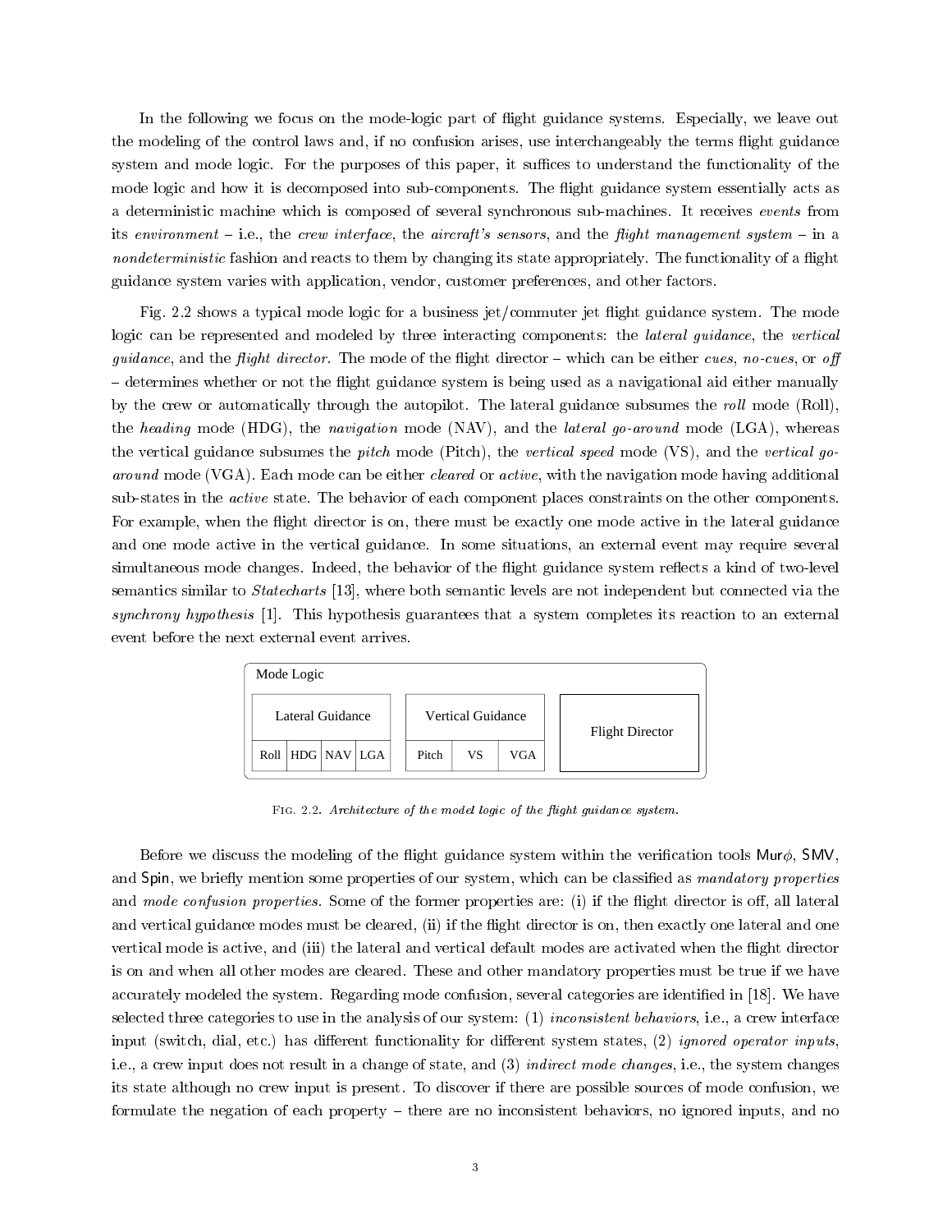In the following we focus on the mode-logic part of flight guidance systems. Especially, we leave out the modeling of the control laws and, if no confusion arises, use interchangeably the terms flight guidance system and mode logic. For the purposes of this paper, it suffices to understand the functionality of the mode logic and how it is decomposed into sub-components. The flight guidance system essentially acts as a deterministic machine which is composed of several synchronous sub-machines. It receives *events* from its *environment* – i.e., the *crew interface*, the *aircraft's sensors*, and the *flight management system* – in a *nondeterministic* fashion and reacts to them by changing its state appropriately. The functionality of a flight guidance system varies with application, vendor, customer preferences, and other factors.

Fig. 2.2 shows a typical mode logic for a business jet/commuter jet flight guidance system. The mode logic can be represented and modeled by three interacting components: the *lateral guidance*, the *vertical guidance*, and the *flight director*. The mode of the flight director – which can be either *cues*, *no-cues*, or *off* – determines whether or not the flight guidance system is being used as a navigational aid either manually by the crew or automatically through the autopilot. The lateral guidance subsumes the *roll* mode (Roll), the *heading* mode (HDG), the *navigation* mode (NAV), and the *lateral go-around* mode (LGA), whereas the vertical guidance subsumes the *pitch* mode (Pitch), the *vertical speed* mode (VS), and the *vertical go-around* mode (VGA). Each mode can be either *cleared* or *active*, with the navigation mode having additional sub-states in the *active* state. The behavior of each component places constraints on the other components. For example, when the flight director is on, there must be exactly one mode active in the lateral guidance and one mode active in the vertical guidance. In some situations, an external event may require several simultaneous mode changes. Indeed, the behavior of the flight guidance system reflects a kind of two-level semantics similar to *Statecharts* [13], where both semantic levels are not independent but connected via the *synchrony hypothesis* [1]. This hypothesis guarantees that a system completes its reaction to an external event before the next external event arrives.

| Mode Logic | | | | | | | |
|---|---|---|---|---|---|---|---|
| Lateral Guidance | | | | Vertical Guidance | | | Flight Director |
| Roll | HDG | NAV | LGA | Pitch | VS | VGA | |

Fig. 2.2. *Architecture of the model logic of the flight guidance system.*

Before we discuss the modeling of the flight guidance system within the verification tools Mur$\phi$, SMV, and Spin, we briefly mention some properties of our system, which can be classified as *mandatory properties* and *mode confusion properties*. Some of the former properties are: (i) if the flight director is off, all lateral and vertical guidance modes must be cleared, (ii) if the flight director is on, then exactly one lateral and one vertical mode is active, and (iii) the lateral and vertical default modes are activated when the flight director is on and when all other modes are cleared. These and other mandatory properties must be true if we have accurately modeled the system. Regarding mode confusion, several categories are identified in [18]. We have selected three categories to use in the analysis of our system: (1) *inconsistent behaviors*, i.e., a crew interface input (switch, dial, etc.) has different functionality for different system states, (2) *ignored operator inputs*, i.e., a crew input does not result in a change of state, and (3) *indirect mode changes*, i.e., the system changes its state although no crew input is present. To discover if there are possible sources of mode confusion, we formulate the negation of each property – there are no inconsistent behaviors, no ignored inputs, and no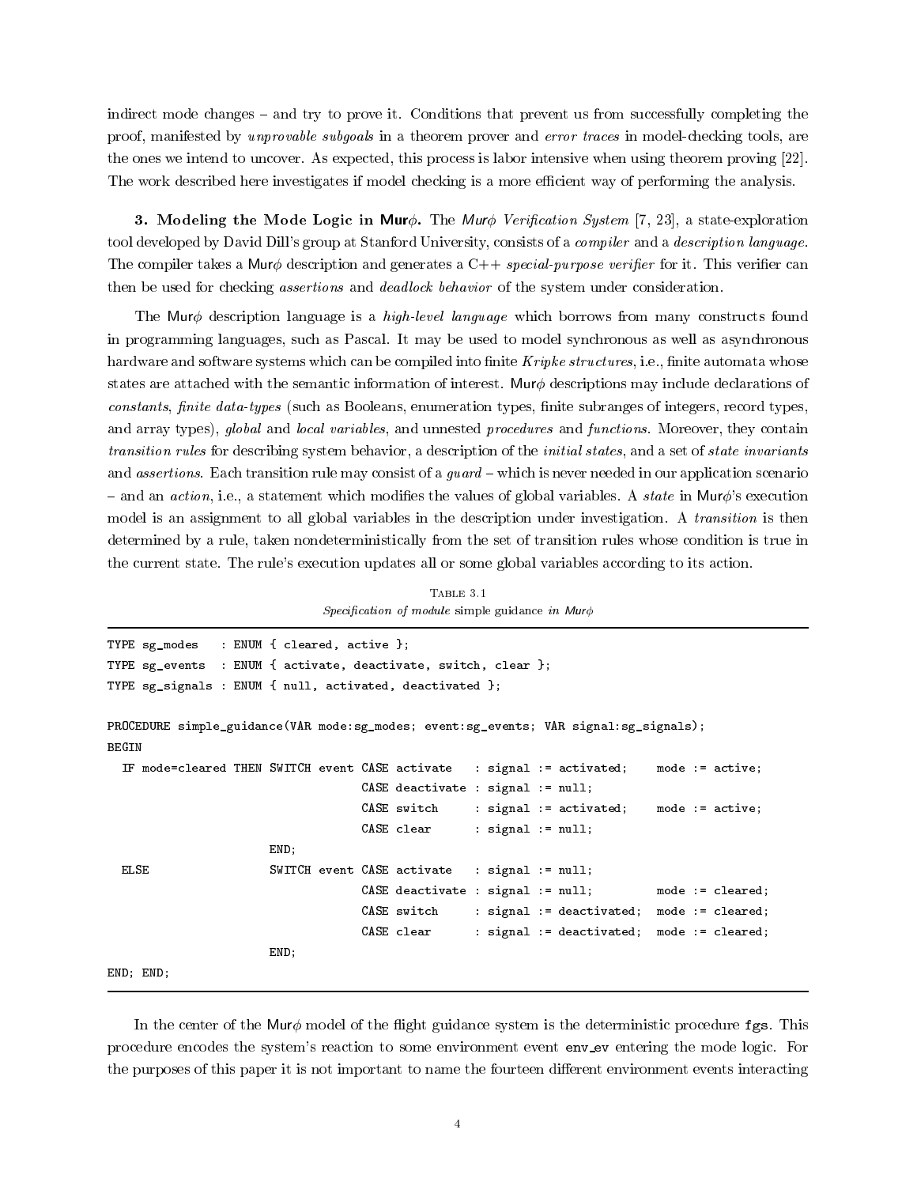indirect mode changes – and try to prove it. Conditions that prevent us from successfully completing the proof, manifested by *unprovable subgoals* in a theorem prover and *error traces* in model-checking tools, are the ones we intend to uncover. As expected, this process is labor intensive when using theorem proving [22]. The work described here investigates if model checking is a more efficient way of performing the analysis.

**3. Modeling the Mode Logic in Mur$\phi$.** The *Mur$\phi$ Verification System* [7, 23], a state-exploration tool developed by David Dill's group at Stanford University, consists of a *compiler* and a *description language*. The compiler takes a Mur$\phi$ description and generates a C++ *special-purpose verifier* for it. This verifier can then be used for checking *assertions* and *deadlock behavior* of the system under consideration.

The Mur$\phi$ description language is a *high-level language* which borrows from many constructs found in programming languages, such as Pascal. It may be used to model synchronous as well as asynchronous hardware and software systems which can be compiled into finite *Kripke structures*, i.e., finite automata whose states are attached with the semantic information of interest. Mur$\phi$ descriptions may include declarations of *constants*, *finite data-types* (such as Booleans, enumeration types, finite subranges of integers, record types, and array types), *global* and *local variables*, and unnested *procedures* and *functions*. Moreover, they contain *transition rules* for describing system behavior, a description of the *initial states*, and a set of *state invariants* and *assertions*. Each transition rule may consist of a *guard* – which is never needed in our application scenario – and an *action*, i.e., a statement which modifies the values of global variables. A *state* in Mur$\phi$'s execution model is an assignment to all global variables in the description under investigation. A *transition* is then determined by a rule, taken nondeterministically from the set of transition rules whose condition is true in the current state. The rule's execution updates all or some global variables according to its action.

Table 3.1
*Specification of module* simple guidance *in Mur$\phi$*

```
TYPE sg_modes   : ENUM { cleared, active };
TYPE sg_events  : ENUM { activate, deactivate, switch, clear };
TYPE sg_signals : ENUM { null, activated, deactivated };

PROCEDURE simple_guidance(VAR mode:sg_modes; event:sg_events; VAR signal:sg_signals);
BEGIN
  IF mode=cleared THEN SWITCH event CASE activate   : signal := activated;    mode := active;
                                    CASE deactivate : signal := null;
                                    CASE switch     : signal := activated;    mode := active;
                                    CASE clear      : signal := null;
                       END;
  ELSE                 SWITCH event CASE activate   : signal := null;
                                    CASE deactivate : signal := null;         mode := cleared;
                                    CASE switch     : signal := deactivated;  mode := cleared;
                                    CASE clear      : signal := deactivated;  mode := cleared;
                       END;
END; END;
```

In the center of the Mur$\phi$ model of the flight guidance system is the deterministic procedure `fgs`. This procedure encodes the system's reaction to some environment event `env_ev` entering the mode logic. For the purposes of this paper it is not important to name the fourteen different environment events interacting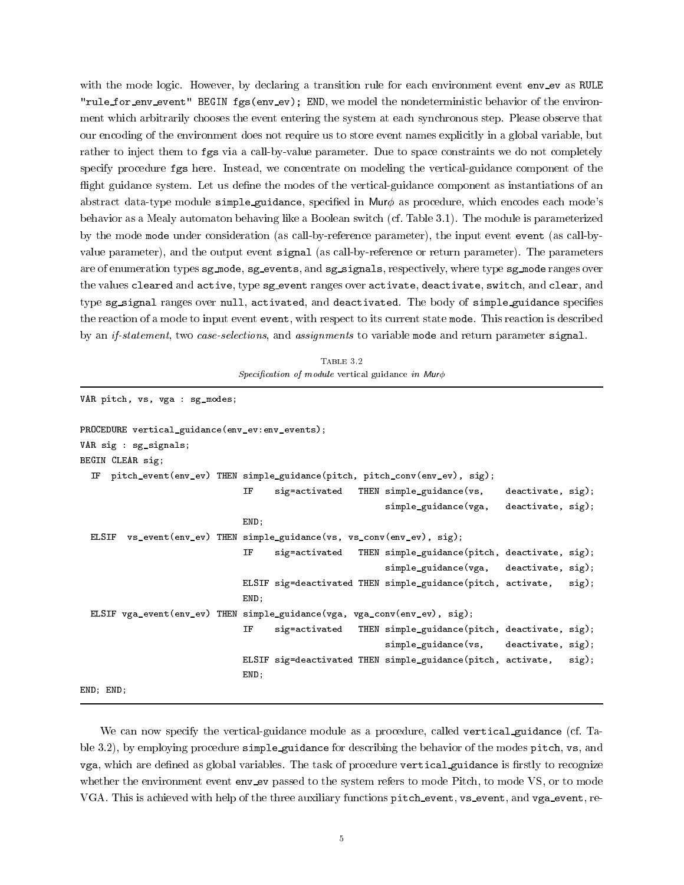with the mode logic. However, by declaring a transition rule for each environment event `env_ev` as `RULE "rule_for_env_event" BEGIN fgs(env_ev); END`, we model the nondeterministic behavior of the environment which arbitrarily chooses the event entering the system at each synchronous step. Please observe that our encoding of the environment does not require us to store event names explicitly in a global variable, but rather to inject them to `fgs` via a call-by-value parameter. Due to space constraints we do not completely specify procedure `fgs` here. Instead, we concentrate on modeling the vertical-guidance component of the flight guidance system. Let us define the modes of the vertical-guidance component as instantiations of an abstract data-type module `simple_guidance`, specified in Murϕ as procedure, which encodes each mode's behavior as a Mealy automaton behaving like a Boolean switch (cf. Table 3.1). The module is parameterized by the mode `mode` under consideration (as call-by-reference parameter), the input event `event` (as call-by-value parameter), and the output event `signal` (as call-by-reference or return parameter). The parameters are of enumeration types `sg_mode`, `sg_events`, and `sg_signals`, respectively, where type `sg_mode` ranges over the values `cleared` and `active`, type `sg_event` ranges over `activate`, `deactivate`, `switch`, and `clear`, and type `sg_signal` ranges over `null`, `activated`, and `deactivated`. The body of `simple_guidance` specifies the reaction of a mode to input event `event`, with respect to its current state `mode`. This reaction is described by an *if-statement*, two *case-selections*, and *assignments* to variable `mode` and return parameter `signal`.

Table 3.2
*Specification of module* vertical guidance *in Murϕ*

```
VAR pitch, vs, vga : sg_modes;

PROCEDURE vertical_guidance(env_ev:env_events);
VAR sig : sg_signals;
BEGIN CLEAR sig;
  IF  pitch_event(env_ev) THEN simple_guidance(pitch, pitch_conv(env_ev), sig);
                               IF    sig=activated   THEN simple_guidance(vs,    deactivate, sig);
                                                          simple_guidance(vga,   deactivate, sig);
                               END;
  ELSIF  vs_event(env_ev) THEN simple_guidance(vs, vs_conv(env_ev), sig);
                               IF    sig=activated   THEN simple_guidance(pitch, deactivate, sig);
                                                          simple_guidance(vga,   deactivate, sig);
                               ELSIF sig=deactivated THEN simple_guidance(pitch, activate,   sig);
                               END;
  ELSIF vga_event(env_ev) THEN simple_guidance(vga, vga_conv(env_ev), sig);
                               IF    sig=activated   THEN simple_guidance(pitch, deactivate, sig);
                                                          simple_guidance(vs,    deactivate, sig);
                               ELSIF sig=deactivated THEN simple_guidance(pitch, activate,   sig);
                               END;
END; END;
```

We can now specify the vertical-guidance module as a procedure, called `vertical_guidance` (cf. Table 3.2), by employing procedure `simple_guidance` for describing the behavior of the modes `pitch`, `vs`, and `vga`, which are defined as global variables. The task of procedure `vertical_guidance` is firstly to recognize whether the environment event `env_ev` passed to the system refers to mode Pitch, to mode VS, or to mode VGA. This is achieved with help of the three auxiliary functions `pitch_event`, `vs_event`, and `vga_event`, re-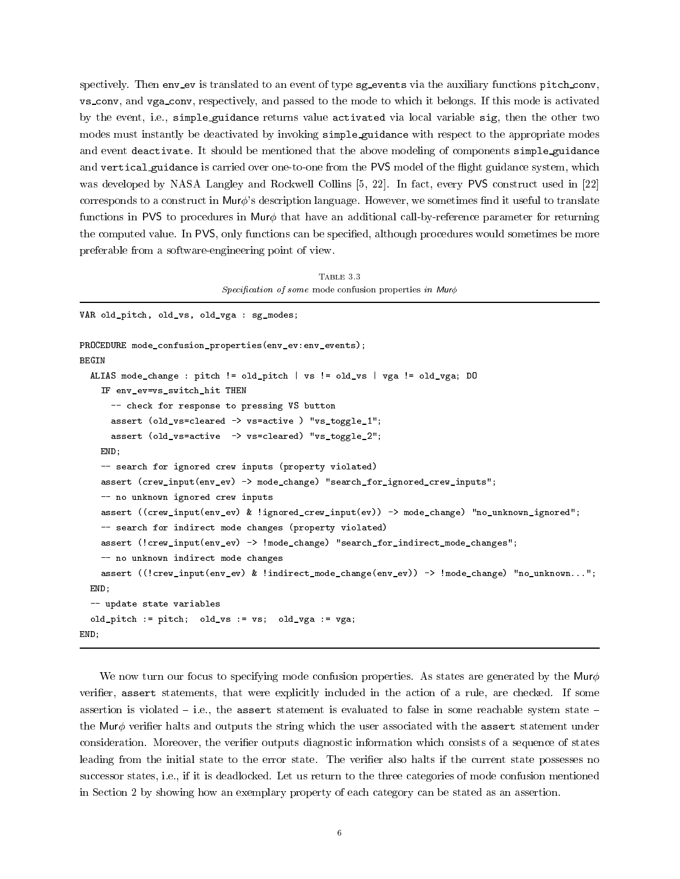spectively. Then `env_ev` is translated to an event of type `sg_events` via the auxiliary functions `pitch_conv`, `vs_conv`, and `vga_conv`, respectively, and passed to the mode to which it belongs. If this mode is activated by the event, i.e., `simple_guidance` returns value `activated` via local variable `sig`, then the other two modes must instantly be deactivated by invoking `simple_guidance` with respect to the appropriate modes and event `deactivate`. It should be mentioned that the above modeling of components `simple_guidance` and `vertical_guidance` is carried over one-to-one from the PVS model of the flight guidance system, which was developed by NASA Langley and Rockwell Collins [5, 22]. In fact, every PVS construct used in [22] corresponds to a construct in Mur$\phi$'s description language. However, we sometimes find it useful to translate functions in PVS to procedures in Mur$\phi$ that have an additional call-by-reference parameter for returning the computed value. In PVS, only functions can be specified, although procedures would sometimes be more preferable from a software-engineering point of view.

Table 3.3
*Specification of some* mode confusion properties *in Mur$\phi$*

```
VAR old_pitch, old_vs, old_vga : sg_modes;

PROCEDURE mode_confusion_properties(env_ev:env_events);
BEGIN
  ALIAS mode_change : pitch != old_pitch | vs != old_vs | vga != old_vga; DO
    IF env_ev=vs_switch_hit THEN
      -- check for response to pressing VS button
      assert (old_vs=cleared -> vs=active ) "vs_toggle_1";
      assert (old_vs=active  -> vs=cleared) "vs_toggle_2";
    END;
    -- search for ignored crew inputs (property violated)
    assert (crew_input(env_ev) -> mode_change) "search_for_ignored_crew_inputs";
    -- no unknown ignored crew inputs
    assert ((crew_input(env_ev) & !ignored_crew_input(ev)) -> mode_change) "no_unknown_ignored";
    -- search for indirect mode changes (property violated)
    assert (!crew_input(env_ev) -> !mode_change) "search_for_indirect_mode_changes";
    -- no unknown indirect mode changes
    assert ((!crew_input(env_ev) & !indirect_mode_change(env_ev)) -> !mode_change) "no_unknown...";
  END;
  -- update state variables
  old_pitch := pitch;  old_vs := vs;  old_vga := vga;
END;
```

We now turn our focus to specifying mode confusion properties. As states are generated by the Mur$\phi$ verifier, `assert` statements, that were explicitly included in the action of a rule, are checked. If some assertion is violated – i.e., the `assert` statement is evaluated to false in some reachable system state – the Mur$\phi$ verifier halts and outputs the string which the user associated with the `assert` statement under consideration. Moreover, the verifier outputs diagnostic information which consists of a sequence of states leading from the initial state to the error state. The verifier also halts if the current state possesses no successor states, i.e., if it is deadlocked. Let us return to the three categories of mode confusion mentioned in Section 2 by showing how an exemplary property of each category can be stated as an assertion.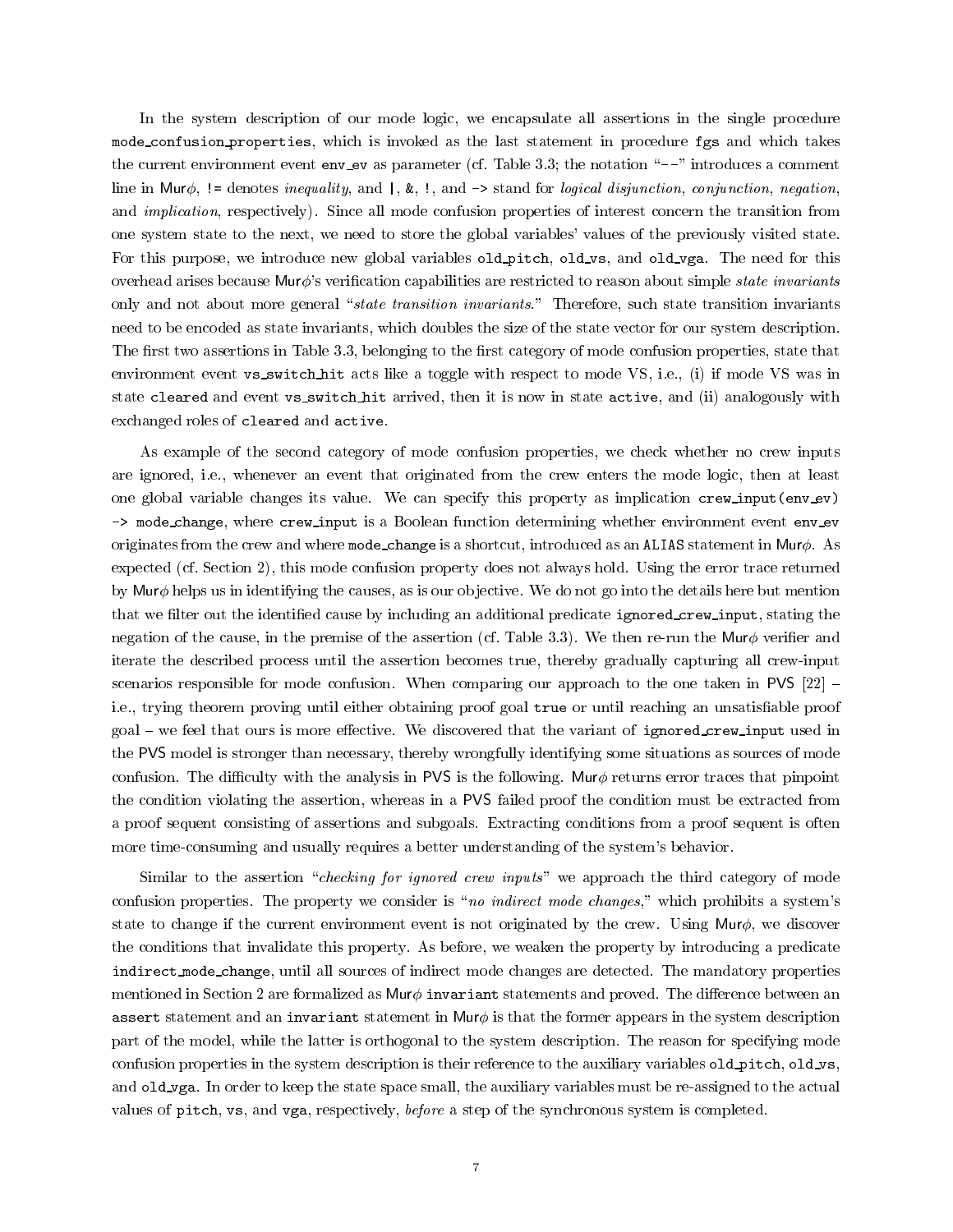In the system description of our mode logic, we encapsulate all assertions in the single procedure `mode_confusion_properties`, which is invoked as the last statement in procedure `fgs` and which takes the current environment event `env_ev` as parameter (cf. Table 3.3; the notation "`--`" introduces a comment line in Mur$\phi$, `!=` denotes *inequality*, and `|`, `&`, `!`, and `->` stand for *logical disjunction*, *conjunction*, *negation*, and *implication*, respectively). Since all mode confusion properties of interest concern the transition from one system state to the next, we need to store the global variables' values of the previously visited state. For this purpose, we introduce new global variables `old_pitch`, `old_vs`, and `old_vga`. The need for this overhead arises because Mur$\phi$'s verification capabilities are restricted to reason about simple *state invariants* only and not about more general "*state transition invariants*." Therefore, such state transition invariants need to be encoded as state invariants, which doubles the size of the state vector for our system description. The first two assertions in Table 3.3, belonging to the first category of mode confusion properties, state that environment event `vs_switch_hit` acts like a toggle with respect to mode VS, i.e., (i) if mode VS was in state `cleared` and event `vs_switch_hit` arrived, then it is now in state `active`, and (ii) analogously with exchanged roles of `cleared` and `active`.

As example of the second category of mode confusion properties, we check whether no crew inputs are ignored, i.e., whenever an event that originated from the crew enters the mode logic, then at least one global variable changes its value. We can specify this property as implication `crew_input(env_ev) -> mode_change`, where `crew_input` is a Boolean function determining whether environment event `env_ev` originates from the crew and where `mode_change` is a shortcut, introduced as an `ALIAS` statement in Mur$\phi$. As expected (cf. Section 2), this mode confusion property does not always hold. Using the error trace returned by Mur$\phi$ helps us in identifying the causes, as is our objective. We do not go into the details here but mention that we filter out the identified cause by including an additional predicate `ignored_crew_input`, stating the negation of the cause, in the premise of the assertion (cf. Table 3.3). We then re-run the Mur$\phi$ verifier and iterate the described process until the assertion becomes true, thereby gradually capturing all crew-input scenarios responsible for mode confusion. When comparing our approach to the one taken in PVS [22] – i.e., trying theorem proving until either obtaining proof goal `true` or until reaching an unsatisfiable proof goal – we feel that ours is more effective. We discovered that the variant of `ignored_crew_input` used in the PVS model is stronger than necessary, thereby wrongfully identifying some situations as sources of mode confusion. The difficulty with the analysis in PVS is the following. Mur$\phi$ returns error traces that pinpoint the condition violating the assertion, whereas in a PVS failed proof the condition must be extracted from a proof sequent consisting of assertions and subgoals. Extracting conditions from a proof sequent is often more time-consuming and usually requires a better understanding of the system's behavior.

Similar to the assertion "*checking for ignored crew inputs*" we approach the third category of mode confusion properties. The property we consider is "*no indirect mode changes*," which prohibits a system's state to change if the current environment event is not originated by the crew. Using Mur$\phi$, we discover the conditions that invalidate this property. As before, we weaken the property by introducing a predicate `indirect_mode_change`, until all sources of indirect mode changes are detected. The mandatory properties mentioned in Section 2 are formalized as Mur$\phi$ `invariant` statements and proved. The difference between an `assert` statement and an `invariant` statement in Mur$\phi$ is that the former appears in the system description part of the model, while the latter is orthogonal to the system description. The reason for specifying mode confusion properties in the system description is their reference to the auxiliary variables `old_pitch`, `old_vs`, and `old_vga`. In order to keep the state space small, the auxiliary variables must be re-assigned to the actual values of `pitch`, `vs`, and `vga`, respectively, *before* a step of the synchronous system is completed.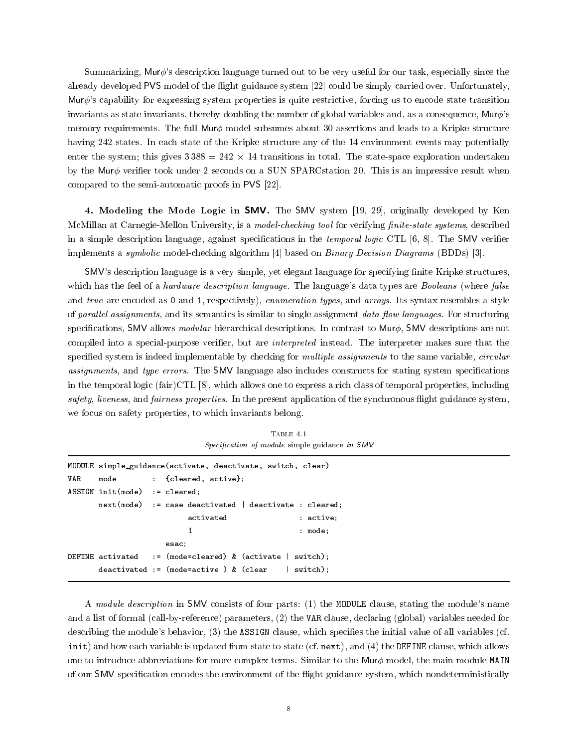Summarizing, Mur$\phi$'s description language turned out to be very useful for our task, especially since the already developed PVS model of the flight guidance system [22] could be simply carried over. Unfortunately, Mur$\phi$'s capability for expressing system properties is quite restrictive, forcing us to encode state transition invariants as state invariants, thereby doubling the number of global variables and, as a consequence, Mur$\phi$'s memory requirements. The full Mur$\phi$ model subsumes about 30 assertions and leads to a Kripke structure having 242 states. In each state of the Kripke structure any of the 14 environment events may potentially enter the system; this gives $3\,388 = 242 \times 14$ transitions in total. The state-space exploration undertaken by the Mur$\phi$ verifier took under 2 seconds on a SUN SPARCstation 20. This is an impressive result when compared to the semi-automatic proofs in PVS [22].

**4. Modeling the Mode Logic in SMV.** The SMV system [19, 29], originally developed by Ken McMillan at Carnegie-Mellon University, is a *model-checking tool* for verifying *finite-state systems*, described in a simple description language, against specifications in the *temporal logic* CTL [6, 8]. The SMV verifier implements a *symbolic* model-checking algorithm [4] based on *Binary Decision Diagrams* (BDDs) [3].

SMV's description language is a very simple, yet elegant language for specifying finite Kripke structures, which has the feel of a *hardware description language*. The language's data types are *Booleans* (where *false* and *true* are encoded as 0 and 1, respectively), *enumeration types*, and *arrays*. Its syntax resembles a style of *parallel assignments*, and its semantics is similar to single assignment *data flow languages*. For structuring specifications, SMV allows *modular* hierarchical descriptions. In contrast to Mur$\phi$, SMV descriptions are not compiled into a special-purpose verifier, but are *interpreted* instead. The interpreter makes sure that the specified system is indeed implementable by checking for *multiple assignments* to the same variable, *circular assignments*, and *type errors*. The SMV language also includes constructs for stating system specifications in the temporal logic (fair)CTL [8], which allows one to express a rich class of temporal properties, including *safety*, *liveness*, and *fairness properties*. In the present application of the synchronous flight guidance system, we focus on safety properties, to which invariants belong.

Table 4.1
*Specification of module* simple guidance *in SMV*

```
MODULE simple_guidance(activate, deactivate, switch, clear)
VAR    mode        :  {cleared, active};
ASSIGN init(mode)  := cleared;
       next(mode)  := case deactivated | deactivate : cleared;
                           activated                : active;
                           1                        : mode;
                      esac;
DEFINE activated   := (mode=cleared) & (activate | switch);
       deactivated := (mode=active ) & (clear    | switch);
```

A *module description* in SMV consists of four parts: (1) the MODULE clause, stating the module's name and a list of formal (call-by-reference) parameters, (2) the VAR clause, declaring (global) variables needed for describing the module's behavior, (3) the ASSIGN clause, which specifies the initial value of all variables (cf. init) and how each variable is updated from state to state (cf. next), and (4) the DEFINE clause, which allows one to introduce abbreviations for more complex terms. Similar to the Mur$\phi$ model, the main module MAIN of our SMV specification encodes the environment of the flight guidance system, which nondeterministically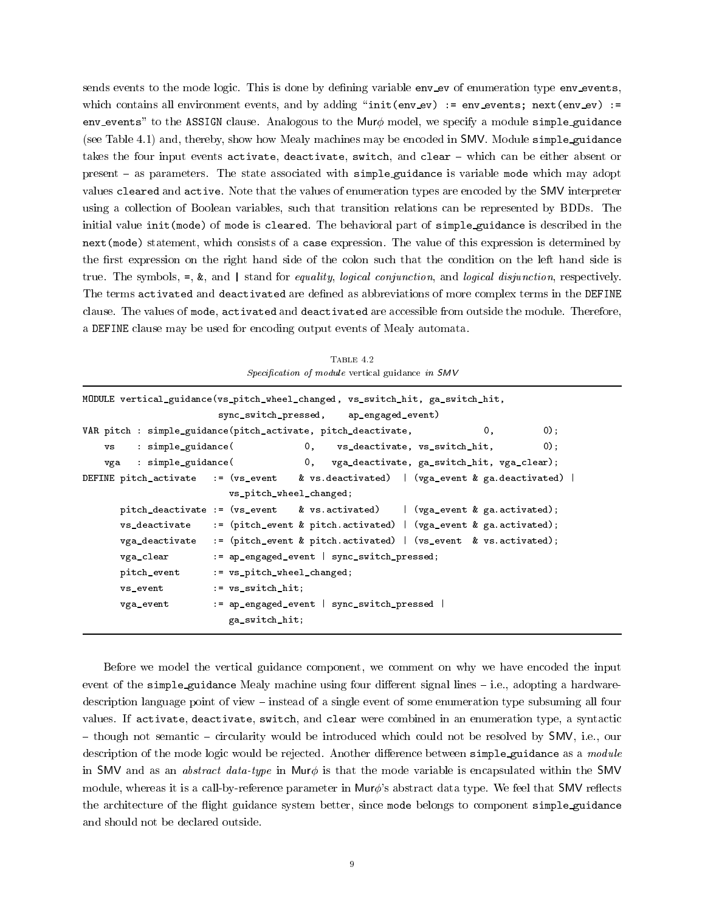sends events to the mode logic. This is done by defining variable `env_ev` of enumeration type `env_events`, which contains all environment events, and by adding "`init(env_ev) := env_events; next(env_ev) := env_events`" to the `ASSIGN` clause. Analogous to the Mur$\phi$ model, we specify a module `simple_guidance` (see Table 4.1) and, thereby, show how Mealy machines may be encoded in SMV. Module `simple_guidance` takes the four input events `activate`, `deactivate`, `switch`, and `clear` – which can be either absent or present – as parameters. The state associated with `simple_guidance` is variable `mode` which may adopt values `cleared` and `active`. Note that the values of enumeration types are encoded by the SMV interpreter using a collection of Boolean variables, such that transition relations can be represented by BDDs. The initial value `init(mode)` of `mode` is `cleared`. The behavioral part of `simple_guidance` is described in the `next(mode)` statement, which consists of a `case` expression. The value of this expression is determined by the first expression on the right hand side of the colon such that the condition on the left hand side is true. The symbols, `=`, `&`, and `|` stand for *equality*, *logical conjunction*, and *logical disjunction*, respectively. The terms `activated` and `deactivated` are defined as abbreviations of more complex terms in the `DEFINE` clause. The values of `mode`, `activated` and `deactivated` are accessible from outside the module. Therefore, a `DEFINE` clause may be used for encoding output events of Mealy automata.

TABLE 4.2
*Specification of module* vertical guidance *in SMV*

```
MODULE vertical_guidance(vs_pitch_wheel_changed, vs_switch_hit, ga_switch_hit,
                         sync_switch_pressed,    ap_engaged_event)
VAR pitch : simple_guidance(pitch_activate, pitch_deactivate,            0,          0);
    vs    : simple_guidance(             0,    vs_deactivate, vs_switch_hit,         0);
    vga   : simple_guidance(             0,   vga_deactivate, ga_switch_hit, vga_clear);
DEFINE pitch_activate   := (vs_event    & vs.deactivated)  | (vga_event & ga.deactivated) |
                           vs_pitch_wheel_changed;
       pitch_deactivate := (vs_event    & vs.activated)    | (vga_event & ga.activated);
       vs_deactivate    := (pitch_event & pitch.activated) | (vga_event & ga.activated);
       vga_deactivate   := (pitch_event & pitch.activated) | (vs_event  & vs.activated);
       vga_clear        := ap_engaged_event | sync_switch_pressed;
       pitch_event      := vs_pitch_wheel_changed;
       vs_event         := vs_switch_hit;
       vga_event        := ap_engaged_event | sync_switch_pressed |
                           ga_switch_hit;
```

Before we model the vertical guidance component, we comment on why we have encoded the input event of the `simple_guidance` Mealy machine using four different signal lines – i.e., adopting a hardware-description language point of view – instead of a single event of some enumeration type subsuming all four values. If `activate`, `deactivate`, `switch`, and `clear` were combined in an enumeration type, a syntactic – though not semantic – circularity would be introduced which could not be resolved by SMV, i.e., our description of the mode logic would be rejected. Another difference between `simple_guidance` as a *module* in SMV and as an *abstract data-type* in Mur$\phi$ is that the mode variable is encapsulated within the SMV module, whereas it is a call-by-reference parameter in Mur$\phi$'s abstract data type. We feel that SMV reflects the architecture of the flight guidance system better, since `mode` belongs to component `simple_guidance` and should not be declared outside.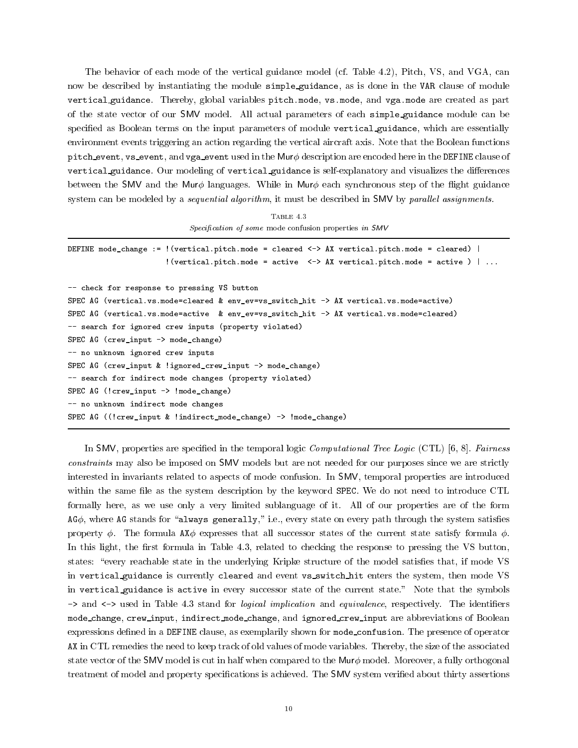The behavior of each mode of the vertical guidance model (cf. Table 4.2), Pitch, VS, and VGA, can now be described by instantiating the module simple_guidance, as is done in the VAR clause of module vertical_guidance. Thereby, global variables pitch.mode, vs.mode, and vga.mode are created as part of the state vector of our SMV model. All actual parameters of each simple_guidance module can be specified as Boolean terms on the input parameters of module vertical_guidance, which are essentially environment events triggering an action regarding the vertical aircraft axis. Note that the Boolean functions pitch_event, vs_event, and vga_event used in the Mur$\phi$ description are encoded here in the DEFINE clause of vertical_guidance. Our modeling of vertical_guidance is self-explanatory and visualizes the differences between the SMV and the Mur$\phi$ languages. While in Mur$\phi$ each synchronous step of the flight guidance system can be modeled by a *sequential algorithm*, it must be described in SMV by *parallel assignments*.

TABLE 4.3
*Specification of some* mode confusion properties *in SMV*

```
DEFINE mode_change := !(vertical.pitch.mode = cleared <-> AX vertical.pitch.mode = cleared) |
                      !(vertical.pitch.mode = active  <-> AX vertical.pitch.mode = active ) | ...

-- check for response to pressing VS button
SPEC AG (vertical.vs.mode=cleared & env_ev=vs_switch_hit -> AX vertical.vs.mode=active)
SPEC AG (vertical.vs.mode=active  & env_ev=vs_switch_hit -> AX vertical.vs.mode=cleared)
-- search for ignored crew inputs (property violated)
SPEC AG (crew_input -> mode_change)
-- no unknown ignored crew inputs
SPEC AG (crew_input & !ignored_crew_input -> mode_change)
-- search for indirect mode changes (property violated)
SPEC AG (!crew_input -> !mode_change)
-- no unknown indirect mode changes
SPEC AG ((!crew_input & !indirect_mode_change) -> !mode_change)
```

In SMV, properties are specified in the temporal logic *Computational Tree Logic* (CTL) [6, 8]. *Fairness constraints* may also be imposed on SMV models but are not needed for our purposes since we are strictly interested in invariants related to aspects of mode confusion. In SMV, temporal properties are introduced within the same file as the system description by the keyword SPEC. We do not need to introduce CTL formally here, as we use only a very limited sublanguage of it. All of our properties are of the form AG$\phi$, where AG stands for "always generally," i.e., every state on every path through the system satisfies property $\phi$. The formula AX$\phi$ expresses that all successor states of the current state satisfy formula $\phi$. In this light, the first formula in Table 4.3, related to checking the response to pressing the VS button, states: "every reachable state in the underlying Kripke structure of the model satisfies that, if mode VS in vertical_guidance is currently cleared and event vs_switch_hit enters the system, then mode VS in vertical_guidance is active in every successor state of the current state." Note that the symbols -> and <-> used in Table 4.3 stand for *logical implication* and *equivalence*, respectively. The identifiers mode_change, crew_input, indirect_mode_change, and ignored_crew_input are abbreviations of Boolean expressions defined in a DEFINE clause, as exemplarily shown for mode_confusion. The presence of operator AX in CTL remedies the need to keep track of old values of mode variables. Thereby, the size of the associated state vector of the SMV model is cut in half when compared to the Mur$\phi$ model. Moreover, a fully orthogonal treatment of model and property specifications is achieved. The SMV system verified about thirty assertions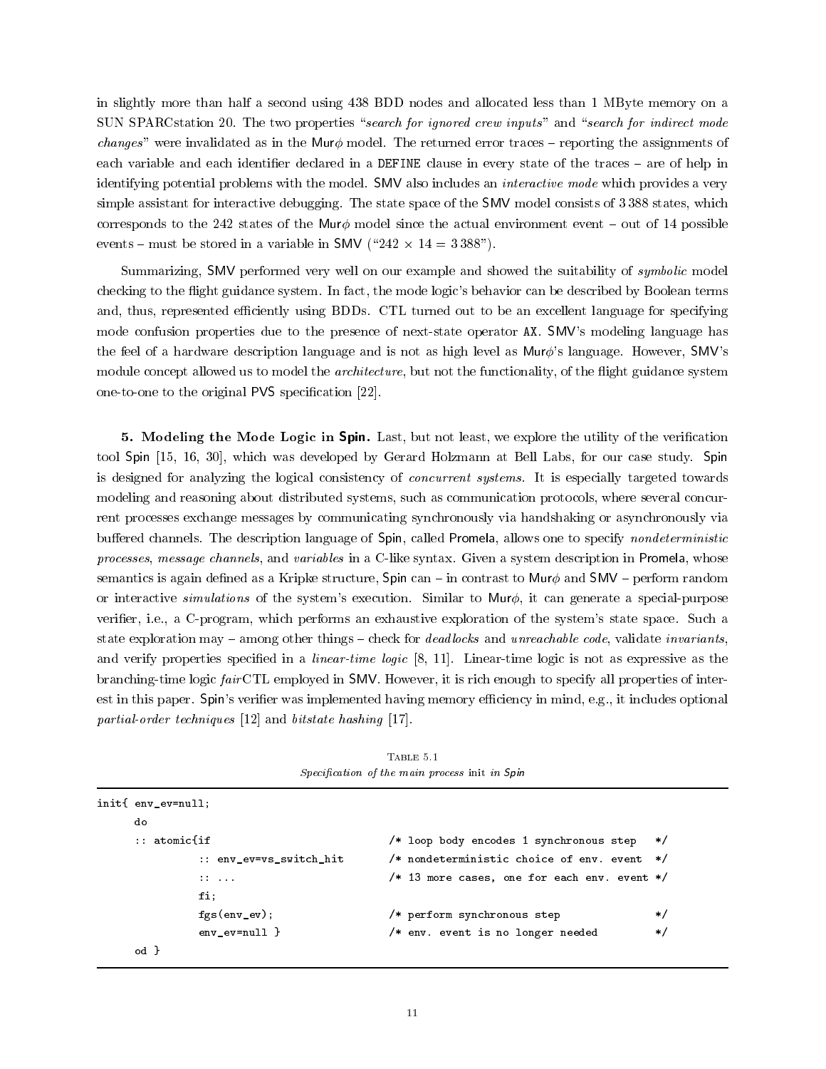in slightly more than half a second using 438 BDD nodes and allocated less than 1 MByte memory on a SUN SPARCstation 20. The two properties "*search for ignored crew inputs*" and "*search for indirect mode changes*" were invalidated as in the Mur$\phi$ model. The returned error traces – reporting the assignments of each variable and each identifier declared in a `DEFINE` clause in every state of the traces – are of help in identifying potential problems with the model. SMV also includes an *interactive mode* which provides a very simple assistant for interactive debugging. The state space of the SMV model consists of 3 388 states, which corresponds to the 242 states of the Mur$\phi$ model since the actual environment event – out of 14 possible events – must be stored in a variable in SMV ("$242 \times 14 = 3\,388$").

Summarizing, SMV performed very well on our example and showed the suitability of *symbolic* model checking to the flight guidance system. In fact, the mode logic's behavior can be described by Boolean terms and, thus, represented efficiently using BDDs. CTL turned out to be an excellent language for specifying mode confusion properties due to the presence of next-state operator `AX`. SMV's modeling language has the feel of a hardware description language and is not as high level as Mur$\phi$'s language. However, SMV's module concept allowed us to model the *architecture*, but not the functionality, of the flight guidance system one-to-one to the original PVS specification [22].

**5. Modeling the Mode Logic in Spin.** Last, but not least, we explore the utility of the verification tool Spin [15, 16, 30], which was developed by Gerard Holzmann at Bell Labs, for our case study. Spin is designed for analyzing the logical consistency of *concurrent systems*. It is especially targeted towards modeling and reasoning about distributed systems, such as communication protocols, where several concurrent processes exchange messages by communicating synchronously via handshaking or asynchronously via buffered channels. The description language of Spin, called Promela, allows one to specify *nondeterministic processes*, *message channels*, and *variables* in a C-like syntax. Given a system description in Promela, whose semantics is again defined as a Kripke structure, Spin can – in contrast to Mur$\phi$ and SMV – perform random or interactive *simulations* of the system's execution. Similar to Mur$\phi$, it can generate a special-purpose verifier, i.e., a C-program, which performs an exhaustive exploration of the system's state space. Such a state exploration may – among other things – check for *deadlocks* and *unreachable code*, validate *invariants*, and verify properties specified in a *linear-time logic* [8, 11]. Linear-time logic is not as expressive as the branching-time logic *fair*CTL employed in SMV. However, it is rich enough to specify all properties of interest in this paper. Spin's verifier was implemented having memory efficiency in mind, e.g., it includes optional *partial-order techniques* [12] and *bitstate hashing* [17].

TABLE 5.1
*Specification of the main process* init *in Spin*

```
init{ env_ev=null;
      do
      :: atomic{if                       /* loop body encodes 1 synchronous step   */
                :: env_ev=vs_switch_hit  /* nondeterministic choice of env. event  */
                :: ...                   /* 13 more cases, one for each env. event */
                fi;
                fgs(env_ev);             /* perform synchronous step               */
                env_ev=null }            /* env. event is no longer needed         */
      od }
```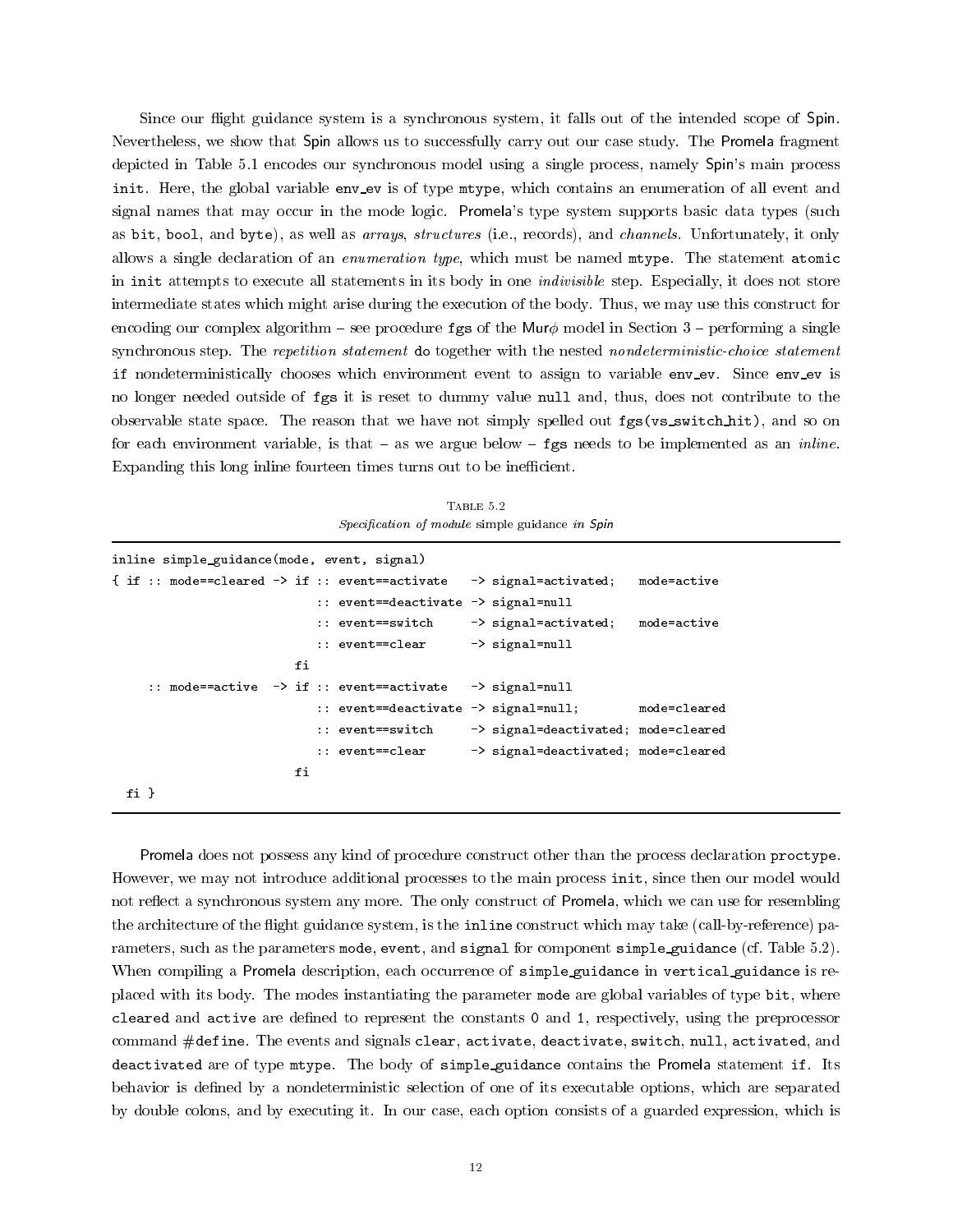Since our flight guidance system is a synchronous system, it falls out of the intended scope of Spin. Nevertheless, we show that Spin allows us to successfully carry out our case study. The Promela fragment depicted in Table 5.1 encodes our synchronous model using a single process, namely Spin's main process `init`. Here, the global variable `env_ev` is of type `mtype`, which contains an enumeration of all event and signal names that may occur in the mode logic. Promela's type system supports basic data types (such as `bit`, `bool`, and `byte`), as well as *arrays*, *structures* (i.e., records), and *channels*. Unfortunately, it only allows a single declaration of an *enumeration type*, which must be named `mtype`. The statement `atomic` in `init` attempts to execute all statements in its body in one *indivisible* step. Especially, it does not store intermediate states which might arise during the execution of the body. Thus, we may use this construct for encoding our complex algorithm – see procedure `fgs` of the Mur$\phi$ model in Section 3 – performing a single synchronous step. The *repetition statement* `do` together with the nested *nondeterministic-choice statement* `if` nondeterministically chooses which environment event to assign to variable `env_ev`. Since `env_ev` is no longer needed outside of `fgs` it is reset to dummy value `null` and, thus, does not contribute to the observable state space. The reason that we have not simply spelled out `fgs(vs_switch_hit)`, and so on for each environment variable, is that – as we argue below – `fgs` needs to be implemented as an *inline*. Expanding this long inline fourteen times turns out to be inefficient.

TABLE 5.2
*Specification of module* simple guidance *in Spin*

```
inline simple_guidance(mode, event, signal)
{ if :: mode==cleared -> if :: event==activate   -> signal=activated;   mode=active
                            :: event==deactivate -> signal=null
                            :: event==switch     -> signal=activated;   mode=active
                            :: event==clear      -> signal=null
                         fi
     :: mode==active  -> if :: event==activate   -> signal=null
                            :: event==deactivate -> signal=null;        mode=cleared
                            :: event==switch     -> signal=deactivated; mode=cleared
                            :: event==clear      -> signal=deactivated; mode=cleared
                         fi
  fi }
```

Promela does not possess any kind of procedure construct other than the process declaration `proctype`. However, we may not introduce additional processes to the main process `init`, since then our model would not reflect a synchronous system any more. The only construct of Promela, which we can use for resembling the architecture of the flight guidance system, is the `inline` construct which may take (call-by-reference) parameters, such as the parameters `mode`, `event`, and `signal` for component `simple_guidance` (cf. Table 5.2). When compiling a Promela description, each occurrence of `simple_guidance` in `vertical_guidance` is replaced with its body. The modes instantiating the parameter `mode` are global variables of type `bit`, where `cleared` and `active` are defined to represent the constants `0` and `1`, respectively, using the preprocessor command `#define`. The events and signals `clear`, `activate`, `deactivate`, `switch`, `null`, `activated`, and `deactivated` are of type `mtype`. The body of `simple_guidance` contains the Promela statement `if`. Its behavior is defined by a nondeterministic selection of one of its executable options, which are separated by double colons, and by executing it. In our case, each option consists of a guarded expression, which is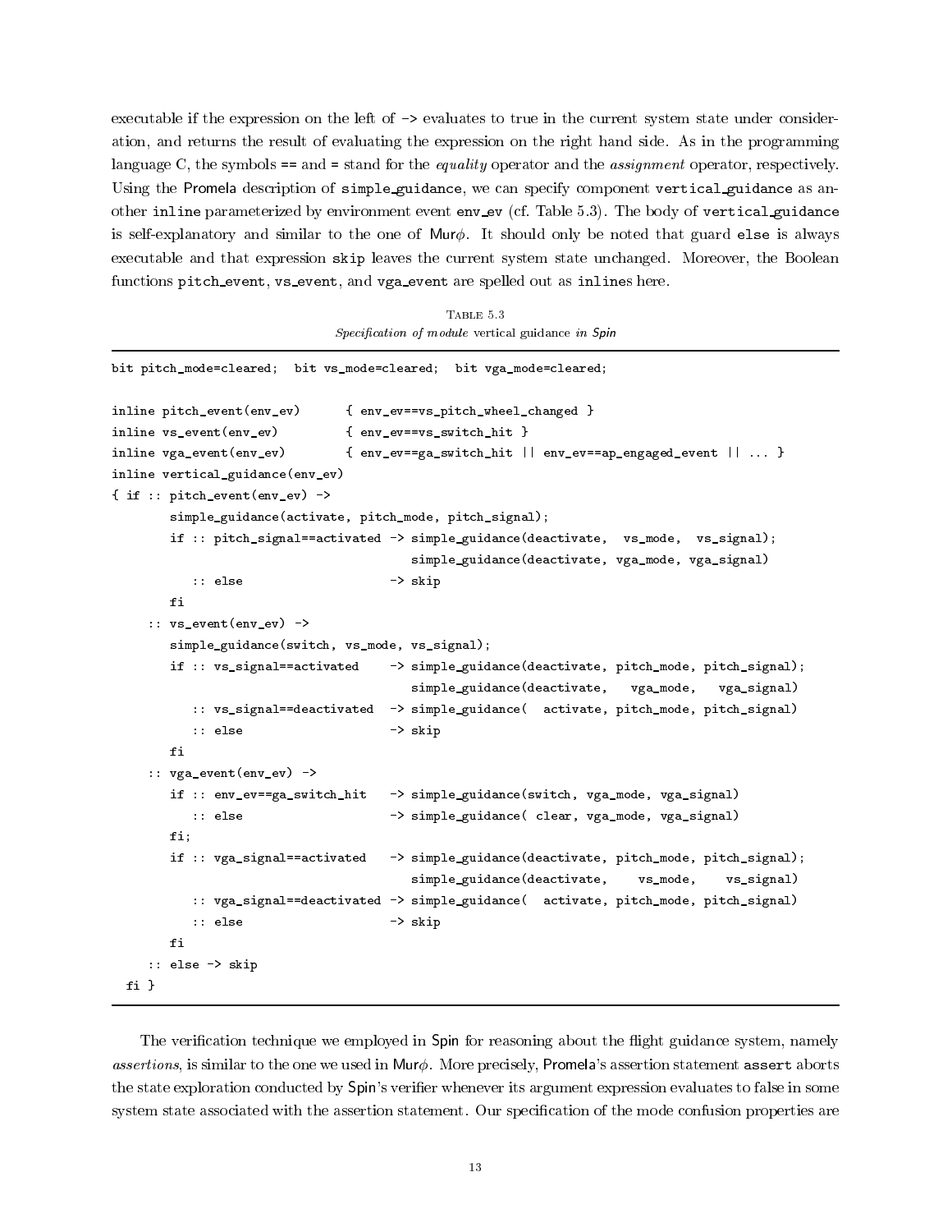executable if the expression on the left of -> evaluates to true in the current system state under consideration, and returns the result of evaluating the expression on the right hand side. As in the programming language C, the symbols == and = stand for the *equality* operator and the *assignment* operator, respectively. Using the Promela description of simple_guidance, we can specify component vertical_guidance as another inline parameterized by environment event env_ev (cf. Table 5.3). The body of vertical_guidance is self-explanatory and similar to the one of Mur$\phi$. It should only be noted that guard else is always executable and that expression skip leaves the current system state unchanged. Moreover, the Boolean functions pitch_event, vs_event, and vga_event are spelled out as inlines here.

TABLE 5.3
*Specification of module* vertical guidance *in Spin*

```
bit pitch_mode=cleared;  bit vs_mode=cleared;  bit vga_mode=cleared;

inline pitch_event(env_ev)      { env_ev==vs_pitch_wheel_changed }
inline vs_event(env_ev)         { env_ev==vs_switch_hit }
inline vga_event(env_ev)        { env_ev==ga_switch_hit || env_ev==ap_engaged_event || ... }
inline vertical_guidance(env_ev)
{ if :: pitch_event(env_ev) ->
        simple_guidance(activate, pitch_mode, pitch_signal);
        if :: pitch_signal==activated -> simple_guidance(deactivate,  vs_mode,  vs_signal);
                                         simple_guidance(deactivate, vga_mode, vga_signal)
           :: else                    -> skip
        fi
     :: vs_event(env_ev) ->
        simple_guidance(switch, vs_mode, vs_signal);
        if :: vs_signal==activated    -> simple_guidance(deactivate, pitch_mode, pitch_signal);
                                         simple_guidance(deactivate,   vga_mode,   vga_signal)
           :: vs_signal==deactivated  -> simple_guidance(  activate, pitch_mode, pitch_signal)
           :: else                    -> skip
        fi
     :: vga_event(env_ev) ->
        if :: env_ev==ga_switch_hit   -> simple_guidance(switch, vga_mode, vga_signal)
           :: else                    -> simple_guidance( clear, vga_mode, vga_signal)
        fi;
        if :: vga_signal==activated   -> simple_guidance(deactivate, pitch_mode, pitch_signal);
                                         simple_guidance(deactivate,    vs_mode,    vs_signal)
           :: vga_signal==deactivated -> simple_guidance(  activate, pitch_mode, pitch_signal)
           :: else                    -> skip
        fi
     :: else -> skip
  fi }
```

The verification technique we employed in Spin for reasoning about the flight guidance system, namely *assertions*, is similar to the one we used in Mur$\phi$. More precisely, Promela's assertion statement assert aborts the state exploration conducted by Spin's verifier whenever its argument expression evaluates to false in some system state associated with the assertion statement. Our specification of the mode confusion properties are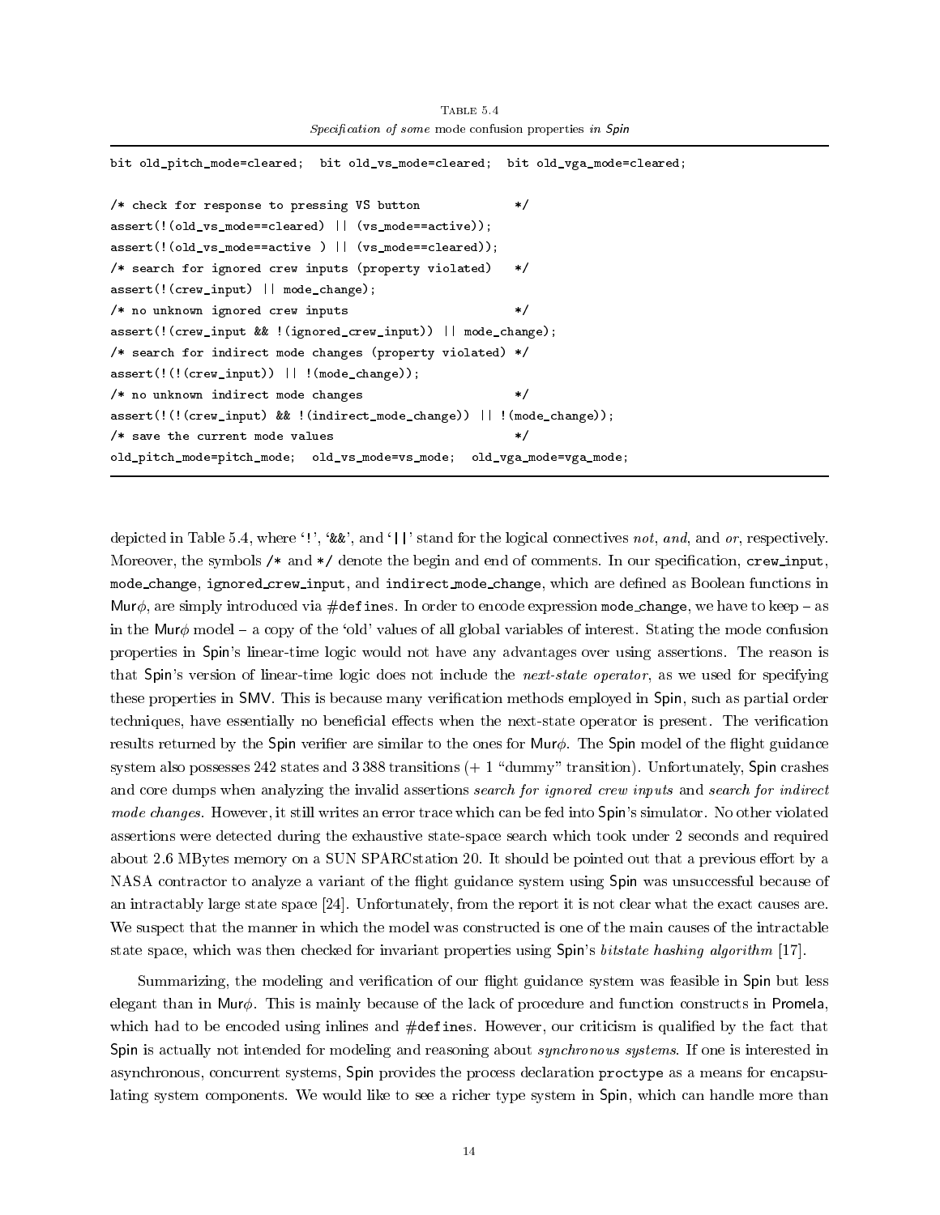Table 5.4

*Specification of some* mode confusion properties *in Spin*

```
bit old_pitch_mode=cleared;  bit old_vs_mode=cleared;  bit old_vga_mode=cleared;

/* check for response to pressing VS button             */
assert(!(old_vs_mode==cleared) || (vs_mode==active));
assert(!(old_vs_mode==active ) || (vs_mode==cleared));
/* search for ignored crew inputs (property violated)   */
assert(!(crew_input) || mode_change);
/* no unknown ignored crew inputs                       */
assert(!(crew_input && !(ignored_crew_input)) || mode_change);
/* search for indirect mode changes (property violated) */
assert(!(!(crew_input)) || !(mode_change));
/* no unknown indirect mode changes                     */
assert(!(!(crew_input) && !(indirect_mode_change)) || !(mode_change));
/* save the current mode values                         */
old_pitch_mode=pitch_mode;  old_vs_mode=vs_mode;  old_vga_mode=vga_mode;
```

depicted in Table 5.4, where '`!`', '`&&`', and '`||`' stand for the logical connectives *not*, *and*, and *or*, respectively. Moreover, the symbols `/*` and `*/` denote the begin and end of comments. In our specification, `crew_input`, `mode_change`, `ignored_crew_input`, and `indirect_mode_change`, which are defined as Boolean functions in Mur$\phi$, are simply introduced via `#defines`. In order to encode expression `mode_change`, we have to keep – as in the Mur$\phi$ model – a copy of the 'old' values of all global variables of interest. Stating the mode confusion properties in Spin's linear-time logic would not have any advantages over using assertions. The reason is that Spin's version of linear-time logic does not include the *next-state operator*, as we used for specifying these properties in SMV. This is because many verification methods employed in Spin, such as partial order techniques, have essentially no beneficial effects when the next-state operator is present. The verification results returned by the Spin verifier are similar to the ones for Mur$\phi$. The Spin model of the flight guidance system also possesses 242 states and 3 388 transitions (+ 1 "dummy" transition). Unfortunately, Spin crashes and core dumps when analyzing the invalid assertions *search for ignored crew inputs* and *search for indirect mode changes*. However, it still writes an error trace which can be fed into Spin's simulator. No other violated assertions were detected during the exhaustive state-space search which took under 2 seconds and required about 2.6 MBytes memory on a SUN SPARCstation 20. It should be pointed out that a previous effort by a NASA contractor to analyze a variant of the flight guidance system using Spin was unsuccessful because of an intractably large state space [24]. Unfortunately, from the report it is not clear what the exact causes are. We suspect that the manner in which the model was constructed is one of the main causes of the intractable state space, which was then checked for invariant properties using Spin's *bitstate hashing algorithm* [17].

Summarizing, the modeling and verification of our flight guidance system was feasible in Spin but less elegant than in Mur$\phi$. This is mainly because of the lack of procedure and function constructs in Promela, which had to be encoded using inlines and `#defines`. However, our criticism is qualified by the fact that Spin is actually not intended for modeling and reasoning about *synchronous systems*. If one is interested in asynchronous, concurrent systems, Spin provides the process declaration `proctype` as a means for encapsulating system components. We would like to see a richer type system in Spin, which can handle more than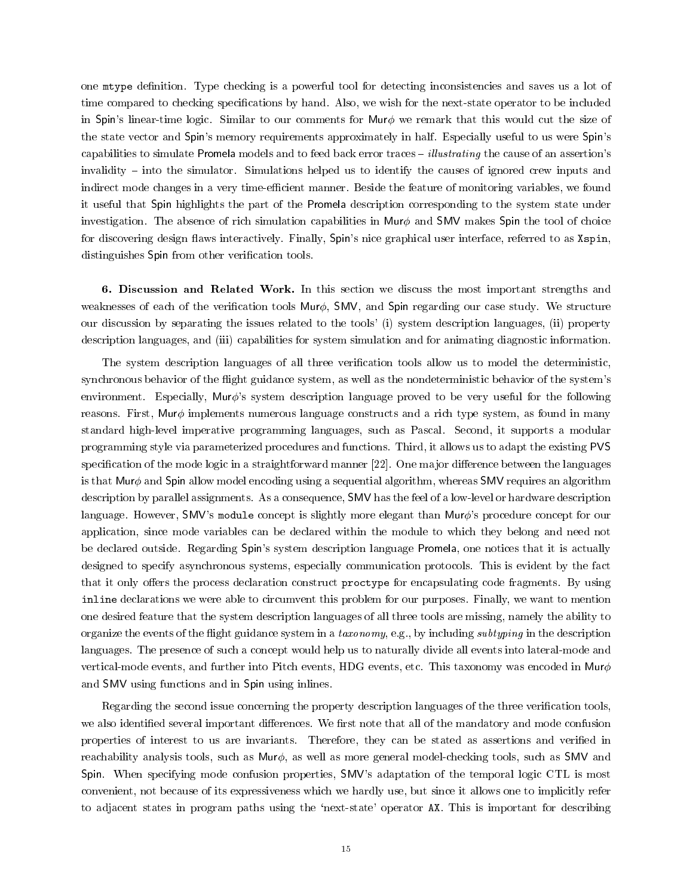one `mtype` definition. Type checking is a powerful tool for detecting inconsistencies and saves us a lot of time compared to checking specifications by hand. Also, we wish for the next-state operator to be included in Spin's linear-time logic. Similar to our comments for Mur$\phi$ we remark that this would cut the size of the state vector and Spin's memory requirements approximately in half. Especially useful to us were Spin's capabilities to simulate Promela models and to feed back error traces – *illustrating* the cause of an assertion's invalidity – into the simulator. Simulations helped us to identify the causes of ignored crew inputs and indirect mode changes in a very time-efficient manner. Beside the feature of monitoring variables, we found it useful that Spin highlights the part of the Promela description corresponding to the system state under investigation. The absence of rich simulation capabilities in Mur$\phi$ and SMV makes Spin the tool of choice for discovering design flaws interactively. Finally, Spin's nice graphical user interface, referred to as `Xspin`, distinguishes Spin from other verification tools.

**6. Discussion and Related Work.** In this section we discuss the most important strengths and weaknesses of each of the verification tools Mur$\phi$, SMV, and Spin regarding our case study. We structure our discussion by separating the issues related to the tools' (i) system description languages, (ii) property description languages, and (iii) capabilities for system simulation and for animating diagnostic information.

The system description languages of all three verification tools allow us to model the deterministic, synchronous behavior of the flight guidance system, as well as the nondeterministic behavior of the system's environment. Especially, Mur$\phi$'s system description language proved to be very useful for the following reasons. First, Mur$\phi$ implements numerous language constructs and a rich type system, as found in many standard high-level imperative programming languages, such as Pascal. Second, it supports a modular programming style via parameterized procedures and functions. Third, it allows us to adapt the existing PVS specification of the mode logic in a straightforward manner [22]. One major difference between the languages is that Mur$\phi$ and Spin allow model encoding using a sequential algorithm, whereas SMV requires an algorithm description by parallel assignments. As a consequence, SMV has the feel of a low-level or hardware description language. However, SMV's `module` concept is slightly more elegant than Mur$\phi$'s procedure concept for our application, since mode variables can be declared within the module to which they belong and need not be declared outside. Regarding Spin's system description language Promela, one notices that it is actually designed to specify asynchronous systems, especially communication protocols. This is evident by the fact that it only offers the process declaration construct `proctype` for encapsulating code fragments. By using `inline` declarations we were able to circumvent this problem for our purposes. Finally, we want to mention one desired feature that the system description languages of all three tools are missing, namely the ability to organize the events of the flight guidance system in a *taxonomy*, e.g., by including *subtyping* in the description languages. The presence of such a concept would help us to naturally divide all events into lateral-mode and vertical-mode events, and further into Pitch events, HDG events, etc. This taxonomy was encoded in Mur$\phi$ and SMV using functions and in Spin using inlines.

Regarding the second issue concerning the property description languages of the three verification tools, we also identified several important differences. We first note that all of the mandatory and mode confusion properties of interest to us are invariants. Therefore, they can be stated as assertions and verified in reachability analysis tools, such as Mur$\phi$, as well as more general model-checking tools, such as SMV and Spin. When specifying mode confusion properties, SMV's adaptation of the temporal logic CTL is most convenient, not because of its expressiveness which we hardly use, but since it allows one to implicitly refer to adjacent states in program paths using the 'next-state' operator `AX`. This is important for describing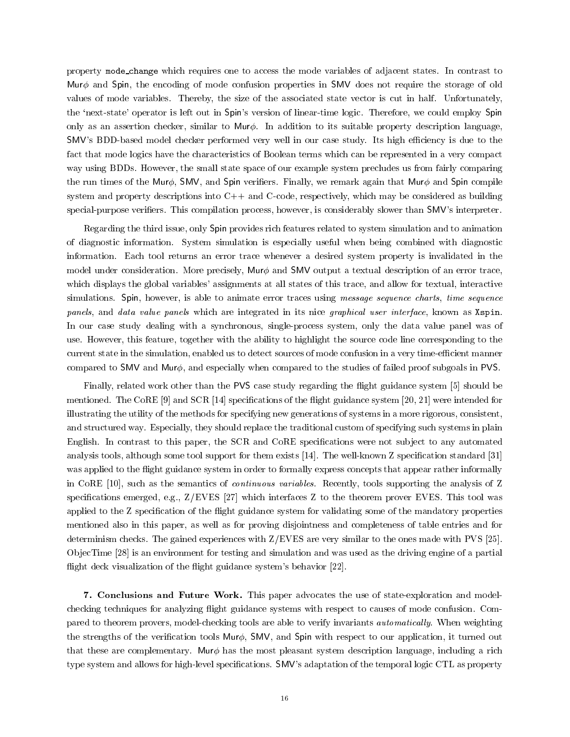property `mode_change` which requires one to access the mode variables of adjacent states. In contrast to Mur$\phi$ and Spin, the encoding of mode confusion properties in SMV does not require the storage of old values of mode variables. Thereby, the size of the associated state vector is cut in half. Unfortunately, the 'next-state' operator is left out in Spin's version of linear-time logic. Therefore, we could employ Spin only as an assertion checker, similar to Mur$\phi$. In addition to its suitable property description language, SMV's BDD-based model checker performed very well in our case study. Its high efficiency is due to the fact that mode logics have the characteristics of Boolean terms which can be represented in a very compact way using BDDs. However, the small state space of our example system precludes us from fairly comparing the run times of the Mur$\phi$, SMV, and Spin verifiers. Finally, we remark again that Mur$\phi$ and Spin compile system and property descriptions into C++ and C-code, respectively, which may be considered as building special-purpose verifiers. This compilation process, however, is considerably slower than SMV's interpreter.

Regarding the third issue, only Spin provides rich features related to system simulation and to animation of diagnostic information. System simulation is especially useful when being combined with diagnostic information. Each tool returns an error trace whenever a desired system property is invalidated in the model under consideration. More precisely, Mur$\phi$ and SMV output a textual description of an error trace, which displays the global variables' assignments at all states of this trace, and allow for textual, interactive simulations. Spin, however, is able to animate error traces using *message sequence charts*, *time sequence panels*, and *data value panels* which are integrated in its nice *graphical user interface*, known as `Xspin`. In our case study dealing with a synchronous, single-process system, only the data value panel was of use. However, this feature, together with the ability to highlight the source code line corresponding to the current state in the simulation, enabled us to detect sources of mode confusion in a very time-efficient manner compared to SMV and Mur$\phi$, and especially when compared to the studies of failed proof subgoals in PVS.

Finally, related work other than the PVS case study regarding the flight guidance system [5] should be mentioned. The CoRE [9] and SCR [14] specifications of the flight guidance system [20, 21] were intended for illustrating the utility of the methods for specifying new generations of systems in a more rigorous, consistent, and structured way. Especially, they should replace the traditional custom of specifying such systems in plain English. In contrast to this paper, the SCR and CoRE specifications were not subject to any automated analysis tools, although some tool support for them exists [14]. The well-known Z specification standard [31] was applied to the flight guidance system in order to formally express concepts that appear rather informally in CoRE [10], such as the semantics of *continuous variables*. Recently, tools supporting the analysis of Z specifications emerged, e.g., Z/EVES [27] which interfaces Z to the theorem prover EVES. This tool was applied to the Z specification of the flight guidance system for validating some of the mandatory properties mentioned also in this paper, as well as for proving disjointness and completeness of table entries and for determinism checks. The gained experiences with Z/EVES are very similar to the ones made with PVS [25]. ObjecTime [28] is an environment for testing and simulation and was used as the driving engine of a partial flight deck visualization of the flight guidance system's behavior [22].

**7. Conclusions and Future Work.** This paper advocates the use of state-exploration and model-checking techniques for analyzing flight guidance systems with respect to causes of mode confusion. Compared to theorem provers, model-checking tools are able to verify invariants *automatically*. When weighting the strengths of the verification tools Mur$\phi$, SMV, and Spin with respect to our application, it turned out that these are complementary. Mur$\phi$ has the most pleasant system description language, including a rich type system and allows for high-level specifications. SMV's adaptation of the temporal logic CTL as property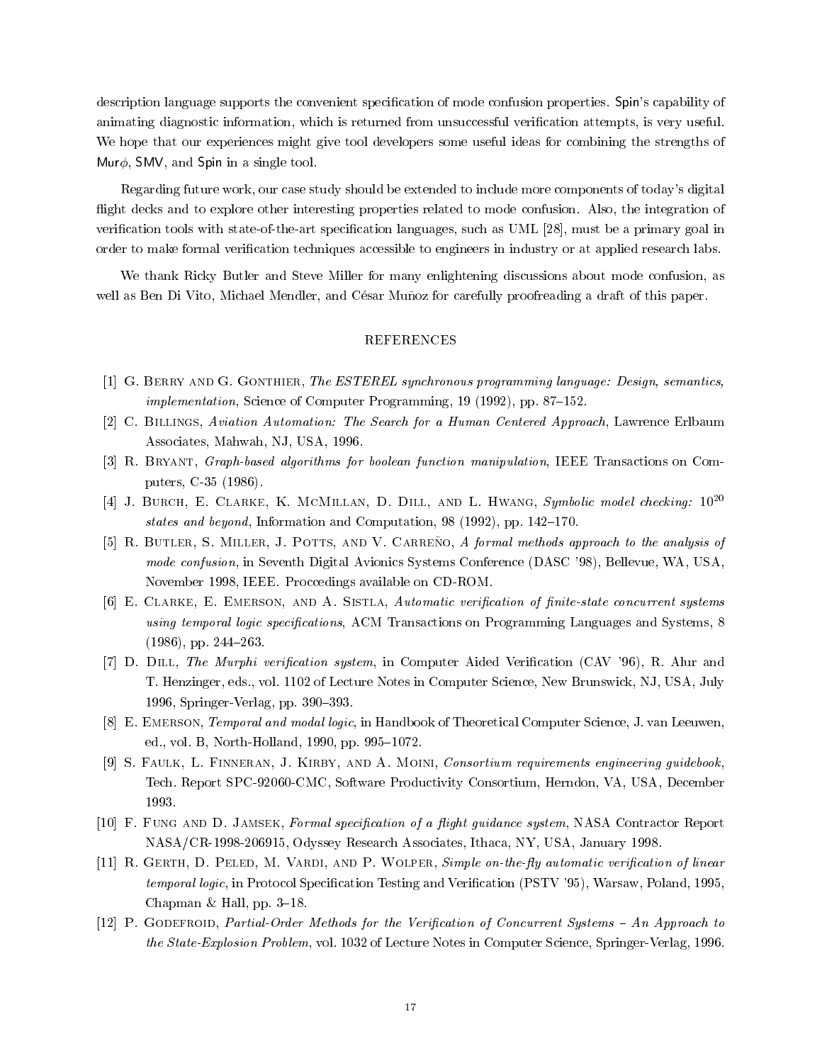description language supports the convenient specification of mode confusion properties. Spin's capability of animating diagnostic information, which is returned from unsuccessful verification attempts, is very useful. We hope that our experiences might give tool developers some useful ideas for combining the strengths of Mur$\phi$, SMV, and Spin in a single tool.

Regarding future work, our case study should be extended to include more components of today's digital flight decks and to explore other interesting properties related to mode confusion. Also, the integration of verification tools with state-of-the-art specification languages, such as UML [28], must be a primary goal in order to make formal verification techniques accessible to engineers in industry or at applied research labs.

We thank Ricky Butler and Steve Miller for many enlightening discussions about mode confusion, as well as Ben Di Vito, Michael Mendler, and César Muñoz for carefully proofreading a draft of this paper.

## REFERENCES

[1] G. Berry and G. Gonthier, *The ESTEREL synchronous programming language: Design, semantics, implementation*, Science of Computer Programming, 19 (1992), pp. 87–152.

[2] C. Billings, *Aviation Automation: The Search for a Human Centered Approach*, Lawrence Erlbaum Associates, Mahwah, NJ, USA, 1996.

[3] R. Bryant, *Graph-based algorithms for boolean function manipulation*, IEEE Transactions on Computers, C-35 (1986).

[4] J. Burch, E. Clarke, K. McMillan, D. Dill, and L. Hwang, *Symbolic model checking: $10^{20}$ states and beyond*, Information and Computation, 98 (1992), pp. 142–170.

[5] R. Butler, S. Miller, J. Potts, and V. Carreño, *A formal methods approach to the analysis of mode confusion*, in Seventh Digital Avionics Systems Conference (DASC '98), Bellevue, WA, USA, November 1998, IEEE. Proccedings available on CD-ROM.

[6] E. Clarke, E. Emerson, and A. Sistla, *Automatic verification of finite-state concurrent systems using temporal logic specifications*, ACM Transactions on Programming Languages and Systems, 8 (1986), pp. 244–263.

[7] D. Dill, *The Murphi verification system*, in Computer Aided Verification (CAV '96), R. Alur and T. Henzinger, eds., vol. 1102 of Lecture Notes in Computer Science, New Brunswick, NJ, USA, July 1996, Springer-Verlag, pp. 390–393.

[8] E. Emerson, *Temporal and modal logic*, in Handbook of Theoretical Computer Science, J. van Leeuwen, ed., vol. B, North-Holland, 1990, pp. 995–1072.

[9] S. Faulk, L. Finneran, J. Kirby, and A. Moini, *Consortium requirements engineering guidebook*, Tech. Report SPC-92060-CMC, Software Productivity Consortium, Herndon, VA, USA, December 1993.

[10] F. Fung and D. Jamsek, *Formal specification of a flight guidance system*, NASA Contractor Report NASA/CR-1998-206915, Odyssey Research Associates, Ithaca, NY, USA, January 1998.

[11] R. Gerth, D. Peled, M. Vardi, and P. Wolper, *Simple on-the-fly automatic verification of linear temporal logic*, in Protocol Specification Testing and Verification (PSTV '95), Warsaw, Poland, 1995, Chapman & Hall, pp. 3–18.

[12] P. Godefroid, *Partial-Order Methods for the Verification of Concurrent Systems – An Approach to the State-Explosion Problem*, vol. 1032 of Lecture Notes in Computer Science, Springer-Verlag, 1996.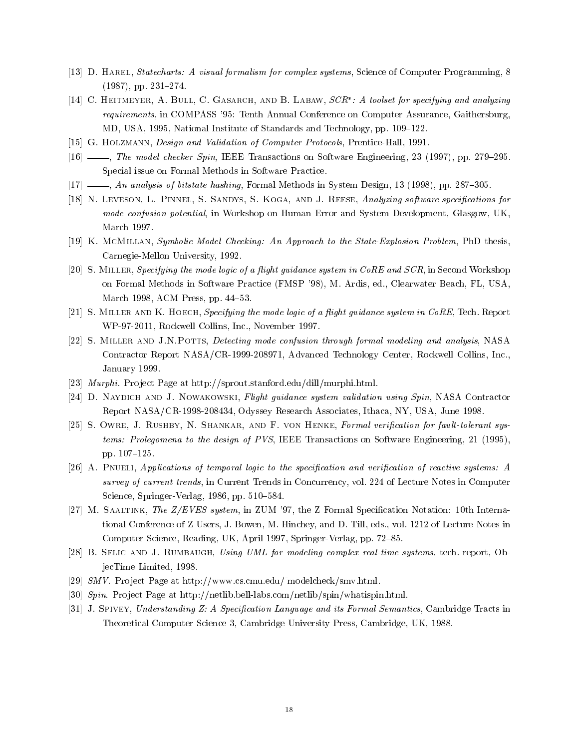[13] D. Harel, *Statecharts: A visual formalism for complex systems*, Science of Computer Programming, 8 (1987), pp. 231–274.

[14] C. Heitmeyer, A. Bull, C. Gasarch, and B. Labaw, *SCR*: A toolset for specifying and analyzing requirements*, in COMPASS '95: Tenth Annual Conference on Computer Assurance, Gaithersburg, MD, USA, 1995, National Institute of Standards and Technology, pp. 109–122.

[15] G. Holzmann, *Design and Validation of Computer Protocols*, Prentice-Hall, 1991.

[16] ——, *The model checker Spin*, IEEE Transactions on Software Engineering, 23 (1997), pp. 279–295. Special issue on Formal Methods in Software Practice.

[17] ——, *An analysis of bitstate hashing*, Formal Methods in System Design, 13 (1998), pp. 287–305.

[18] N. Leveson, L. Pinnel, S. Sandys, S. Koga, and J. Reese, *Analyzing software specifications for mode confusion potential*, in Workshop on Human Error and System Development, Glasgow, UK, March 1997.

[19] K. McMillan, *Symbolic Model Checking: An Approach to the State-Explosion Problem*, PhD thesis, Carnegie-Mellon University, 1992.

[20] S. Miller, *Specifying the mode logic of a flight guidance system in CoRE and SCR*, in Second Workshop on Formal Methods in Software Practice (FMSP '98), M. Ardis, ed., Clearwater Beach, FL, USA, March 1998, ACM Press, pp. 44–53.

[21] S. Miller and K. Hoech, *Specifying the mode logic of a flight guidance system in CoRE*, Tech. Report WP-97-2011, Rockwell Collins, Inc., November 1997.

[22] S. Miller and J.N.Potts, *Detecting mode confusion through formal modeling and analysis*, NASA Contractor Report NASA/CR-1999-208971, Advanced Technology Center, Rockwell Collins, Inc., January 1999.

[23] *Murphi*. Project Page at http://sprout.stanford.edu/dill/murphi.html.

[24] D. Naydich and J. Nowakowski, *Flight guidance system validation using Spin*, NASA Contractor Report NASA/CR-1998-208434, Odyssey Research Associates, Ithaca, NY, USA, June 1998.

[25] S. Owre, J. Rushby, N. Shankar, and F. von Henke, *Formal verification for fault-tolerant systems: Prolegomena to the design of PVS*, IEEE Transactions on Software Engineering, 21 (1995), pp. 107–125.

[26] A. Pnueli, *Applications of temporal logic to the specification and verification of reactive systems: A survey of current trends*, in Current Trends in Concurrency, vol. 224 of Lecture Notes in Computer Science, Springer-Verlag, 1986, pp. 510–584.

[27] M. Saaltink, *The Z/EVES system*, in ZUM '97, the Z Formal Specification Notation: 10th International Conference of Z Users, J. Bowen, M. Hinchey, and D. Till, eds., vol. 1212 of Lecture Notes in Computer Science, Reading, UK, April 1997, Springer-Verlag, pp. 72–85.

[28] B. Selic and J. Rumbaugh, *Using UML for modeling complex real-time systems*, tech. report, ObjecTime Limited, 1998.

[29] *SMV*. Project Page at http://www.cs.cmu.edu/~modelcheck/smv.html.

[30] *Spin*. Project Page at http://netlib.bell-labs.com/netlib/spin/whatispin.html.

[31] J. Spivey, *Understanding Z: A Specification Language and its Formal Semantics*, Cambridge Tracts in Theoretical Computer Science 3, Cambridge University Press, Cambridge, UK, 1988.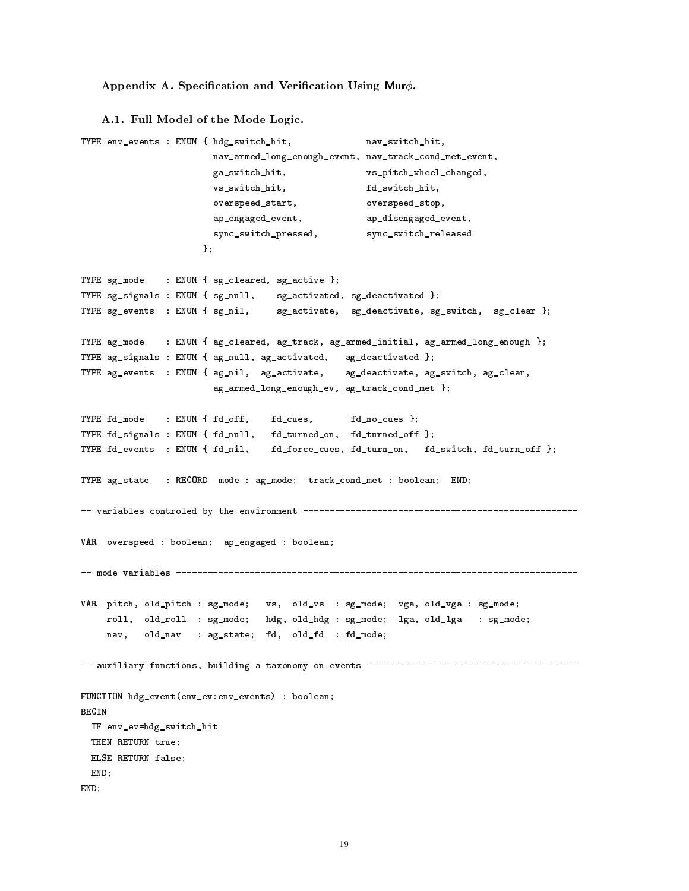## Appendix A. Specification and Verification Using Mur$\phi$.

### A.1. Full Model of the Mode Logic.

```
TYPE env_events : ENUM { hdg_switch_hit,              nav_switch_hit,
                         nav_armed_long_enough_event, nav_track_cond_met_event,
                         ga_switch_hit,               vs_pitch_wheel_changed,
                         vs_switch_hit,               fd_switch_hit,
                         overspeed_start,             overspeed_stop,
                         ap_engaged_event,            ap_disengaged_event,
                         sync_switch_pressed,         sync_switch_released
                       };

TYPE sg_mode    : ENUM { sg_cleared, sg_active };
TYPE sg_signals : ENUM { sg_null,    sg_activated, sg_deactivated };
TYPE sg_events  : ENUM { sg_nil,     sg_activate,  sg_deactivate, sg_switch,  sg_clear };

TYPE ag_mode    : ENUM { ag_cleared, ag_track, ag_armed_initial, ag_armed_long_enough };
TYPE ag_signals : ENUM { ag_null, ag_activated,   ag_deactivated };
TYPE ag_events  : ENUM { ag_nil,  ag_activate,    ag_deactivate, ag_switch, ag_clear,
                         ag_armed_long_enough_ev, ag_track_cond_met };

TYPE fd_mode    : ENUM { fd_off,    fd_cues,       fd_no_cues };
TYPE fd_signals : ENUM { fd_null,   fd_turned_on,  fd_turned_off };
TYPE fd_events  : ENUM { fd_nil,    fd_force_cues, fd_turn_on,   fd_switch, fd_turn_off };

TYPE ag_state   : RECORD  mode : ag_mode;  track_cond_met : boolean;  END;

-- variables controled by the environment ---------------------------------------------------

VAR  overspeed : boolean;  ap_engaged : boolean;

-- mode variables ---------------------------------------------------------------------------

VAR  pitch, old_pitch : sg_mode;   vs,  old_vs  : sg_mode;  vga, old_vga : sg_mode;
     roll,  old_roll  : sg_mode;   hdg, old_hdg : sg_mode;  lga, old_lga   : sg_mode;
     nav,   old_nav   : ag_state;  fd,  old_fd  : fd_mode;

-- auxiliary functions, building a taxonomy on events ---------------------------------------

FUNCTION hdg_event(env_ev:env_events) : boolean;
BEGIN
  IF env_ev=hdg_switch_hit
  THEN RETURN true;
  ELSE RETURN false;
  END;
END;
```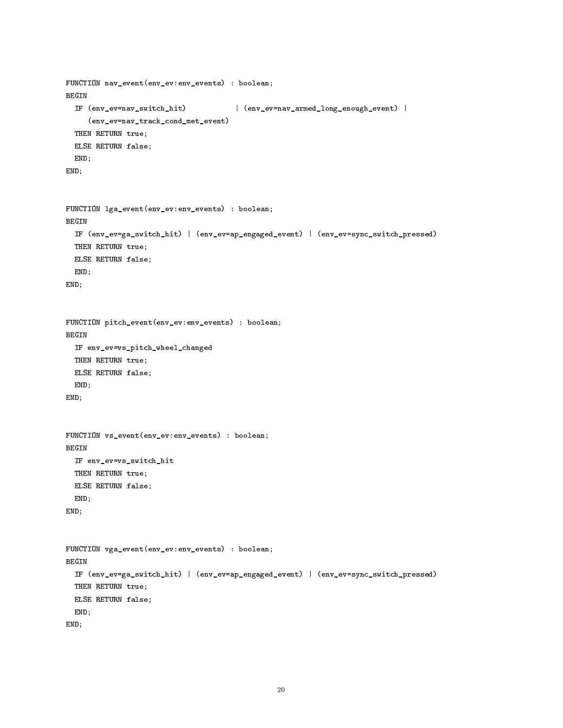```
FUNCTION nav_event(env_ev:env_events) : boolean;
BEGIN
  IF (env_ev=nav_switch_hit)           | (env_ev=nav_armed_long_enough_event) |
     (env_ev=nav_track_cond_met_event)
  THEN RETURN true;
  ELSE RETURN false;
  END;
END;


FUNCTION lga_event(env_ev:env_events) : boolean;
BEGIN
  IF (env_ev=ga_switch_hit) | (env_ev=ap_engaged_event) | (env_ev=sync_switch_pressed)
  THEN RETURN true;
  ELSE RETURN false;
  END;
END;


FUNCTION pitch_event(env_ev:env_events) : boolean;
BEGIN
  IF env_ev=vs_pitch_wheel_changed
  THEN RETURN true;
  ELSE RETURN false;
  END;
END;


FUNCTION vs_event(env_ev:env_events) : boolean;
BEGIN
  IF env_ev=vs_switch_hit
  THEN RETURN true;
  ELSE RETURN false;
  END;
END;


FUNCTION vga_event(env_ev:env_events) : boolean;
BEGIN
  IF (env_ev=ga_switch_hit) | (env_ev=ap_engaged_event) | (env_ev=sync_switch_pressed)
  THEN RETURN true;
  ELSE RETURN false;
  END;
END;
```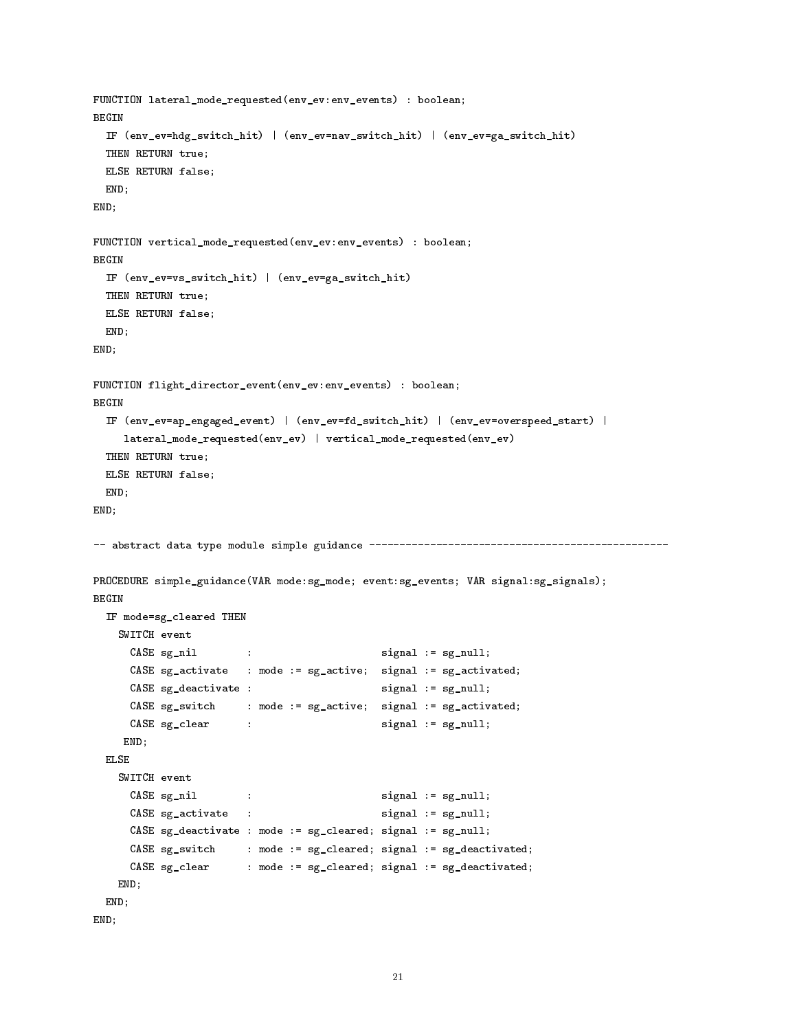```
FUNCTION lateral_mode_requested(env_ev:env_events) : boolean;
BEGIN
  IF (env_ev=hdg_switch_hit) | (env_ev=nav_switch_hit) | (env_ev=ga_switch_hit)
  THEN RETURN true;
  ELSE RETURN false;
  END;
END;

FUNCTION vertical_mode_requested(env_ev:env_events) : boolean;
BEGIN
  IF (env_ev=vs_switch_hit) | (env_ev=ga_switch_hit)
  THEN RETURN true;
  ELSE RETURN false;
  END;
END;

FUNCTION flight_director_event(env_ev:env_events) : boolean;
BEGIN
  IF (env_ev=ap_engaged_event) | (env_ev=fd_switch_hit) | (env_ev=overspeed_start) |
     lateral_mode_requested(env_ev) | vertical_mode_requested(env_ev)
  THEN RETURN true;
  ELSE RETURN false;
  END;
END;

-- abstract data type module simple guidance -------------------------------------------------

PROCEDURE simple_guidance(VAR mode:sg_mode; event:sg_events; VAR signal:sg_signals);
BEGIN
  IF mode=sg_cleared THEN
    SWITCH event
      CASE sg_nil        :                     signal := sg_null;
      CASE sg_activate   : mode := sg_active;  signal := sg_activated;
      CASE sg_deactivate :                     signal := sg_null;
      CASE sg_switch     : mode := sg_active;  signal := sg_activated;
      CASE sg_clear      :                     signal := sg_null;
     END;
  ELSE
    SWITCH event
      CASE sg_nil        :                     signal := sg_null;
      CASE sg_activate   :                     signal := sg_null;
      CASE sg_deactivate : mode := sg_cleared; signal := sg_null;
      CASE sg_switch     : mode := sg_cleared; signal := sg_deactivated;
      CASE sg_clear      : mode := sg_cleared; signal := sg_deactivated;
    END;
  END;
END;
```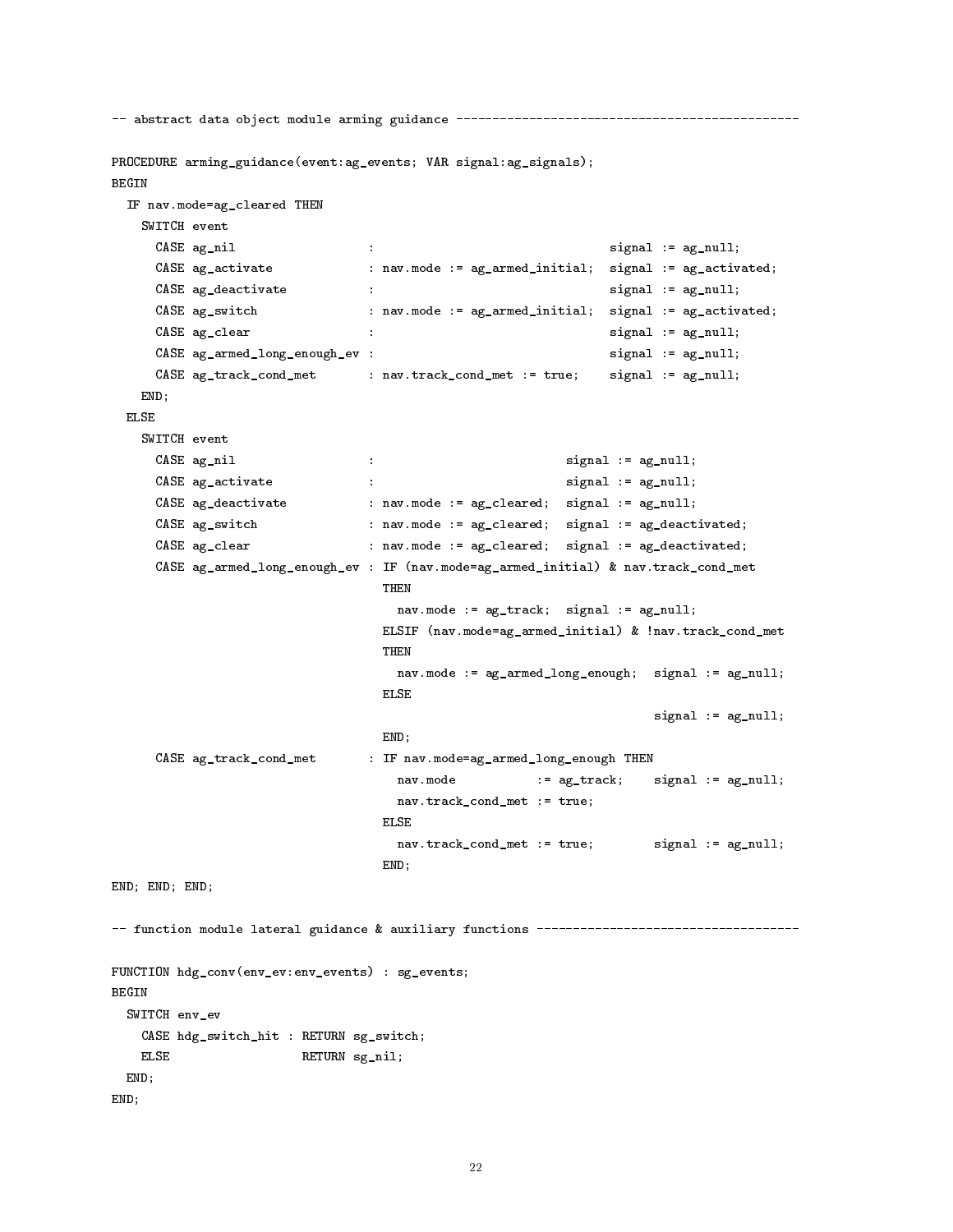```
-- abstract data object module arming guidance ---------------------------------------------

PROCEDURE arming_guidance(event:ag_events; VAR signal:ag_signals);
BEGIN
  IF nav.mode=ag_cleared THEN
    SWITCH event
      CASE ag_nil                  :                                  signal := ag_null;
      CASE ag_activate             : nav.mode := ag_armed_initial;  signal := ag_activated;
      CASE ag_deactivate           :                                  signal := ag_null;
      CASE ag_switch               : nav.mode := ag_armed_initial;  signal := ag_activated;
      CASE ag_clear                :                                  signal := ag_null;
      CASE ag_armed_long_enough_ev :                                  signal := ag_null;
      CASE ag_track_cond_met       : nav.track_cond_met := true;    signal := ag_null;
    END;
  ELSE
    SWITCH event
      CASE ag_nil                  :                            signal := ag_null;
      CASE ag_activate             :                            signal := ag_null;
      CASE ag_deactivate           : nav.mode := ag_cleared;  signal := ag_null;
      CASE ag_switch               : nav.mode := ag_cleared;  signal := ag_deactivated;
      CASE ag_clear                : nav.mode := ag_cleared;  signal := ag_deactivated;
      CASE ag_armed_long_enough_ev : IF (nav.mode=ag_armed_initial) & nav.track_cond_met
                                     THEN
                                       nav.mode := ag_track;  signal := ag_null;
                                     ELSIF (nav.mode=ag_armed_initial) & !nav.track_cond_met
                                     THEN
                                       nav.mode := ag_armed_long_enough;  signal := ag_null;
                                     ELSE
                                                                          signal := ag_null;
                                     END;
      CASE ag_track_cond_met       : IF nav.mode=ag_armed_long_enough THEN
                                       nav.mode           := ag_track;    signal := ag_null;
                                       nav.track_cond_met := true;
                                     ELSE
                                       nav.track_cond_met := true;        signal := ag_null;
                                     END;
END; END; END;

-- function module lateral guidance & auxiliary functions -----------------------------------

FUNCTION hdg_conv(env_ev:env_events) : sg_events;
BEGIN
  SWITCH env_ev
    CASE hdg_switch_hit : RETURN sg_switch;
    ELSE                  RETURN sg_nil;
  END;
END;
```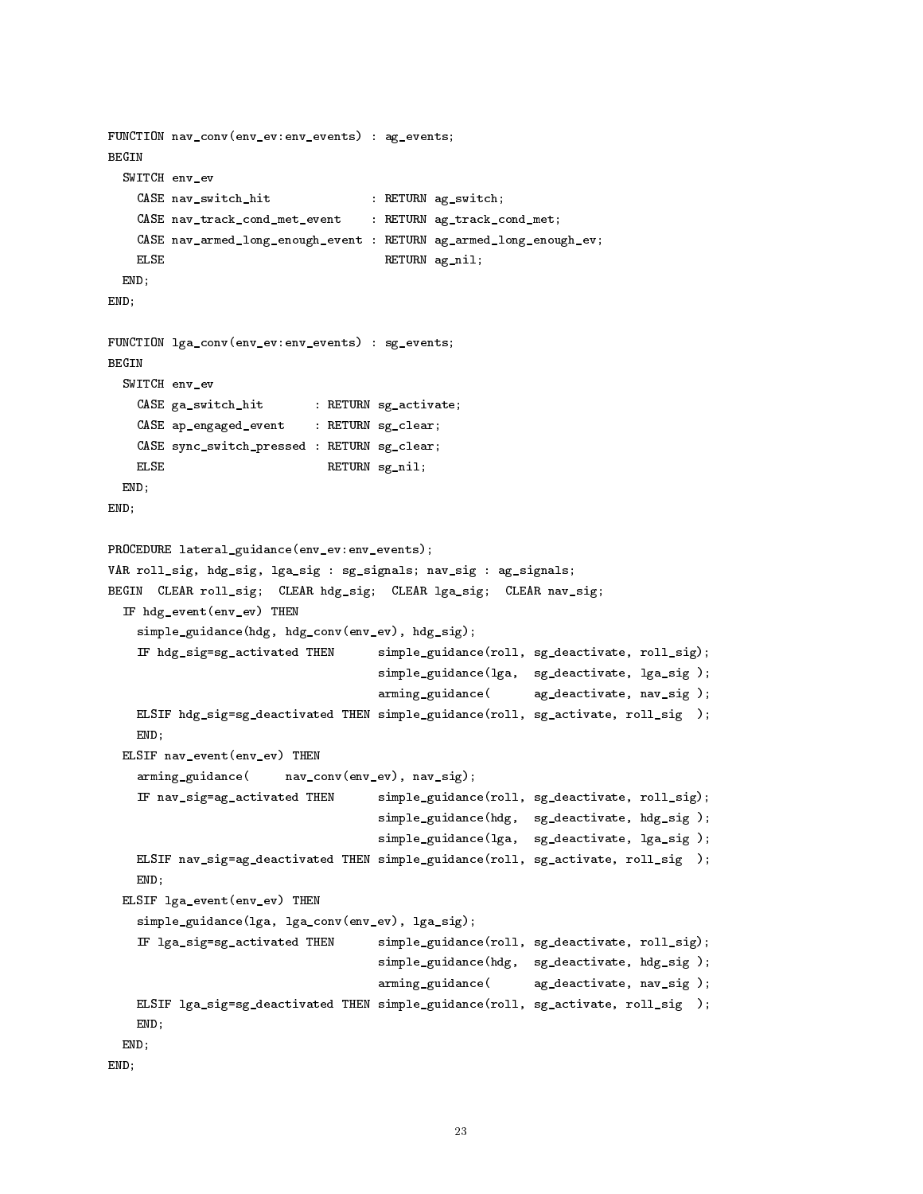```
FUNCTION nav_conv(env_ev:env_events) : ag_events;
BEGIN
  SWITCH env_ev
    CASE nav_switch_hit              : RETURN ag_switch;
    CASE nav_track_cond_met_event    : RETURN ag_track_cond_met;
    CASE nav_armed_long_enough_event : RETURN ag_armed_long_enough_ev;
    ELSE                               RETURN ag_nil;
  END;
END;

FUNCTION lga_conv(env_ev:env_events) : sg_events;
BEGIN
  SWITCH env_ev
    CASE ga_switch_hit       : RETURN sg_activate;
    CASE ap_engaged_event    : RETURN sg_clear;
    CASE sync_switch_pressed : RETURN sg_clear;
    ELSE                       RETURN sg_nil;
  END;
END;

PROCEDURE lateral_guidance(env_ev:env_events);
VAR roll_sig, hdg_sig, lga_sig : sg_signals; nav_sig : ag_signals;
BEGIN  CLEAR roll_sig;  CLEAR hdg_sig;  CLEAR lga_sig;  CLEAR nav_sig;
  IF hdg_event(env_ev) THEN
    simple_guidance(hdg, hdg_conv(env_ev), hdg_sig);
    IF hdg_sig=sg_activated THEN      simple_guidance(roll, sg_deactivate, roll_sig);
                                      simple_guidance(lga,  sg_deactivate, lga_sig );
                                      arming_guidance(      ag_deactivate, nav_sig );
    ELSIF hdg_sig=sg_deactivated THEN simple_guidance(roll, sg_activate, roll_sig  );
    END;
  ELSIF nav_event(env_ev) THEN
    arming_guidance(     nav_conv(env_ev), nav_sig);
    IF nav_sig=ag_activated THEN      simple_guidance(roll, sg_deactivate, roll_sig);
                                      simple_guidance(hdg,  sg_deactivate, hdg_sig );
                                      simple_guidance(lga,  sg_deactivate, lga_sig );
    ELSIF nav_sig=ag_deactivated THEN simple_guidance(roll, sg_activate, roll_sig  );
    END;
  ELSIF lga_event(env_ev) THEN
    simple_guidance(lga, lga_conv(env_ev), lga_sig);
    IF lga_sig=sg_activated THEN      simple_guidance(roll, sg_deactivate, roll_sig);
                                      simple_guidance(hdg,  sg_deactivate, hdg_sig );
                                      arming_guidance(      ag_deactivate, nav_sig );
    ELSIF lga_sig=sg_deactivated THEN simple_guidance(roll, sg_activate, roll_sig  );
    END;
  END;
END;
```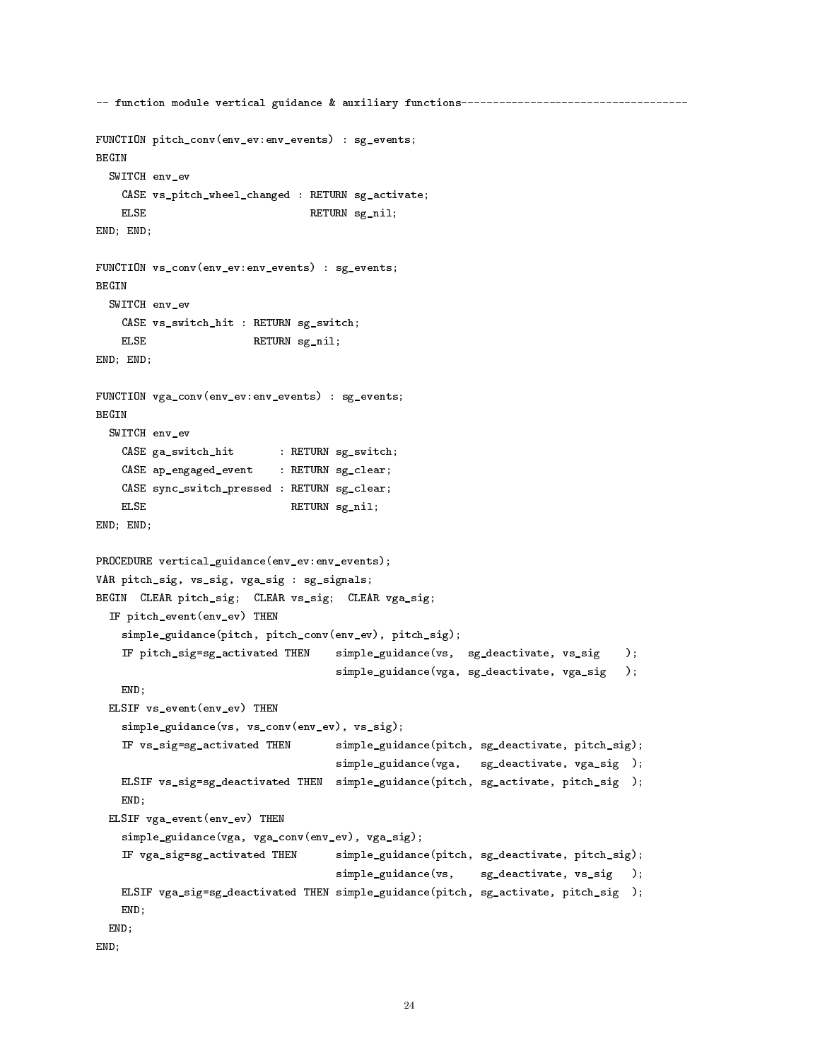```
-- function module vertical guidance & auxiliary functions-----------------------------------

FUNCTION pitch_conv(env_ev:env_events) : sg_events;
BEGIN
  SWITCH env_ev
    CASE vs_pitch_wheel_changed : RETURN sg_activate;
    ELSE                          RETURN sg_nil;
END; END;

FUNCTION vs_conv(env_ev:env_events) : sg_events;
BEGIN
  SWITCH env_ev
    CASE vs_switch_hit : RETURN sg_switch;
    ELSE                 RETURN sg_nil;
END; END;

FUNCTION vga_conv(env_ev:env_events) : sg_events;
BEGIN
  SWITCH env_ev
    CASE ga_switch_hit       : RETURN sg_switch;
    CASE ap_engaged_event    : RETURN sg_clear;
    CASE sync_switch_pressed : RETURN sg_clear;
    ELSE                       RETURN sg_nil;
END; END;

PROCEDURE vertical_guidance(env_ev:env_events);
VAR pitch_sig, vs_sig, vga_sig : sg_signals;
BEGIN  CLEAR pitch_sig;  CLEAR vs_sig;  CLEAR vga_sig;
  IF pitch_event(env_ev) THEN
    simple_guidance(pitch, pitch_conv(env_ev), pitch_sig);
    IF pitch_sig=sg_activated THEN    simple_guidance(vs,  sg_deactivate, vs_sig    );
                                      simple_guidance(vga, sg_deactivate, vga_sig   );
    END;
  ELSIF vs_event(env_ev) THEN
    simple_guidance(vs, vs_conv(env_ev), vs_sig);
    IF vs_sig=sg_activated THEN       simple_guidance(pitch, sg_deactivate, pitch_sig);
                                      simple_guidance(vga,   sg_deactivate, vga_sig  );
    ELSIF vs_sig=sg_deactivated THEN  simple_guidance(pitch, sg_activate, pitch_sig  );
    END;
  ELSIF vga_event(env_ev) THEN
    simple_guidance(vga, vga_conv(env_ev), vga_sig);
    IF vga_sig=sg_activated THEN      simple_guidance(pitch, sg_deactivate, pitch_sig);
                                      simple_guidance(vs,    sg_deactivate, vs_sig   );
    ELSIF vga_sig=sg_deactivated THEN simple_guidance(pitch, sg_activate, pitch_sig  );
    END;
  END;
END;
```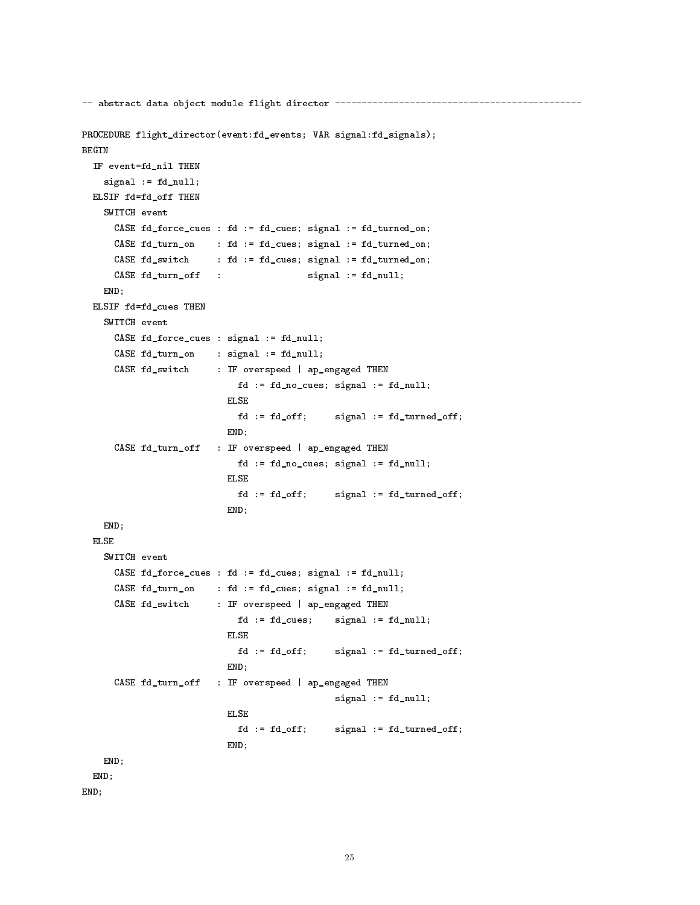```
-- abstract data object module flight director ---------------------------------------------

PROCEDURE flight_director(event:fd_events; VAR signal:fd_signals);
BEGIN
  IF event=fd_nil THEN
    signal := fd_null;
  ELSIF fd=fd_off THEN
    SWITCH event
      CASE fd_force_cues : fd := fd_cues; signal := fd_turned_on;
      CASE fd_turn_on    : fd := fd_cues; signal := fd_turned_on;
      CASE fd_switch     : fd := fd_cues; signal := fd_turned_on;
      CASE fd_turn_off   :                signal := fd_null;
    END;
  ELSIF fd=fd_cues THEN
    SWITCH event
      CASE fd_force_cues : signal := fd_null;
      CASE fd_turn_on    : signal := fd_null;
      CASE fd_switch     : IF overspeed | ap_engaged THEN
                             fd := fd_no_cues; signal := fd_null;
                           ELSE
                             fd := fd_off;     signal := fd_turned_off;
                           END;
      CASE fd_turn_off   : IF overspeed | ap_engaged THEN
                             fd := fd_no_cues; signal := fd_null;
                           ELSE
                             fd := fd_off;     signal := fd_turned_off;
                           END;
    END;
  ELSE
    SWITCH event
      CASE fd_force_cues : fd := fd_cues; signal := fd_null;
      CASE fd_turn_on    : fd := fd_cues; signal := fd_null;
      CASE fd_switch     : IF overspeed | ap_engaged THEN
                             fd := fd_cues;    signal := fd_null;
                           ELSE
                             fd := fd_off;     signal := fd_turned_off;
                           END;
      CASE fd_turn_off   : IF overspeed | ap_engaged THEN
                                               signal := fd_null;
                           ELSE
                             fd := fd_off;     signal := fd_turned_off;
                           END;
    END;
  END;
END;
```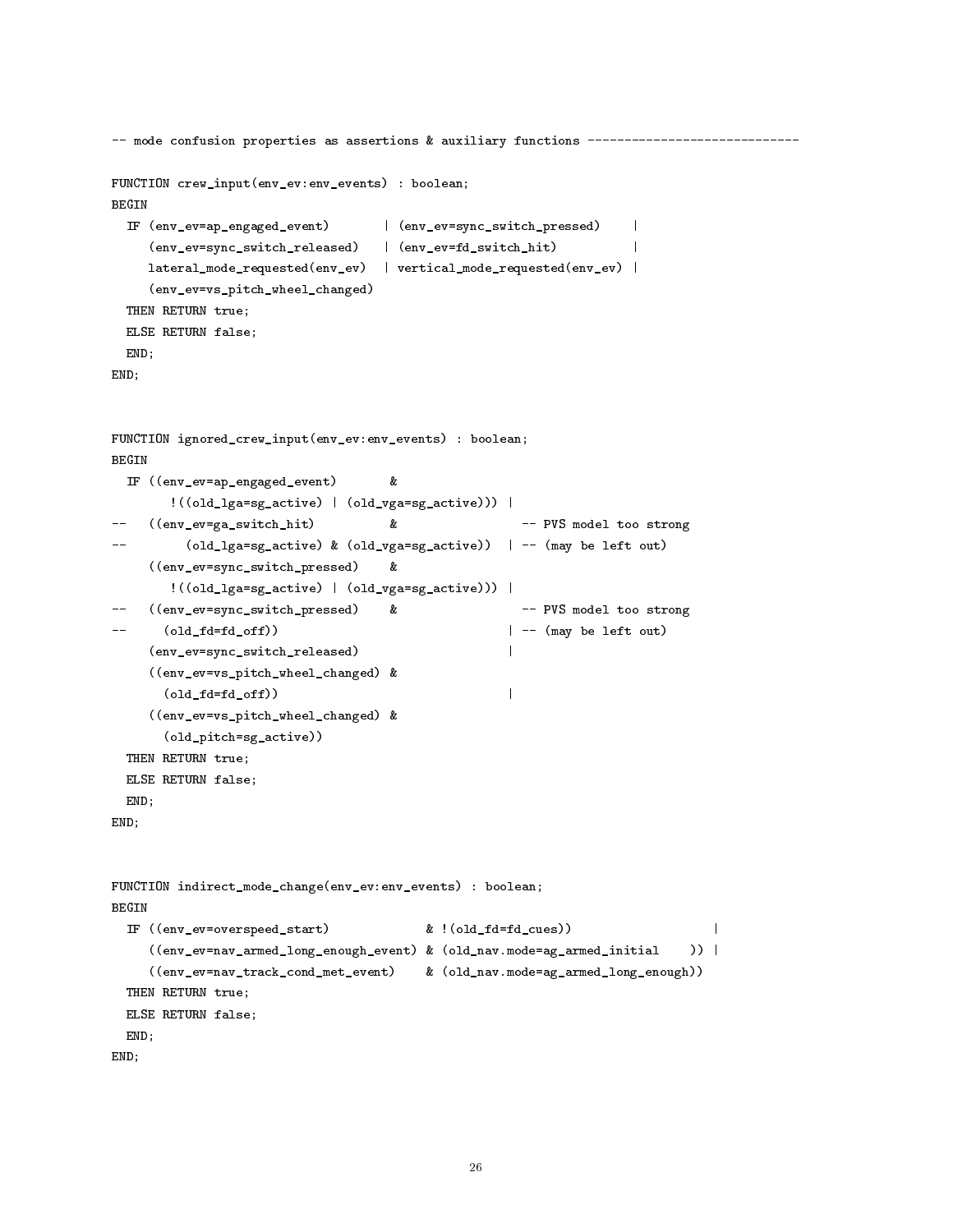```
-- mode confusion properties as assertions & auxiliary functions ----------------------------

FUNCTION crew_input(env_ev:env_events) : boolean;
BEGIN
  IF (env_ev=ap_engaged_event)       | (env_ev=sync_switch_pressed)    |
     (env_ev=sync_switch_released)   | (env_ev=fd_switch_hit)          |
     lateral_mode_requested(env_ev)  | vertical_mode_requested(env_ev) |
     (env_ev=vs_pitch_wheel_changed)
  THEN RETURN true;
  ELSE RETURN false;
  END;
END;


FUNCTION ignored_crew_input(env_ev:env_events) : boolean;
BEGIN
  IF ((env_ev=ap_engaged_event)       &
        !((old_lga=sg_active) | (old_vga=sg_active))) |
--   ((env_ev=ga_switch_hit)          &                 -- PVS model too strong
--        (old_lga=sg_active) & (old_vga=sg_active))  | -- (may be left out)
     ((env_ev=sync_switch_pressed)    &
        !((old_lga=sg_active) | (old_vga=sg_active))) |
--   ((env_ev=sync_switch_pressed)    &                 -- PVS model too strong
--      (old_fd=fd_off))                              | -- (may be left out)
     (env_ev=sync_switch_released)                    |
     ((env_ev=vs_pitch_wheel_changed) &
       (old_fd=fd_off))                               |
     ((env_ev=vs_pitch_wheel_changed) &
       (old_pitch=sg_active))
  THEN RETURN true;
  ELSE RETURN false;
  END;
END;


FUNCTION indirect_mode_change(env_ev:env_events) : boolean;
BEGIN
  IF ((env_ev=overspeed_start)             & !(old_fd=fd_cues))                   |
     ((env_ev=nav_armed_long_enough_event) & (old_nav.mode=ag_armed_initial    )) |
     ((env_ev=nav_track_cond_met_event)    & (old_nav.mode=ag_armed_long_enough))
  THEN RETURN true;
  ELSE RETURN false;
  END;
END;
```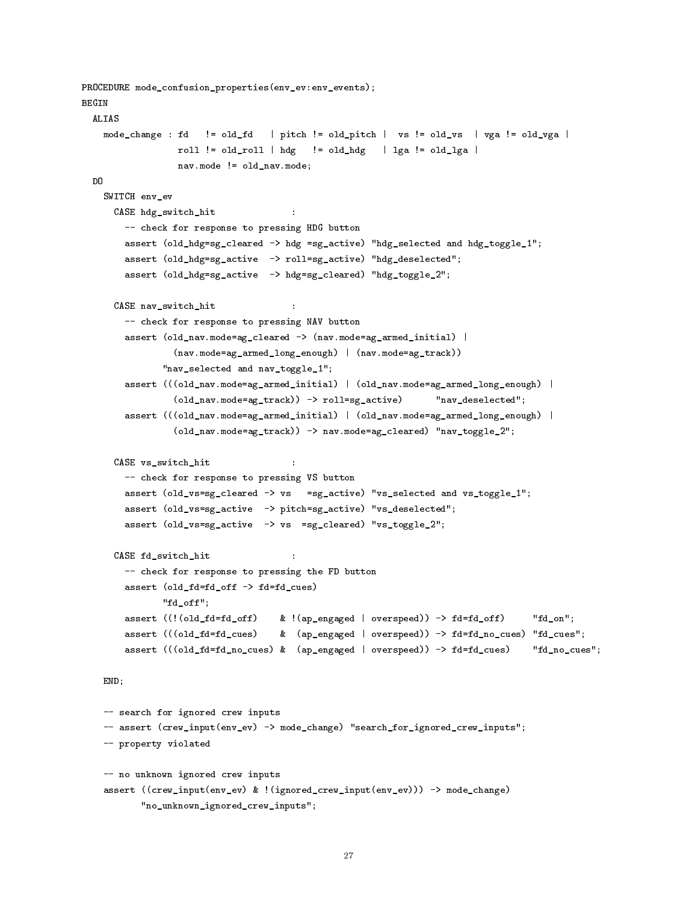```
PROCEDURE mode_confusion_properties(env_ev:env_events);
BEGIN
  ALIAS
    mode_change : fd   != old_fd   | pitch != old_pitch |  vs != old_vs  | vga != old_vga |
                  roll != old_roll | hdg   != old_hdg   | lga != old_lga |
                  nav.mode != old_nav.mode;
  DO
    SWITCH env_ev
      CASE hdg_switch_hit              :
        -- check for response to pressing HDG button
        assert (old_hdg=sg_cleared -> hdg =sg_active) "hdg_selected and hdg_toggle_1";
        assert (old_hdg=sg_active  -> roll=sg_active) "hdg_deselected";
        assert (old_hdg=sg_active  -> hdg=sg_cleared) "hdg_toggle_2";

      CASE nav_switch_hit              :
        -- check for response to pressing NAV button
        assert (old_nav.mode=ag_cleared -> (nav.mode=ag_armed_initial) |
                 (nav.mode=ag_armed_long_enough) | (nav.mode=ag_track))
               "nav_selected and nav_toggle_1";
        assert (((old_nav.mode=ag_armed_initial) | (old_nav.mode=ag_armed_long_enough) |
                 (old_nav.mode=ag_track)) -> roll=sg_active)      "nav_deselected";
        assert (((old_nav.mode=ag_armed_initial) | (old_nav.mode=ag_armed_long_enough) |
                 (old_nav.mode=ag_track)) -> nav.mode=ag_cleared) "nav_toggle_2";

      CASE vs_switch_hit               :
        -- check for response to pressing VS button
        assert (old_vs=sg_cleared -> vs   =sg_active) "vs_selected and vs_toggle_1";
        assert (old_vs=sg_active  -> pitch=sg_active) "vs_deselected";
        assert (old_vs=sg_active  -> vs  =sg_cleared) "vs_toggle_2";

      CASE fd_switch_hit               :
        -- check for response to pressing the FD button
        assert (old_fd=fd_off -> fd=fd_cues)
               "fd_off";
        assert ((!(old_fd=fd_off)    & !(ap_engaged | overspeed)) -> fd=fd_off)     "fd_on";
        assert (((old_fd=fd_cues)    &  (ap_engaged | overspeed)) -> fd=fd_no_cues) "fd_cues";
        assert (((old_fd=fd_no_cues) &  (ap_engaged | overspeed)) -> fd=fd_cues)    "fd_no_cues";

    END;

    -- search for ignored crew inputs
    -- assert (crew_input(env_ev) -> mode_change) "search_for_ignored_crew_inputs";
    -- property violated

    -- no unknown ignored crew inputs
    assert ((crew_input(env_ev) & !(ignored_crew_input(env_ev))) -> mode_change)
           "no_unknown_ignored_crew_inputs";
```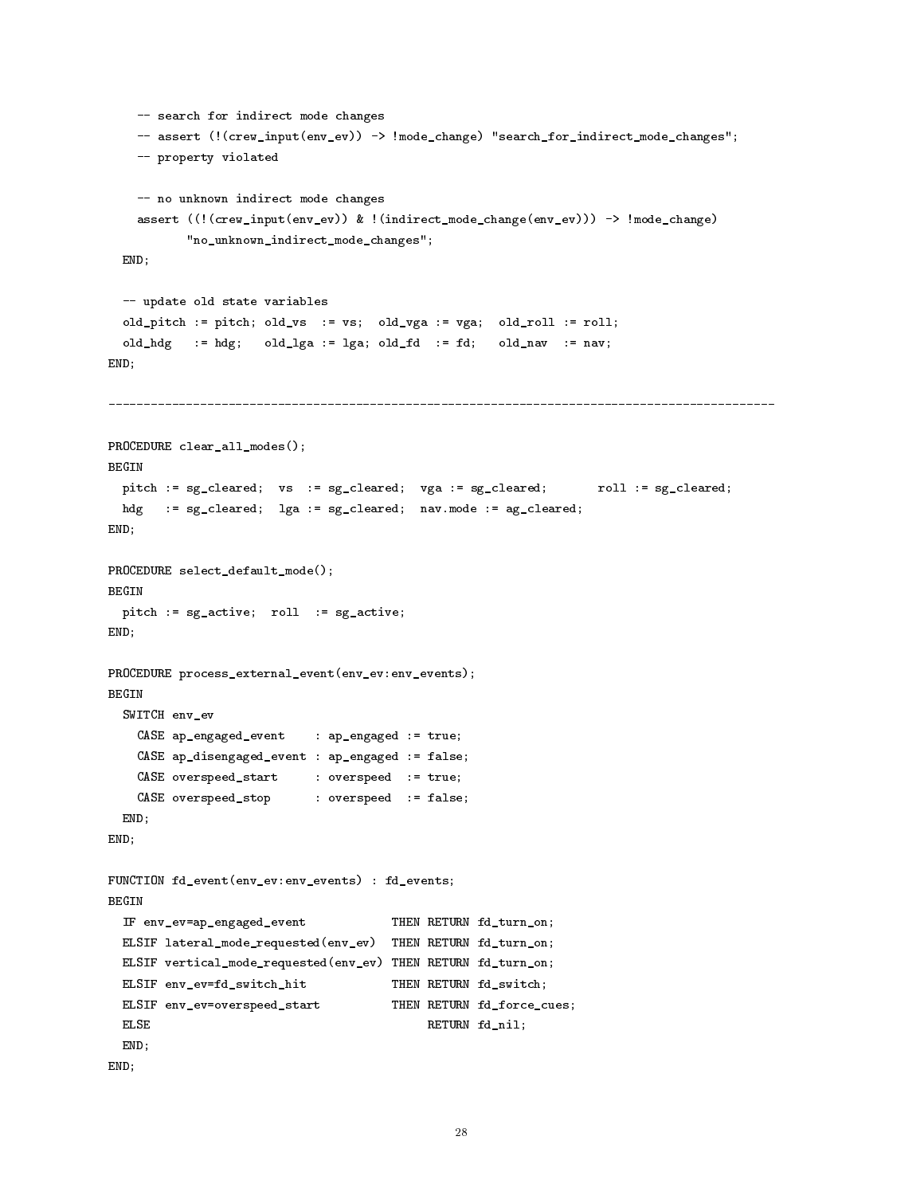```
    -- search for indirect mode changes
    -- assert (!(crew_input(env_ev)) -> !mode_change) "search_for_indirect_mode_changes";
    -- property violated

    -- no unknown indirect mode changes
    assert ((!(crew_input(env_ev)) & !(indirect_mode_change(env_ev))) -> !mode_change)
           "no_unknown_indirect_mode_changes";
  END;

  -- update old state variables
  old_pitch := pitch; old_vs  := vs;  old_vga := vga;  old_roll := roll;
  old_hdg   := hdg;   old_lga := lga; old_fd  := fd;   old_nav  := nav;
END;

-----------------------------------------------------------------------------------------------

PROCEDURE clear_all_modes();
BEGIN
  pitch := sg_cleared;  vs  := sg_cleared;  vga := sg_cleared;       roll := sg_cleared;
  hdg   := sg_cleared;  lga := sg_cleared;  nav.mode := ag_cleared;
END;

PROCEDURE select_default_mode();
BEGIN
  pitch := sg_active;  roll  := sg_active;
END;

PROCEDURE process_external_event(env_ev:env_events);
BEGIN
  SWITCH env_ev
    CASE ap_engaged_event    : ap_engaged := true;
    CASE ap_disengaged_event : ap_engaged := false;
    CASE overspeed_start     : overspeed  := true;
    CASE overspeed_stop      : overspeed  := false;
  END;
END;

FUNCTION fd_event(env_ev:env_events) : fd_events;
BEGIN
  IF env_ev=ap_engaged_event            THEN RETURN fd_turn_on;
  ELSIF lateral_mode_requested(env_ev)  THEN RETURN fd_turn_on;
  ELSIF vertical_mode_requested(env_ev) THEN RETURN fd_turn_on;
  ELSIF env_ev=fd_switch_hit            THEN RETURN fd_switch;
  ELSIF env_ev=overspeed_start          THEN RETURN fd_force_cues;
  ELSE                                       RETURN fd_nil;
  END;
END;
```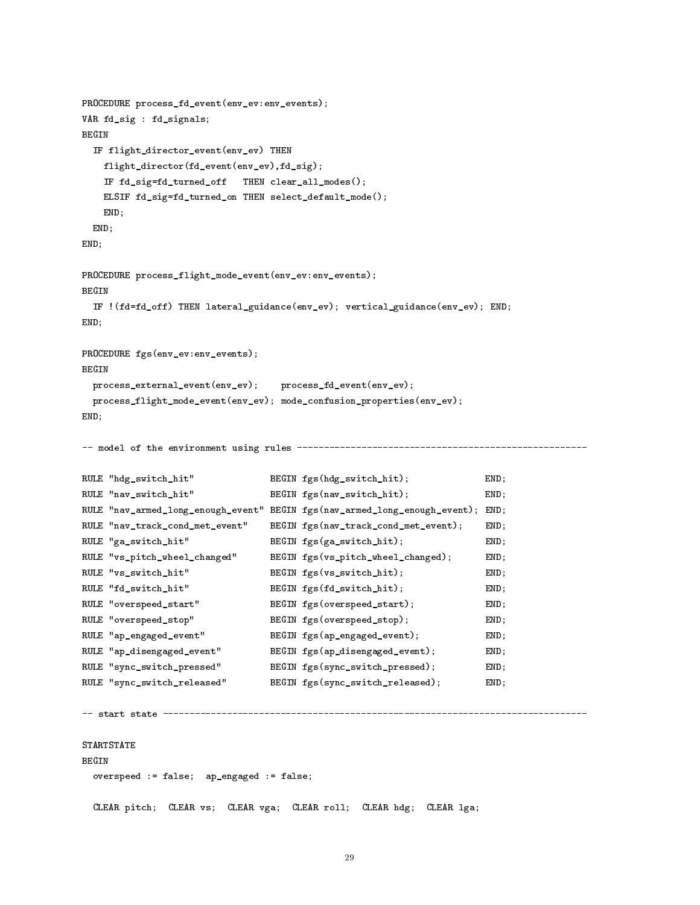```
PROCEDURE process_fd_event(env_ev:env_events);
VAR fd_sig : fd_signals;
BEGIN
  IF flight_director_event(env_ev) THEN
    flight_director(fd_event(env_ev),fd_sig);
    IF fd_sig=fd_turned_off   THEN clear_all_modes();
    ELSIF fd_sig=fd_turned_on THEN select_default_mode();
    END;
  END;
END;

PROCEDURE process_flight_mode_event(env_ev:env_events);
BEGIN
  IF !(fd=fd_off) THEN lateral_guidance(env_ev); vertical_guidance(env_ev); END;
END;

PROCEDURE fgs(env_ev:env_events);
BEGIN
  process_external_event(env_ev);    process_fd_event(env_ev);
  process_flight_mode_event(env_ev); mode_confusion_properties(env_ev);
END;

-- model of the environment using rules ------------------------------------------------------

RULE "hdg_switch_hit"              BEGIN fgs(hdg_switch_hit);              END;
RULE "nav_switch_hit"              BEGIN fgs(nav_switch_hit);              END;
RULE "nav_armed_long_enough_event" BEGIN fgs(nav_armed_long_enough_event); END;
RULE "nav_track_cond_met_event"    BEGIN fgs(nav_track_cond_met_event);    END;
RULE "ga_switch_hit"               BEGIN fgs(ga_switch_hit);               END;
RULE "vs_pitch_wheel_changed"      BEGIN fgs(vs_pitch_wheel_changed);      END;
RULE "vs_switch_hit"               BEGIN fgs(vs_switch_hit);               END;
RULE "fd_switch_hit"               BEGIN fgs(fd_switch_hit);               END;
RULE "overspeed_start"             BEGIN fgs(overspeed_start);             END;
RULE "overspeed_stop"              BEGIN fgs(overspeed_stop);              END;
RULE "ap_engaged_event"            BEGIN fgs(ap_engaged_event);            END;
RULE "ap_disengaged_event"         BEGIN fgs(ap_disengaged_event);         END;
RULE "sync_switch_pressed"         BEGIN fgs(sync_switch_pressed);         END;
RULE "sync_switch_released"        BEGIN fgs(sync_switch_released);        END;

-- start state ---------------------------------------------------------------------------------

STARTSTATE
BEGIN
  overspeed := false;  ap_engaged := false;

  CLEAR pitch;  CLEAR vs;  CLEAR vga;  CLEAR roll;  CLEAR hdg;  CLEAR lga;
```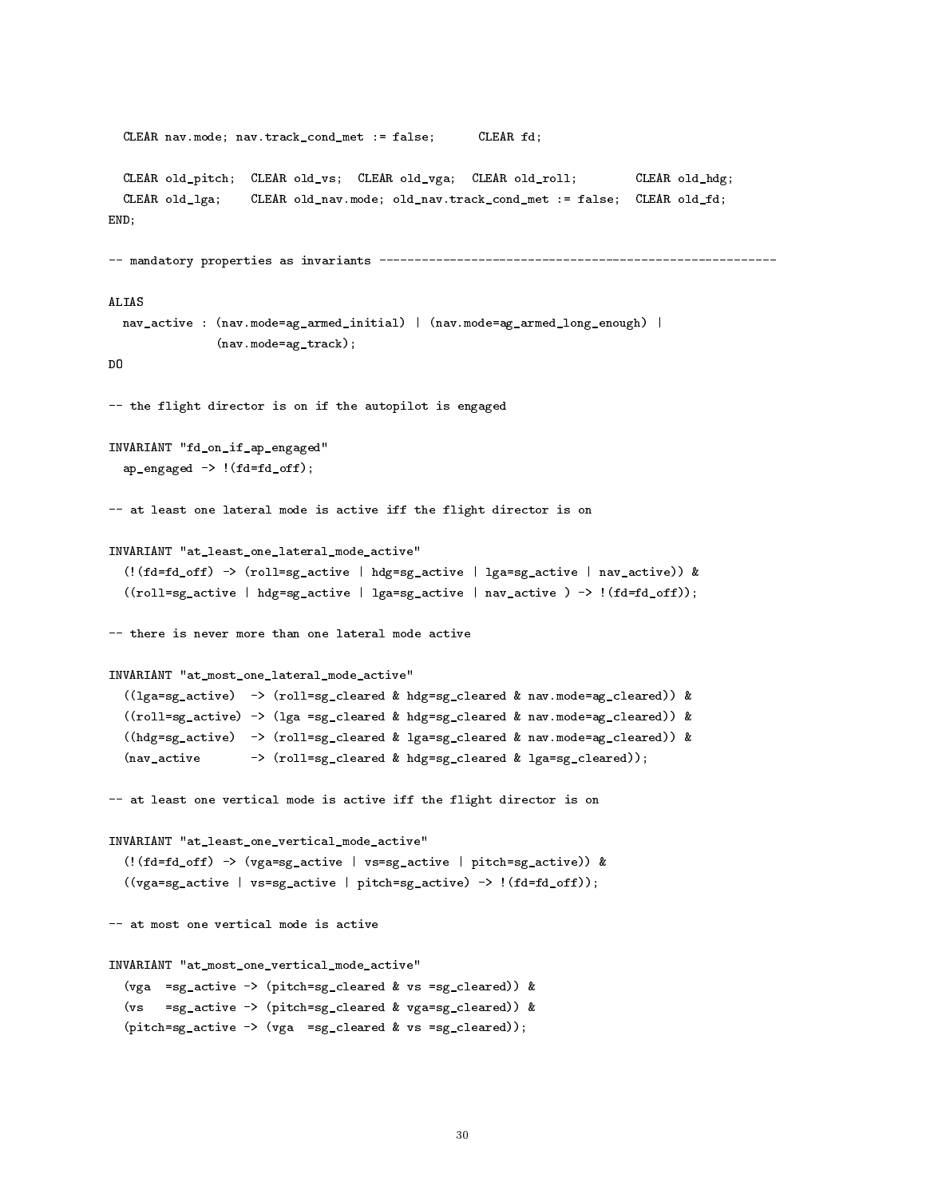```
  CLEAR nav.mode; nav.track_cond_met := false;      CLEAR fd;

  CLEAR old_pitch;  CLEAR old_vs;  CLEAR old_vga;  CLEAR old_roll;        CLEAR old_hdg;
  CLEAR old_lga;    CLEAR old_nav.mode; old_nav.track_cond_met := false;  CLEAR old_fd;
END;

-- mandatory properties as invariants -------------------------------------------------------

ALIAS
  nav_active : (nav.mode=ag_armed_initial) | (nav.mode=ag_armed_long_enough) |
               (nav.mode=ag_track);
DO

-- the flight director is on if the autopilot is engaged

INVARIANT "fd_on_if_ap_engaged"
  ap_engaged -> !(fd=fd_off);

-- at least one lateral mode is active iff the flight director is on

INVARIANT "at_least_one_lateral_mode_active"
  (!(fd=fd_off) -> (roll=sg_active | hdg=sg_active | lga=sg_active | nav_active)) &
  ((roll=sg_active | hdg=sg_active | lga=sg_active | nav_active ) -> !(fd=fd_off));

-- there is never more than one lateral mode active

INVARIANT "at_most_one_lateral_mode_active"
  ((lga=sg_active)  -> (roll=sg_cleared & hdg=sg_cleared & nav.mode=ag_cleared)) &
  ((roll=sg_active) -> (lga =sg_cleared & hdg=sg_cleared & nav.mode=ag_cleared)) &
  ((hdg=sg_active)  -> (roll=sg_cleared & lga=sg_cleared & nav.mode=ag_cleared)) &
  (nav_active       -> (roll=sg_cleared & hdg=sg_cleared & lga=sg_cleared));

-- at least one vertical mode is active iff the flight director is on

INVARIANT "at_least_one_vertical_mode_active"
  (!(fd=fd_off) -> (vga=sg_active | vs=sg_active | pitch=sg_active)) &
  ((vga=sg_active | vs=sg_active | pitch=sg_active) -> !(fd=fd_off));

-- at most one vertical mode is active

INVARIANT "at_most_one_vertical_mode_active"
  (vga  =sg_active -> (pitch=sg_cleared & vs =sg_cleared)) &
  (vs   =sg_active -> (pitch=sg_cleared & vga=sg_cleared)) &
  (pitch=sg_active -> (vga  =sg_cleared & vs =sg_cleared));
```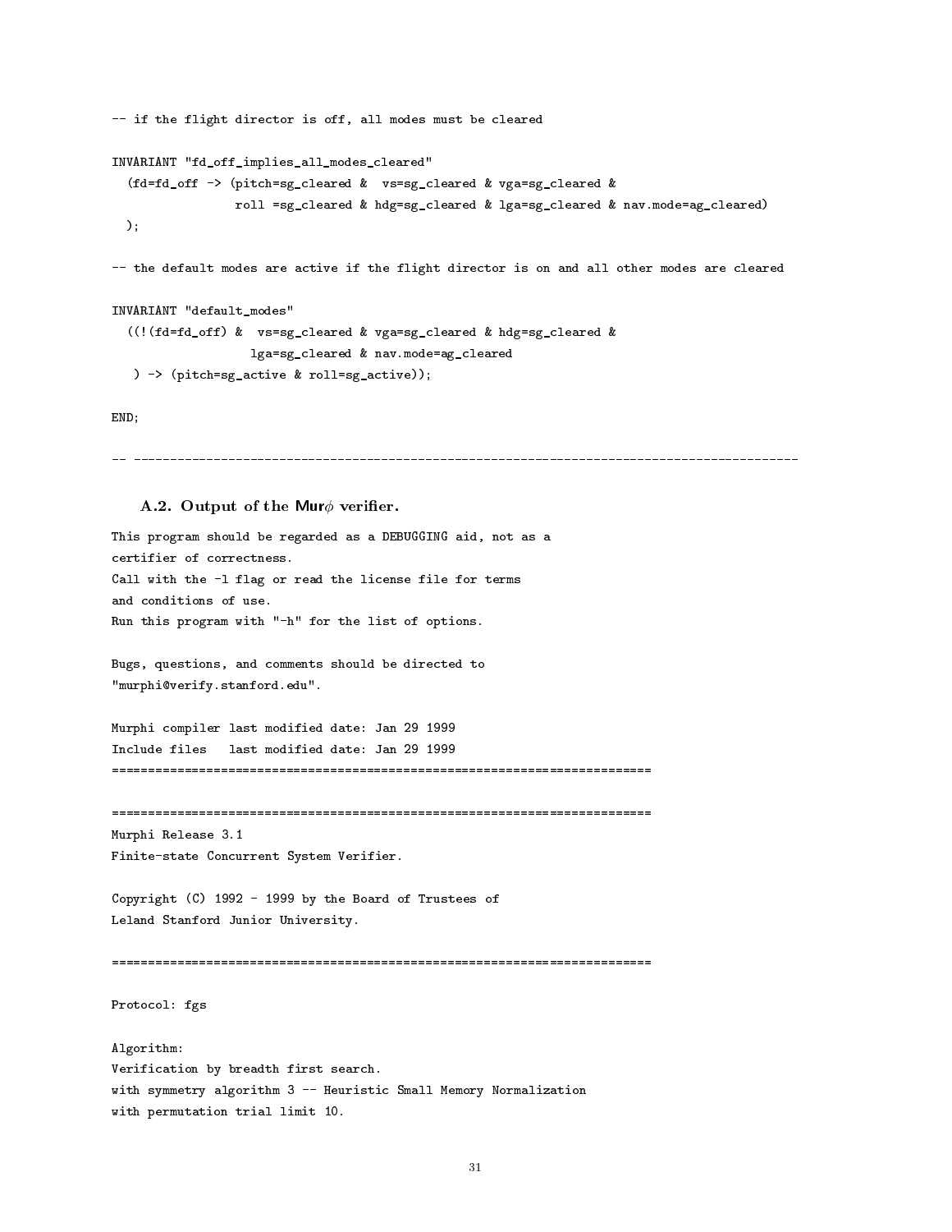```
-- if the flight director is off, all modes must be cleared

INVARIANT "fd_off_implies_all_modes_cleared"
  (fd=fd_off -> (pitch=sg_cleared &  vs=sg_cleared & vga=sg_cleared &
                 roll =sg_cleared & hdg=sg_cleared & lga=sg_cleared & nav.mode=ag_cleared)
  );

-- the default modes are active if the flight director is on and all other modes are cleared

INVARIANT "default_modes"
  ((!(fd=fd_off) &  vs=sg_cleared & vga=sg_cleared & hdg=sg_cleared &
                   lga=sg_cleared & nav.mode=ag_cleared
   ) -> (pitch=sg_active & roll=sg_active));

END;

-- -------------------------------------------------------------------------------------------
```

### A.2. Output of the Mur$\phi$ verifier.

```
This program should be regarded as a DEBUGGING aid, not as a
certifier of correctness.
Call with the -l flag or read the license file for terms
and conditions of use.
Run this program with "-h" for the list of options.

Bugs, questions, and comments should be directed to
"murphi@verify.stanford.edu".

Murphi compiler last modified date: Jan 29 1999
Include files   last modified date: Jan 29 1999
==========================================================================

==========================================================================
Murphi Release 3.1
Finite-state Concurrent System Verifier.

Copyright (C) 1992 - 1999 by the Board of Trustees of
Leland Stanford Junior University.

==========================================================================

Protocol: fgs

Algorithm:
Verification by breadth first search.
with symmetry algorithm 3 -- Heuristic Small Memory Normalization
with permutation trial limit 10.
```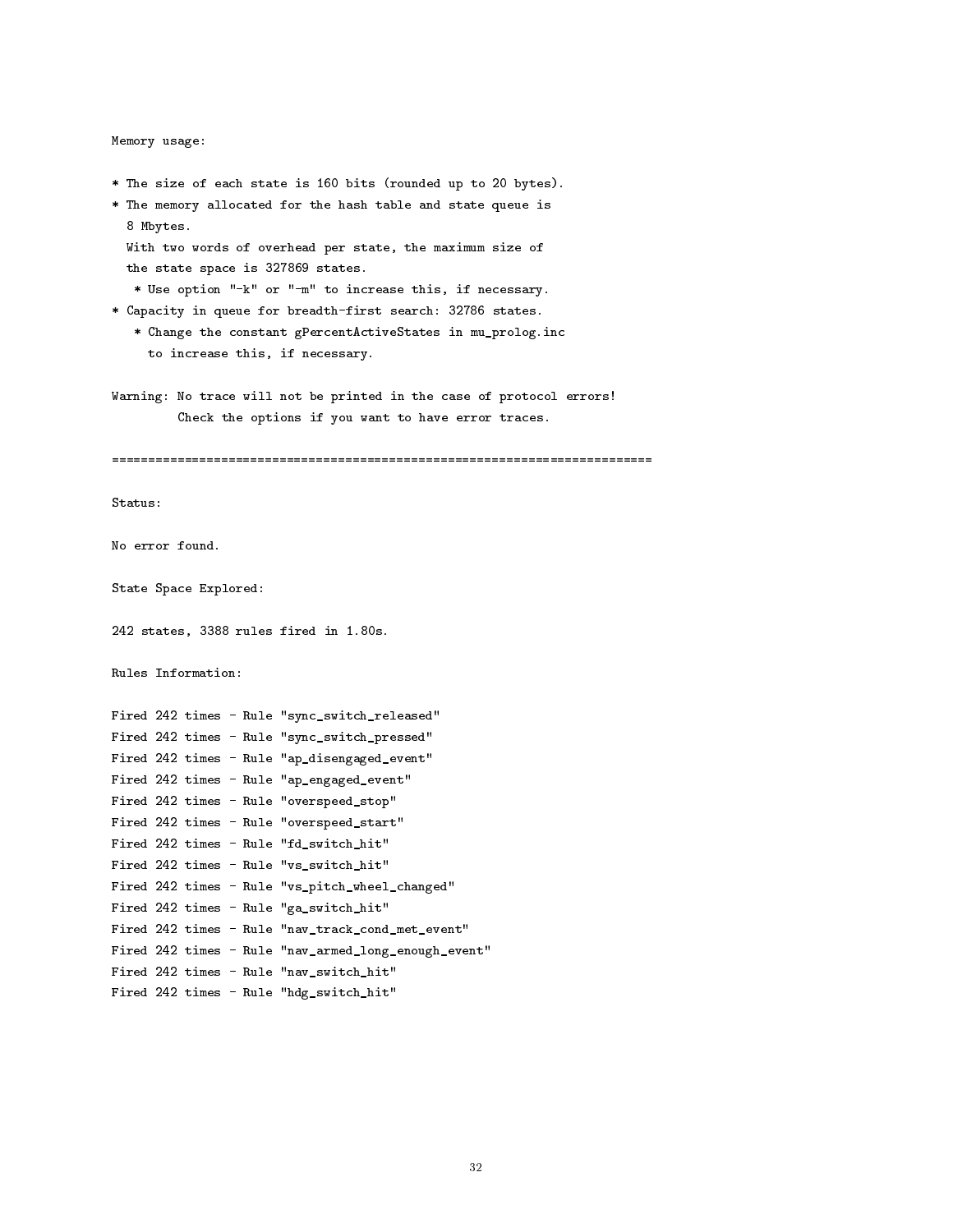```
Memory usage:

* The size of each state is 160 bits (rounded up to 20 bytes).
* The memory allocated for the hash table and state queue is
  8 Mbytes.
  With two words of overhead per state, the maximum size of
  the state space is 327869 states.
   * Use option "-k" or "-m" to increase this, if necessary.
* Capacity in queue for breadth-first search: 32786 states.
   * Change the constant gPercentActiveStates in mu_prolog.inc
     to increase this, if necessary.

Warning: No trace will not be printed in the case of protocol errors!
         Check the options if you want to have error traces.

==========================================================================

Status:

No error found.

State Space Explored:

242 states, 3388 rules fired in 1.80s.

Rules Information:

Fired 242 times - Rule "sync_switch_released"
Fired 242 times - Rule "sync_switch_pressed"
Fired 242 times - Rule "ap_disengaged_event"
Fired 242 times - Rule "ap_engaged_event"
Fired 242 times - Rule "overspeed_stop"
Fired 242 times - Rule "overspeed_start"
Fired 242 times - Rule "fd_switch_hit"
Fired 242 times - Rule "vs_switch_hit"
Fired 242 times - Rule "vs_pitch_wheel_changed"
Fired 242 times - Rule "ga_switch_hit"
Fired 242 times - Rule "nav_track_cond_met_event"
Fired 242 times - Rule "nav_armed_long_enough_event"
Fired 242 times - Rule "nav_switch_hit"
Fired 242 times - Rule "hdg_switch_hit"
```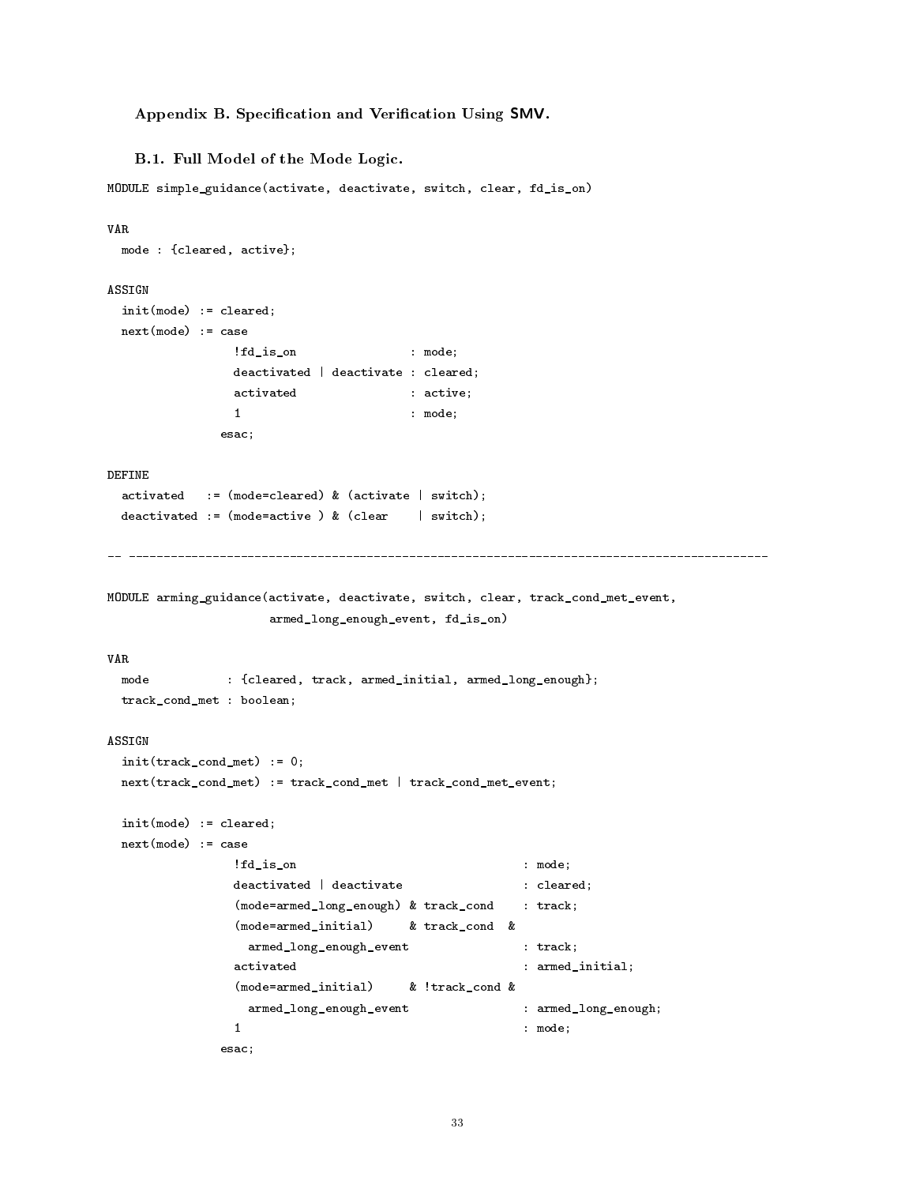## Appendix B. Specification and Verification Using SMV.

### B.1. Full Model of the Mode Logic.

```
MODULE simple_guidance(activate, deactivate, switch, clear, fd_is_on)

VAR
  mode : {cleared, active};

ASSIGN
  init(mode) := cleared;
  next(mode) := case
                  !fd_is_on                : mode;
                  deactivated | deactivate : cleared;
                  activated                : active;
                  1                        : mode;
                esac;

DEFINE
  activated   := (mode=cleared) & (activate | switch);
  deactivated := (mode=active ) & (clear    | switch);

-- ------------------------------------------------------------------------------------------

MODULE arming_guidance(activate, deactivate, switch, clear, track_cond_met_event,
                       armed_long_enough_event, fd_is_on)

VAR
  mode           : {cleared, track, armed_initial, armed_long_enough};
  track_cond_met : boolean;

ASSIGN
  init(track_cond_met) := 0;
  next(track_cond_met) := track_cond_met | track_cond_met_event;

  init(mode) := cleared;
  next(mode) := case
                  !fd_is_on                                 : mode;
                  deactivated | deactivate                  : cleared;
                  (mode=armed_long_enough) & track_cond     : track;
                  (mode=armed_initial)     & track_cond  &
                    armed_long_enough_event                 : track;
                  activated                                 : armed_initial;
                  (mode=armed_initial)     & !track_cond &
                    armed_long_enough_event                 : armed_long_enough;
                  1                                         : mode;
                esac;
```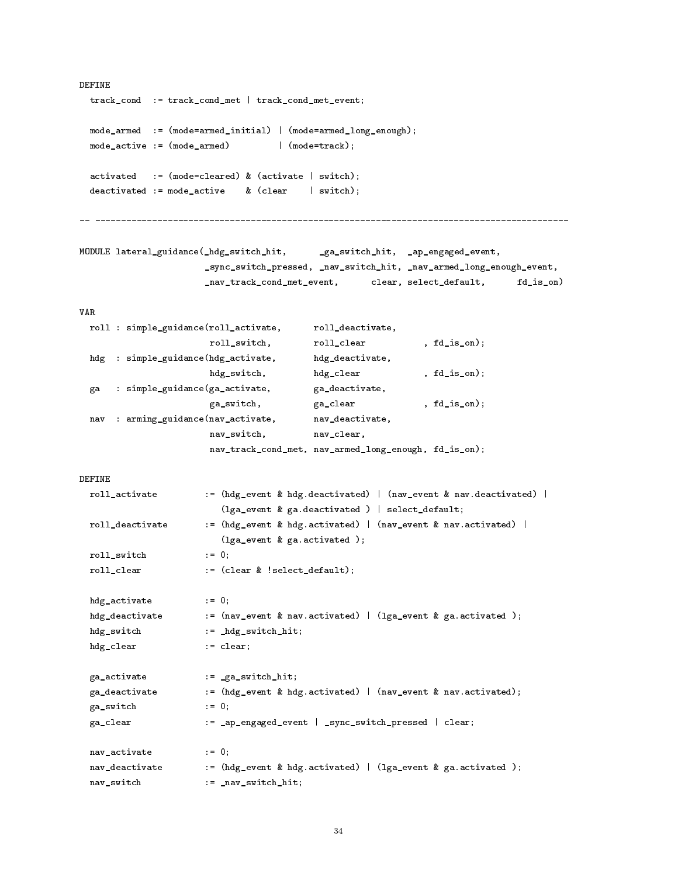```
DEFINE
  track_cond  := track_cond_met | track_cond_met_event;

  mode_armed  := (mode=armed_initial) | (mode=armed_long_enough);
  mode_active := (mode_armed)         | (mode=track);

  activated   := (mode=cleared) & (activate | switch);
  deactivated := mode_active    & (clear    | switch);

-- ------------------------------------------------------------------------------------------

MODULE lateral_guidance(_hdg_switch_hit,      _ga_switch_hit,  _ap_engaged_event,
                        _sync_switch_pressed, _nav_switch_hit, _nav_armed_long_enough_event,
                        _nav_track_cond_met_event,      clear, select_default,      fd_is_on)

VAR
  roll : simple_guidance(roll_activate,      roll_deactivate,
                         roll_switch,        roll_clear           , fd_is_on);
  hdg  : simple_guidance(hdg_activate,       hdg_deactivate,
                         hdg_switch,         hdg_clear            , fd_is_on);
  ga   : simple_guidance(ga_activate,        ga_deactivate,
                         ga_switch,          ga_clear             , fd_is_on);
  nav  : arming_guidance(nav_activate,       nav_deactivate,
                         nav_switch,         nav_clear,
                         nav_track_cond_met, nav_armed_long_enough, fd_is_on);

DEFINE
  roll_activate         := (hdg_event & hdg.deactivated) | (nav_event & nav.deactivated) |
                           (lga_event & ga.deactivated ) | select_default;
  roll_deactivate       := (hdg_event & hdg.activated) | (nav_event & nav.activated) |
                           (lga_event & ga.activated );
  roll_switch           := 0;
  roll_clear            := (clear & !select_default);

  hdg_activate          := 0;
  hdg_deactivate        := (nav_event & nav.activated) | (lga_event & ga.activated );
  hdg_switch            := _hdg_switch_hit;
  hdg_clear             := clear;

  ga_activate           := _ga_switch_hit;
  ga_deactivate         := (hdg_event & hdg.activated) | (nav_event & nav.activated);
  ga_switch             := 0;
  ga_clear              := _ap_engaged_event | _sync_switch_pressed | clear;

  nav_activate          := 0;
  nav_deactivate        := (hdg_event & hdg.activated) | (lga_event & ga.activated );
  nav_switch            := _nav_switch_hit;
```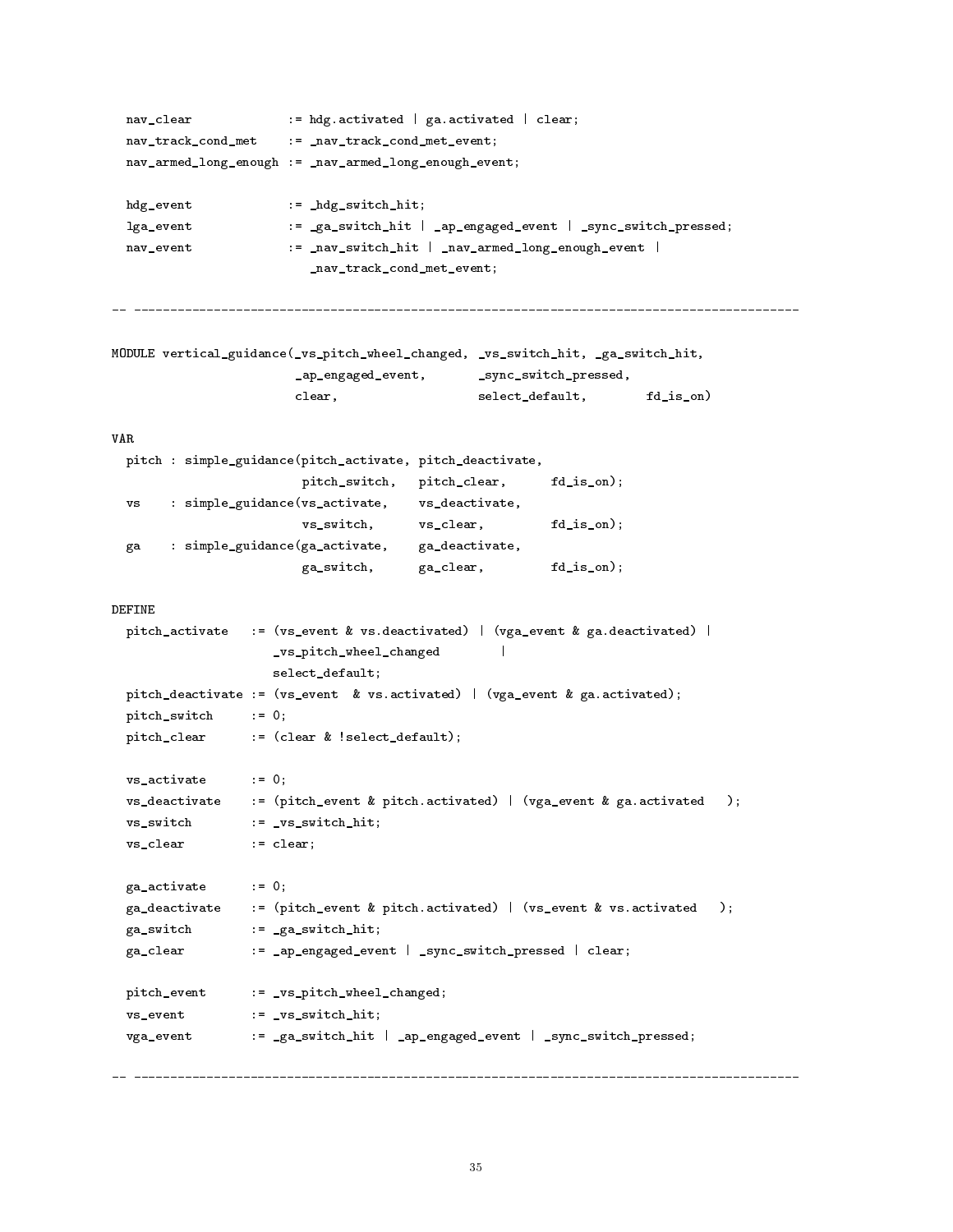```
  nav_clear             := hdg.activated | ga.activated | clear;
  nav_track_cond_met    := _nav_track_cond_met_event;
  nav_armed_long_enough := _nav_armed_long_enough_event;

  hdg_event             := _hdg_switch_hit;
  lga_event             := _ga_switch_hit | _ap_engaged_event | _sync_switch_pressed;
  nav_event             := _nav_switch_hit | _nav_armed_long_enough_event |
                           _nav_track_cond_met_event;

-- -------------------------------------------------------------------------------------------

MODULE vertical_guidance(_vs_pitch_wheel_changed, _vs_switch_hit, _ga_switch_hit,
                         _ap_engaged_event,       _sync_switch_pressed,
                         clear,                   select_default,        fd_is_on)

VAR
  pitch : simple_guidance(pitch_activate, pitch_deactivate,
                          pitch_switch,   pitch_clear,      fd_is_on);
  vs    : simple_guidance(vs_activate,    vs_deactivate,
                          vs_switch,      vs_clear,         fd_is_on);
  ga    : simple_guidance(ga_activate,    ga_deactivate,
                          ga_switch,      ga_clear,         fd_is_on);

DEFINE
  pitch_activate   := (vs_event & vs.deactivated) | (vga_event & ga.deactivated) |
                      _vs_pitch_wheel_changed        |
                      select_default;
  pitch_deactivate := (vs_event  & vs.activated) | (vga_event & ga.activated);
  pitch_switch     := 0;
  pitch_clear      := (clear & !select_default);

  vs_activate      := 0;
  vs_deactivate    := (pitch_event & pitch.activated) | (vga_event & ga.activated   );
  vs_switch        := _vs_switch_hit;
  vs_clear         := clear;

  ga_activate      := 0;
  ga_deactivate    := (pitch_event & pitch.activated) | (vs_event & vs.activated   );
  ga_switch        := _ga_switch_hit;
  ga_clear         := _ap_engaged_event | _sync_switch_pressed | clear;

  pitch_event      := _vs_pitch_wheel_changed;
  vs_event         := _vs_switch_hit;
  vga_event        := _ga_switch_hit | _ap_engaged_event | _sync_switch_pressed;

-- -------------------------------------------------------------------------------------------
```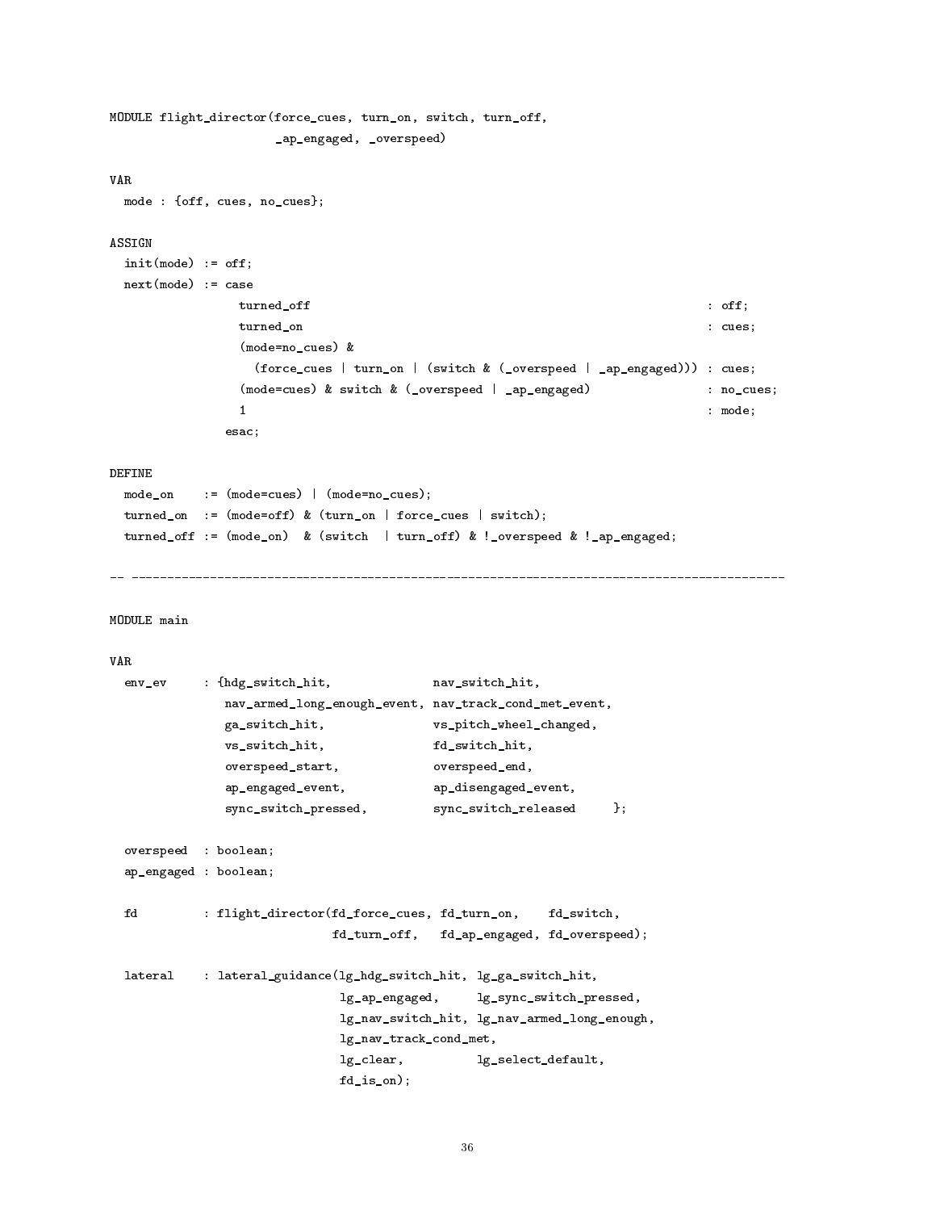```
MODULE flight_director(force_cues, turn_on, switch, turn_off,
                       _ap_engaged, _overspeed)

VAR
  mode : {off, cues, no_cues};

ASSIGN
  init(mode) := off;
  next(mode) := case
                  turned_off                                                       : off;
                  turned_on                                                        : cues;
                  (mode=no_cues) &
                    (force_cues | turn_on | (switch & (_overspeed | _ap_engaged))) : cues;
                  (mode=cues) & switch & (_overspeed | _ap_engaged)                : no_cues;
                  1                                                                : mode;
                esac;

DEFINE
  mode_on    := (mode=cues) | (mode=no_cues);
  turned_on  := (mode=off) & (turn_on | force_cues | switch);
  turned_off := (mode_on)  & (switch  | turn_off) & !_overspeed & !_ap_engaged;

-- ---------------------------------------------------------------------------------------------

MODULE main

VAR
  env_ev     : {hdg_switch_hit,              nav_switch_hit,
                nav_armed_long_enough_event, nav_track_cond_met_event,
                ga_switch_hit,               vs_pitch_wheel_changed,
                vs_switch_hit,               fd_switch_hit,
                overspeed_start,             overspeed_end,
                ap_engaged_event,            ap_disengaged_event,
                sync_switch_pressed,         sync_switch_released     };

  overspeed  : boolean;
  ap_engaged : boolean;

  fd         : flight_director(fd_force_cues, fd_turn_on,    fd_switch,
                               fd_turn_off,   fd_ap_engaged, fd_overspeed);

  lateral    : lateral_guidance(lg_hdg_switch_hit, lg_ga_switch_hit,
                                lg_ap_engaged,     lg_sync_switch_pressed,
                                lg_nav_switch_hit, lg_nav_armed_long_enough,
                                lg_nav_track_cond_met,
                                lg_clear,          lg_select_default,
                                fd_is_on);
```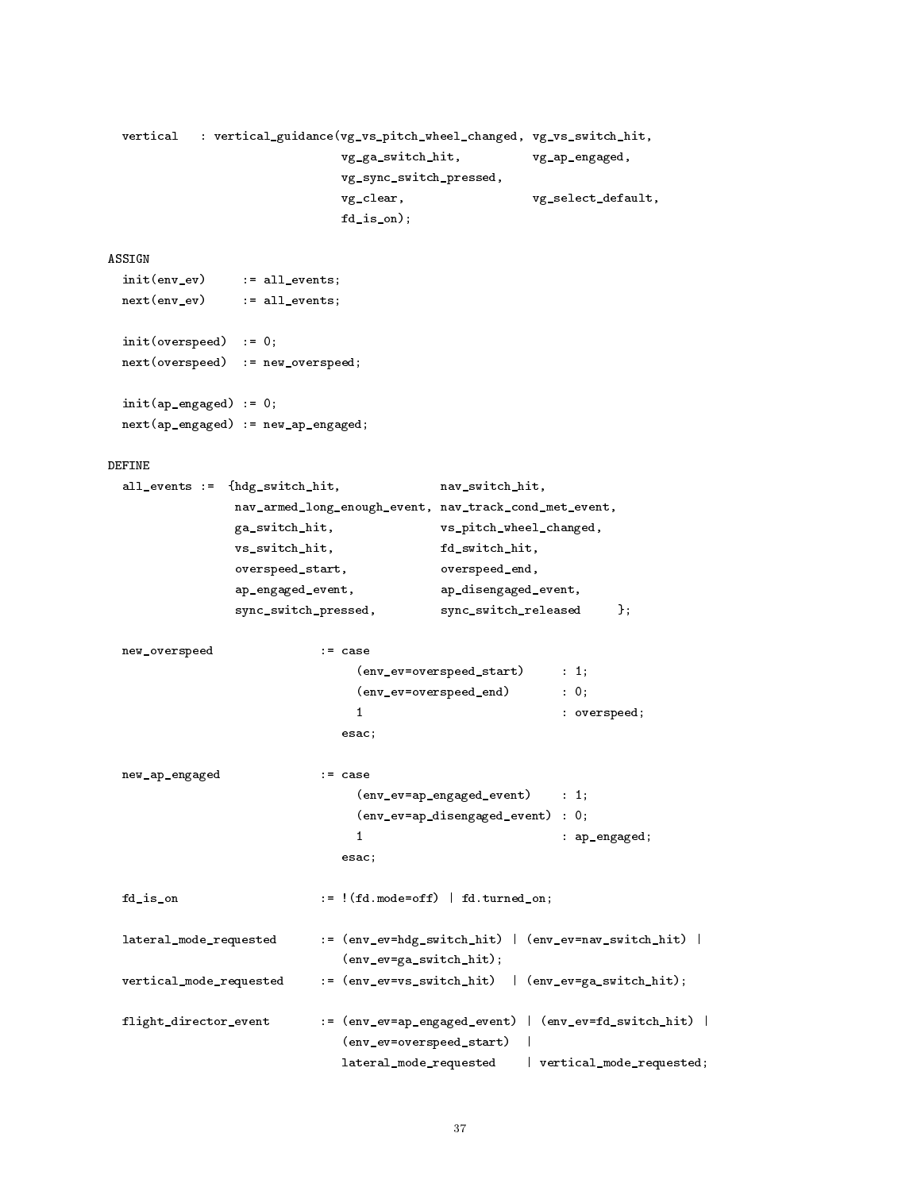```
  vertical   : vertical_guidance(vg_vs_pitch_wheel_changed, vg_vs_switch_hit,
                                 vg_ga_switch_hit,          vg_ap_engaged,
                                 vg_sync_switch_pressed,
                                 vg_clear,                  vg_select_default,
                                 fd_is_on);

ASSIGN
  init(env_ev)      := all_events;
  next(env_ev)      := all_events;

  init(overspeed)   := 0;
  next(overspeed)   := new_overspeed;

  init(ap_engaged) := 0;
  next(ap_engaged) := new_ap_engaged;

DEFINE
  all_events :=  {hdg_switch_hit,              nav_switch_hit,
                  nav_armed_long_enough_event, nav_track_cond_met_event,
                  ga_switch_hit,               vs_pitch_wheel_changed,
                  vs_switch_hit,               fd_switch_hit,
                  overspeed_start,             overspeed_end,
                  ap_engaged_event,            ap_disengaged_event,
                  sync_switch_pressed,         sync_switch_released     };

  new_overspeed              := case
                                  (env_ev=overspeed_start)     : 1;
                                  (env_ev=overspeed_end)       : 0;
                                  1                            : overspeed;
                                esac;

  new_ap_engaged             := case
                                  (env_ev=ap_engaged_event)    : 1;
                                  (env_ev=ap_disengaged_event) : 0;
                                  1                            : ap_engaged;
                                esac;

  fd_is_on                   := !(fd.mode=off) | fd.turned_on;

  lateral_mode_requested     := (env_ev=hdg_switch_hit) | (env_ev=nav_switch_hit) |
                                (env_ev=ga_switch_hit);
  vertical_mode_requested    := (env_ev=vs_switch_hit)  | (env_ev=ga_switch_hit);

  flight_director_event      := (env_ev=ap_engaged_event) | (env_ev=fd_switch_hit) |
                                (env_ev=overspeed_start)  |
                                lateral_mode_requested    | vertical_mode_requested;
```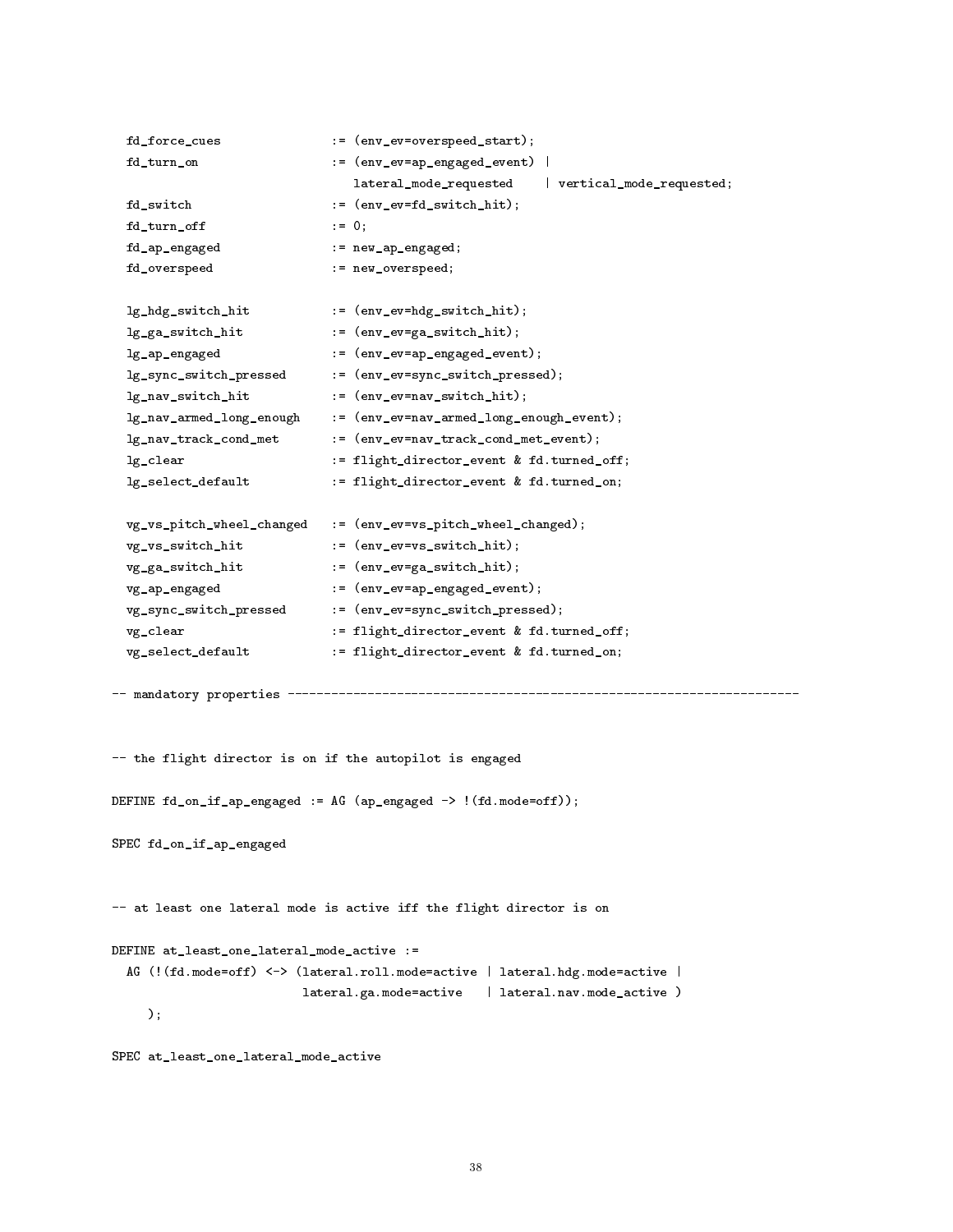```
  fd_force_cues               := (env_ev=overspeed_start);
  fd_turn_on                  := (env_ev=ap_engaged_event) |
                                 lateral_mode_requested    | vertical_mode_requested;
  fd_switch                   := (env_ev=fd_switch_hit);
  fd_turn_off                 := 0;
  fd_ap_engaged               := new_ap_engaged;
  fd_overspeed                := new_overspeed;

  lg_hdg_switch_hit           := (env_ev=hdg_switch_hit);
  lg_ga_switch_hit            := (env_ev=ga_switch_hit);
  lg_ap_engaged               := (env_ev=ap_engaged_event);
  lg_sync_switch_pressed      := (env_ev=sync_switch_pressed);
  lg_nav_switch_hit           := (env_ev=nav_switch_hit);
  lg_nav_armed_long_enough    := (env_ev=nav_armed_long_enough_event);
  lg_nav_track_cond_met       := (env_ev=nav_track_cond_met_event);
  lg_clear                    := flight_director_event & fd.turned_off;
  lg_select_default           := flight_director_event & fd.turned_on;

  vg_vs_pitch_wheel_changed   := (env_ev=vs_pitch_wheel_changed);
  vg_vs_switch_hit            := (env_ev=vs_switch_hit);
  vg_ga_switch_hit            := (env_ev=ga_switch_hit);
  vg_ap_engaged               := (env_ev=ap_engaged_event);
  vg_sync_switch_pressed      := (env_ev=sync_switch_pressed);
  vg_clear                    := flight_director_event & fd.turned_off;
  vg_select_default           := flight_director_event & fd.turned_on;

-- mandatory properties ----------------------------------------------------------------------


-- the flight director is on if the autopilot is engaged

DEFINE fd_on_if_ap_engaged := AG (ap_engaged -> !(fd.mode=off));

SPEC fd_on_if_ap_engaged


-- at least one lateral mode is active iff the flight director is on

DEFINE at_least_one_lateral_mode_active :=
  AG (!(fd.mode=off) <-> (lateral.roll.mode=active | lateral.hdg.mode=active |
                          lateral.ga.mode=active   | lateral.nav.mode_active )
     );

SPEC at_least_one_lateral_mode_active
```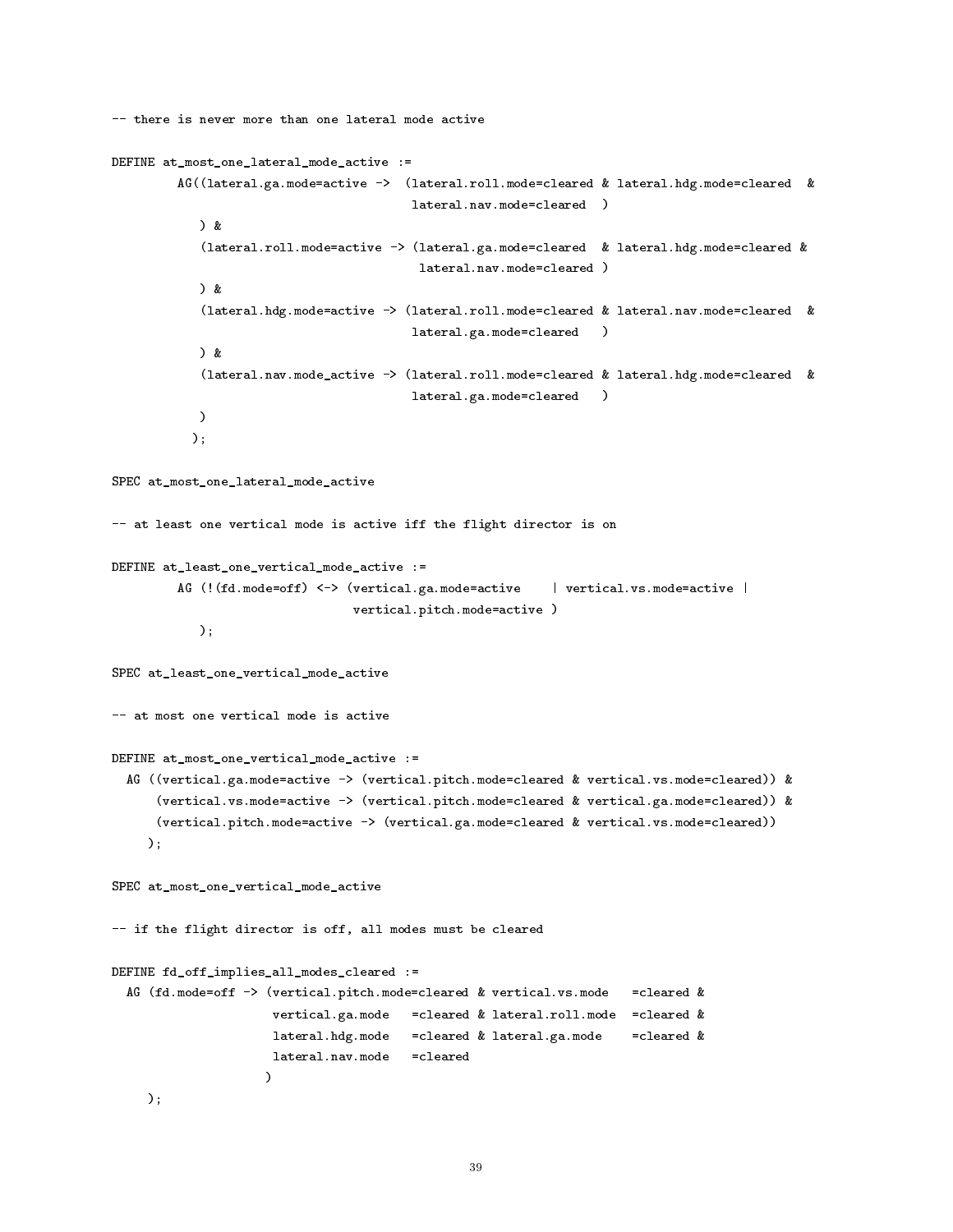```
-- there is never more than one lateral mode active

DEFINE at_most_one_lateral_mode_active :=
        AG((lateral.ga.mode=active ->  (lateral.roll.mode=cleared & lateral.hdg.mode=cleared  &
                                        lateral.nav.mode=cleared  )
           ) &
           (lateral.roll.mode=active -> (lateral.ga.mode=cleared  & lateral.hdg.mode=cleared &
                                         lateral.nav.mode=cleared )
           ) &
           (lateral.hdg.mode=active -> (lateral.roll.mode=cleared & lateral.nav.mode=cleared  &
                                        lateral.ga.mode=cleared   )
           ) &
           (lateral.nav.mode_active -> (lateral.roll.mode=cleared & lateral.hdg.mode=cleared  &
                                        lateral.ga.mode=cleared   )
           )
          );

SPEC at_most_one_lateral_mode_active

-- at least one vertical mode is active iff the flight director is on

DEFINE at_least_one_vertical_mode_active :=
        AG (!(fd.mode=off) <-> (vertical.ga.mode=active    | vertical.vs.mode=active |
                                vertical.pitch.mode=active )
           );

SPEC at_least_one_vertical_mode_active

-- at most one vertical mode is active

DEFINE at_most_one_vertical_mode_active :=
  AG ((vertical.ga.mode=active -> (vertical.pitch.mode=cleared & vertical.vs.mode=cleared)) &
      (vertical.vs.mode=active -> (vertical.pitch.mode=cleared & vertical.ga.mode=cleared)) &
      (vertical.pitch.mode=active -> (vertical.ga.mode=cleared & vertical.vs.mode=cleared))
     );

SPEC at_most_one_vertical_mode_active

-- if the flight director is off, all modes must be cleared

DEFINE fd_off_implies_all_modes_cleared :=
  AG (fd.mode=off -> (vertical.pitch.mode=cleared & vertical.vs.mode   =cleared &
                      vertical.ga.mode   =cleared & lateral.roll.mode  =cleared &
                      lateral.hdg.mode   =cleared & lateral.ga.mode    =cleared &
                      lateral.nav.mode   =cleared
                     )
     );
```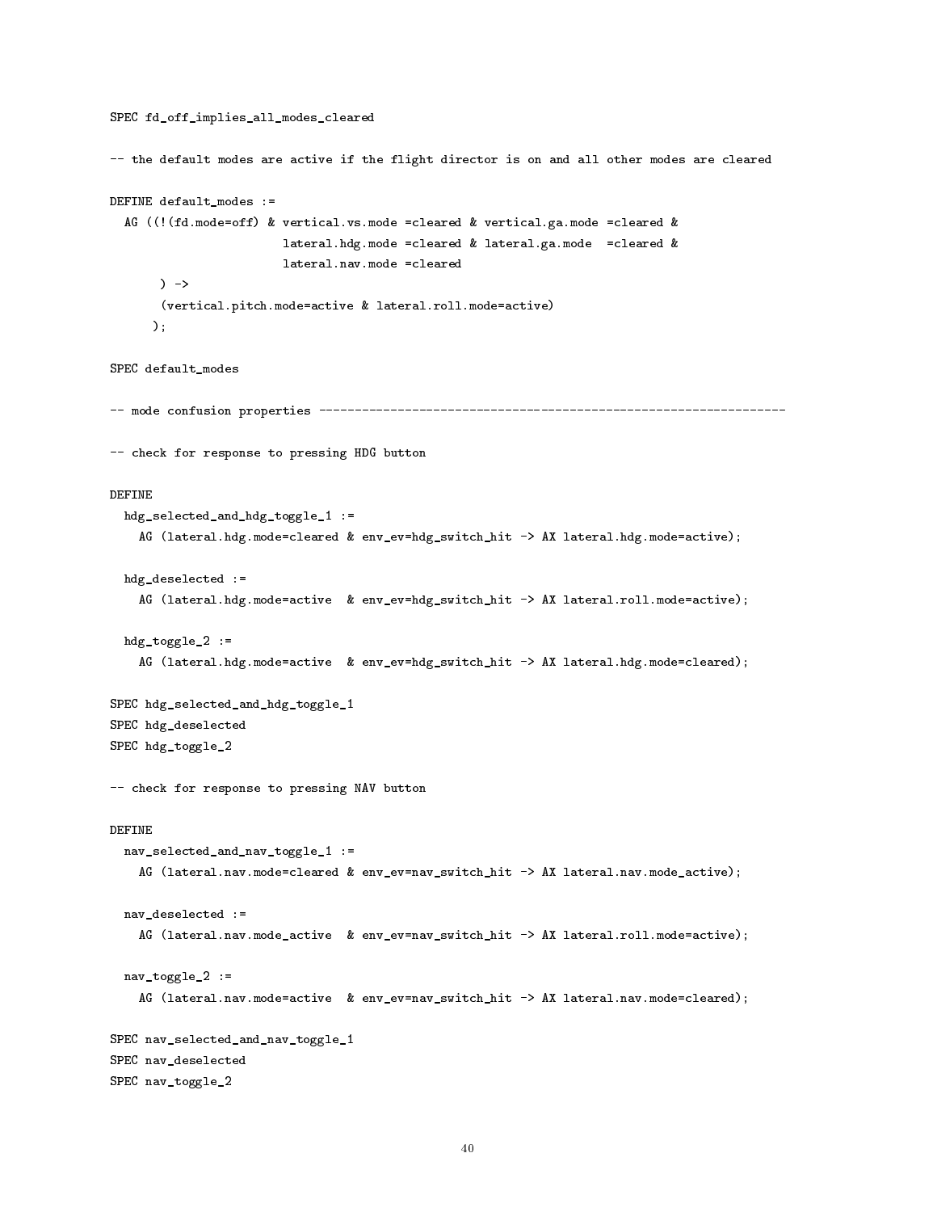```
SPEC fd_off_implies_all_modes_cleared

-- the default modes are active if the flight director is on and all other modes are cleared

DEFINE default_modes :=
  AG ((!(fd.mode=off) & vertical.vs.mode =cleared & vertical.ga.mode =cleared &
                        lateral.hdg.mode =cleared & lateral.ga.mode  =cleared &
                        lateral.nav.mode =cleared
       ) ->
       (vertical.pitch.mode=active & lateral.roll.mode=active)
      );

SPEC default_modes

-- mode confusion properties ---------------------------------------------------------------

-- check for response to pressing HDG button

DEFINE
  hdg_selected_and_hdg_toggle_1 :=
    AG (lateral.hdg.mode=cleared & env_ev=hdg_switch_hit -> AX lateral.hdg.mode=active);

  hdg_deselected :=
    AG (lateral.hdg.mode=active  & env_ev=hdg_switch_hit -> AX lateral.roll.mode=active);

  hdg_toggle_2 :=
    AG (lateral.hdg.mode=active  & env_ev=hdg_switch_hit -> AX lateral.hdg.mode=cleared);

SPEC hdg_selected_and_hdg_toggle_1
SPEC hdg_deselected
SPEC hdg_toggle_2

-- check for response to pressing NAV button

DEFINE
  nav_selected_and_nav_toggle_1 :=
    AG (lateral.nav.mode=cleared & env_ev=nav_switch_hit -> AX lateral.nav.mode_active);

  nav_deselected :=
    AG (lateral.nav.mode_active  & env_ev=nav_switch_hit -> AX lateral.roll.mode=active);

  nav_toggle_2 :=
    AG (lateral.nav.mode=active  & env_ev=nav_switch_hit -> AX lateral.nav.mode=cleared);

SPEC nav_selected_and_nav_toggle_1
SPEC nav_deselected
SPEC nav_toggle_2
```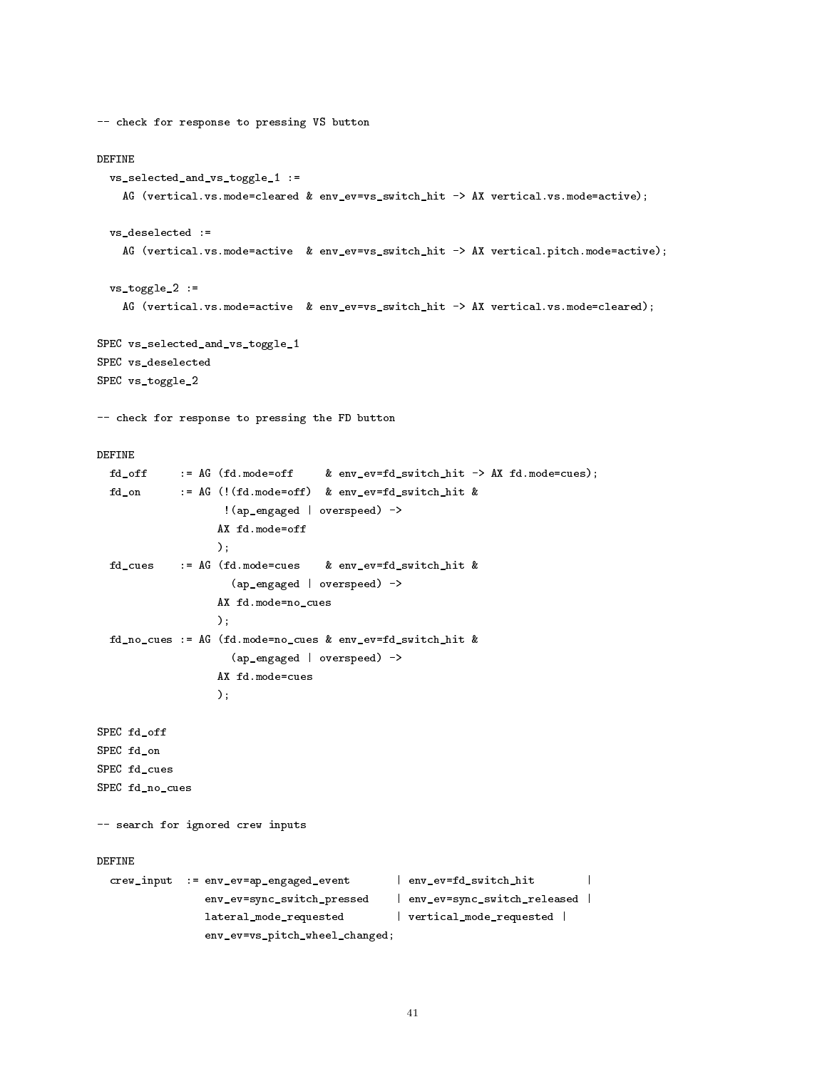```
-- check for response to pressing VS button

DEFINE
  vs_selected_and_vs_toggle_1 :=
    AG (vertical.vs.mode=cleared & env_ev=vs_switch_hit -> AX vertical.vs.mode=active);

  vs_deselected :=
    AG (vertical.vs.mode=active  & env_ev=vs_switch_hit -> AX vertical.pitch.mode=active);

  vs_toggle_2 :=
    AG (vertical.vs.mode=active  & env_ev=vs_switch_hit -> AX vertical.vs.mode=cleared);

SPEC vs_selected_and_vs_toggle_1
SPEC vs_deselected
SPEC vs_toggle_2

-- check for response to pressing the FD button

DEFINE
  fd_off     := AG (fd.mode=off     & env_ev=fd_switch_hit -> AX fd.mode=cues);
  fd_on      := AG (!(fd.mode=off)  & env_ev=fd_switch_hit &
                     !(ap_engaged | overspeed) ->
                    AX fd.mode=off
                    );
  fd_cues    := AG (fd.mode=cues    & env_ev=fd_switch_hit &
                      (ap_engaged | overspeed) ->
                    AX fd.mode=no_cues
                    );
  fd_no_cues := AG (fd.mode=no_cues & env_ev=fd_switch_hit &
                      (ap_engaged | overspeed) ->
                    AX fd.mode=cues
                    );

SPEC fd_off
SPEC fd_on
SPEC fd_cues
SPEC fd_no_cues

-- search for ignored crew inputs

DEFINE
  crew_input  := env_ev=ap_engaged_event       | env_ev=fd_switch_hit        |
                 env_ev=sync_switch_pressed    | env_ev=sync_switch_released |
                 lateral_mode_requested        | vertical_mode_requested |
                 env_ev=vs_pitch_wheel_changed;
```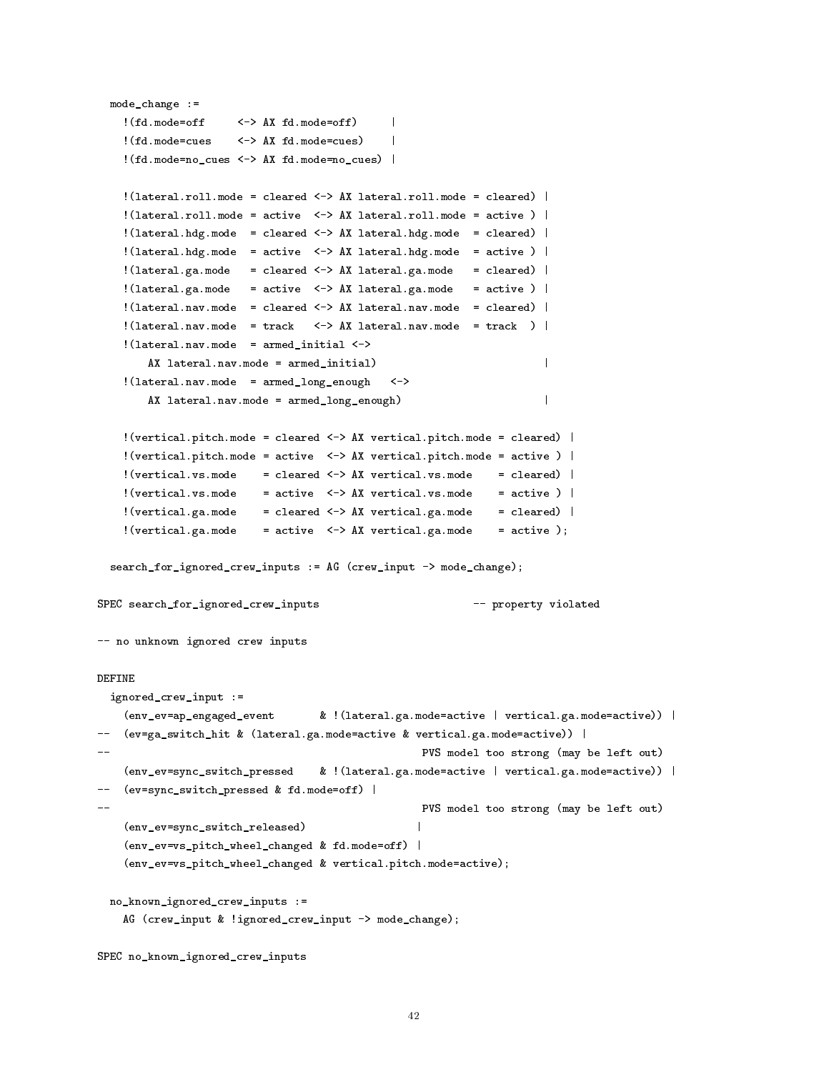```
  mode_change :=
    !(fd.mode=off     <-> AX fd.mode=off)     |
    !(fd.mode=cues    <-> AX fd.mode=cues)    |
    !(fd.mode=no_cues <-> AX fd.mode=no_cues) |

    !(lateral.roll.mode = cleared <-> AX lateral.roll.mode = cleared) |
    !(lateral.roll.mode = active  <-> AX lateral.roll.mode = active ) |
    !(lateral.hdg.mode  = cleared <-> AX lateral.hdg.mode  = cleared) |
    !(lateral.hdg.mode  = active  <-> AX lateral.hdg.mode  = active ) |
    !(lateral.ga.mode   = cleared <-> AX lateral.ga.mode   = cleared) |
    !(lateral.ga.mode   = active  <-> AX lateral.ga.mode   = active ) |
    !(lateral.nav.mode  = cleared <-> AX lateral.nav.mode  = cleared) |
    !(lateral.nav.mode  = track   <-> AX lateral.nav.mode  = track  ) |
    !(lateral.nav.mode  = armed_initial <->
        AX lateral.nav.mode = armed_initial)                          |
    !(lateral.nav.mode  = armed_long_enough   <->
        AX lateral.nav.mode = armed_long_enough)                      |

    !(vertical.pitch.mode = cleared <-> AX vertical.pitch.mode = cleared) |
    !(vertical.pitch.mode = active  <-> AX vertical.pitch.mode = active ) |
    !(vertical.vs.mode    = cleared <-> AX vertical.vs.mode    = cleared) |
    !(vertical.vs.mode    = active  <-> AX vertical.vs.mode    = active ) |
    !(vertical.ga.mode    = cleared <-> AX vertical.ga.mode    = cleared) |
    !(vertical.ga.mode    = active  <-> AX vertical.ga.mode    = active );

  search_for_ignored_crew_inputs := AG (crew_input -> mode_change);

SPEC search_for_ignored_crew_inputs                        -- property violated

-- no unknown ignored crew inputs

DEFINE
  ignored_crew_input :=
    (env_ev=ap_engaged_event       & !(lateral.ga.mode=active | vertical.ga.mode=active)) |
--  (ev=ga_switch_hit & (lateral.ga.mode=active & vertical.ga.mode=active)) |
--                                                PVS model too strong (may be left out)
    (env_ev=sync_switch_pressed    & !(lateral.ga.mode=active | vertical.ga.mode=active)) |
--  (ev=sync_switch_pressed & fd.mode=off) |
--                                                PVS model too strong (may be left out)
    (env_ev=sync_switch_released)                 |
    (env_ev=vs_pitch_wheel_changed & fd.mode=off) |
    (env_ev=vs_pitch_wheel_changed & vertical.pitch.mode=active);

  no_known_ignored_crew_inputs :=
    AG (crew_input & !ignored_crew_input -> mode_change);

SPEC no_known_ignored_crew_inputs
```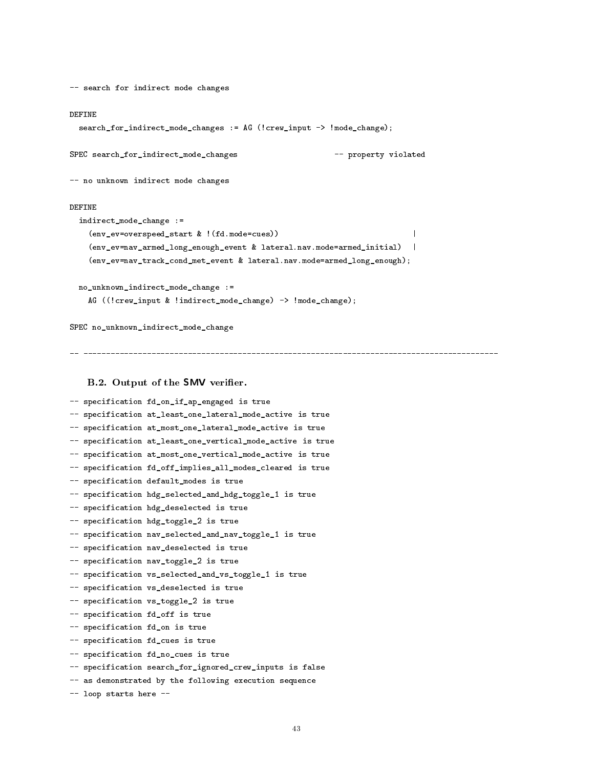```
-- search for indirect mode changes

DEFINE
  search_for_indirect_mode_changes := AG (!crew_input -> !mode_change);

SPEC search_for_indirect_mode_changes                    -- property violated

-- no unknown indirect mode changes

DEFINE
  indirect_mode_change :=
    (env_ev=overspeed_start & !(fd.mode=cues))                              |
    (env_ev=nav_armed_long_enough_event & lateral.nav.mode=armed_initial)  |
    (env_ev=nav_track_cond_met_event & lateral.nav.mode=armed_long_enough);

  no_unknown_indirect_mode_change :=
    AG ((!crew_input & !indirect_mode_change) -> !mode_change);

SPEC no_unknown_indirect_mode_change

-- -------------------------------------------------------------------------------------------
```

### B.2. Output of the SMV verifier.

```
-- specification fd_on_if_ap_engaged is true
-- specification at_least_one_lateral_mode_active is true
-- specification at_most_one_lateral_mode_active is true
-- specification at_least_one_vertical_mode_active is true
-- specification at_most_one_vertical_mode_active is true
-- specification fd_off_implies_all_modes_cleared is true
-- specification default_modes is true
-- specification hdg_selected_and_hdg_toggle_1 is true
-- specification hdg_deselected is true
-- specification hdg_toggle_2 is true
-- specification nav_selected_and_nav_toggle_1 is true
-- specification nav_deselected is true
-- specification nav_toggle_2 is true
-- specification vs_selected_and_vs_toggle_1 is true
-- specification vs_deselected is true
-- specification vs_toggle_2 is true
-- specification fd_off is true
-- specification fd_on is true
-- specification fd_cues is true
-- specification fd_no_cues is true
-- specification search_for_ignored_crew_inputs is false
-- as demonstrated by the following execution sequence
-- loop starts here --
```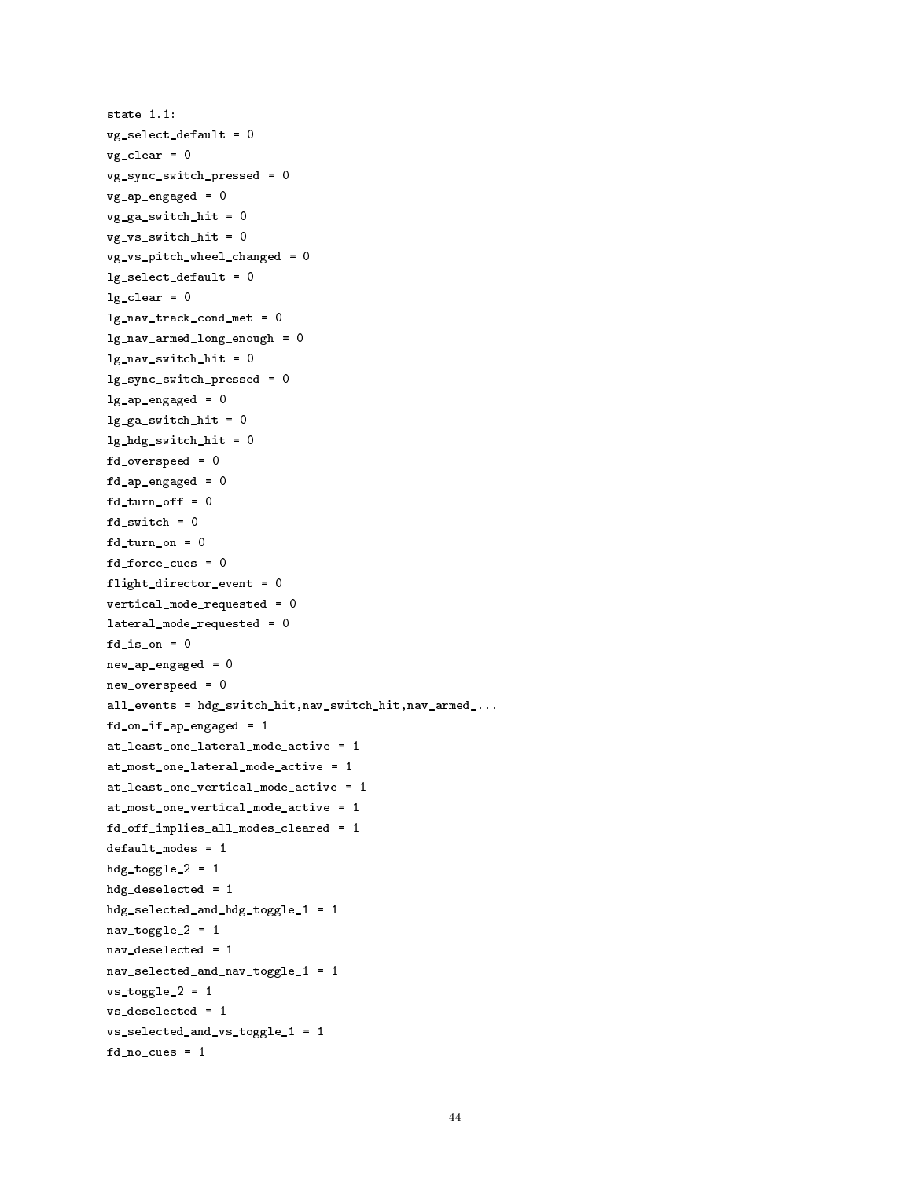```
state 1.1:
vg_select_default = 0
vg_clear = 0
vg_sync_switch_pressed = 0
vg_ap_engaged = 0
vg_ga_switch_hit = 0
vg_vs_switch_hit = 0
vg_vs_pitch_wheel_changed = 0
lg_select_default = 0
lg_clear = 0
lg_nav_track_cond_met = 0
lg_nav_armed_long_enough = 0
lg_nav_switch_hit = 0
lg_sync_switch_pressed = 0
lg_ap_engaged = 0
lg_ga_switch_hit = 0
lg_hdg_switch_hit = 0
fd_overspeed = 0
fd_ap_engaged = 0
fd_turn_off = 0
fd_switch = 0
fd_turn_on = 0
fd_force_cues = 0
flight_director_event = 0
vertical_mode_requested = 0
lateral_mode_requested = 0
fd_is_on = 0
new_ap_engaged = 0
new_overspeed = 0
all_events = hdg_switch_hit,nav_switch_hit,nav_armed_...
fd_on_if_ap_engaged = 1
at_least_one_lateral_mode_active = 1
at_most_one_lateral_mode_active = 1
at_least_one_vertical_mode_active = 1
at_most_one_vertical_mode_active = 1
fd_off_implies_all_modes_cleared = 1
default_modes = 1
hdg_toggle_2 = 1
hdg_deselected = 1
hdg_selected_and_hdg_toggle_1 = 1
nav_toggle_2 = 1
nav_deselected = 1
nav_selected_and_nav_toggle_1 = 1
vs_toggle_2 = 1
vs_deselected = 1
vs_selected_and_vs_toggle_1 = 1
fd_no_cues = 1
```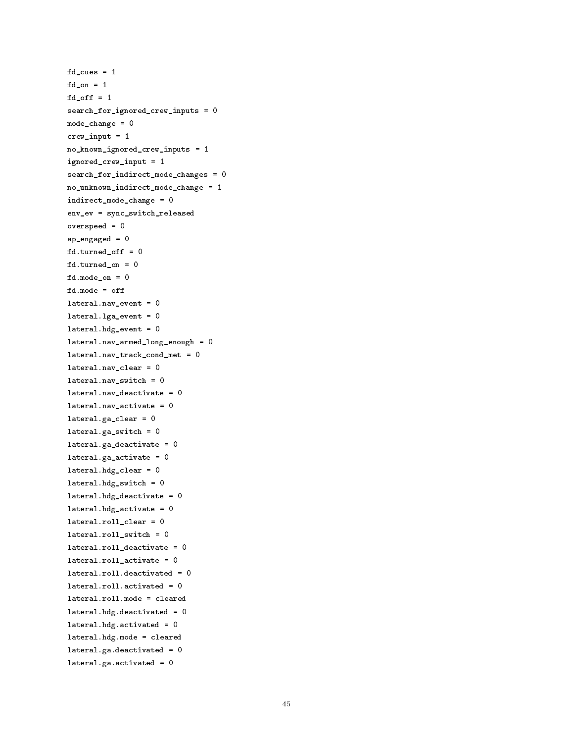```
fd_cues = 1
fd_on = 1
fd_off = 1
search_for_ignored_crew_inputs = 0
mode_change = 0
crew_input = 1
no_known_ignored_crew_inputs = 1
ignored_crew_input = 1
search_for_indirect_mode_changes = 0
no_unknown_indirect_mode_change = 1
indirect_mode_change = 0
env_ev = sync_switch_released
overspeed = 0
ap_engaged = 0
fd.turned_off = 0
fd.turned_on = 0
fd.mode_on = 0
fd.mode = off
lateral.nav_event = 0
lateral.lga_event = 0
lateral.hdg_event = 0
lateral.nav_armed_long_enough = 0
lateral.nav_track_cond_met = 0
lateral.nav_clear = 0
lateral.nav_switch = 0
lateral.nav_deactivate = 0
lateral.nav_activate = 0
lateral.ga_clear = 0
lateral.ga_switch = 0
lateral.ga_deactivate = 0
lateral.ga_activate = 0
lateral.hdg_clear = 0
lateral.hdg_switch = 0
lateral.hdg_deactivate = 0
lateral.hdg_activate = 0
lateral.roll_clear = 0
lateral.roll_switch = 0
lateral.roll_deactivate = 0
lateral.roll_activate = 0
lateral.roll.deactivated = 0
lateral.roll.activated = 0
lateral.roll.mode = cleared
lateral.hdg.deactivated = 0
lateral.hdg.activated = 0
lateral.hdg.mode = cleared
lateral.ga.deactivated = 0
lateral.ga.activated = 0
```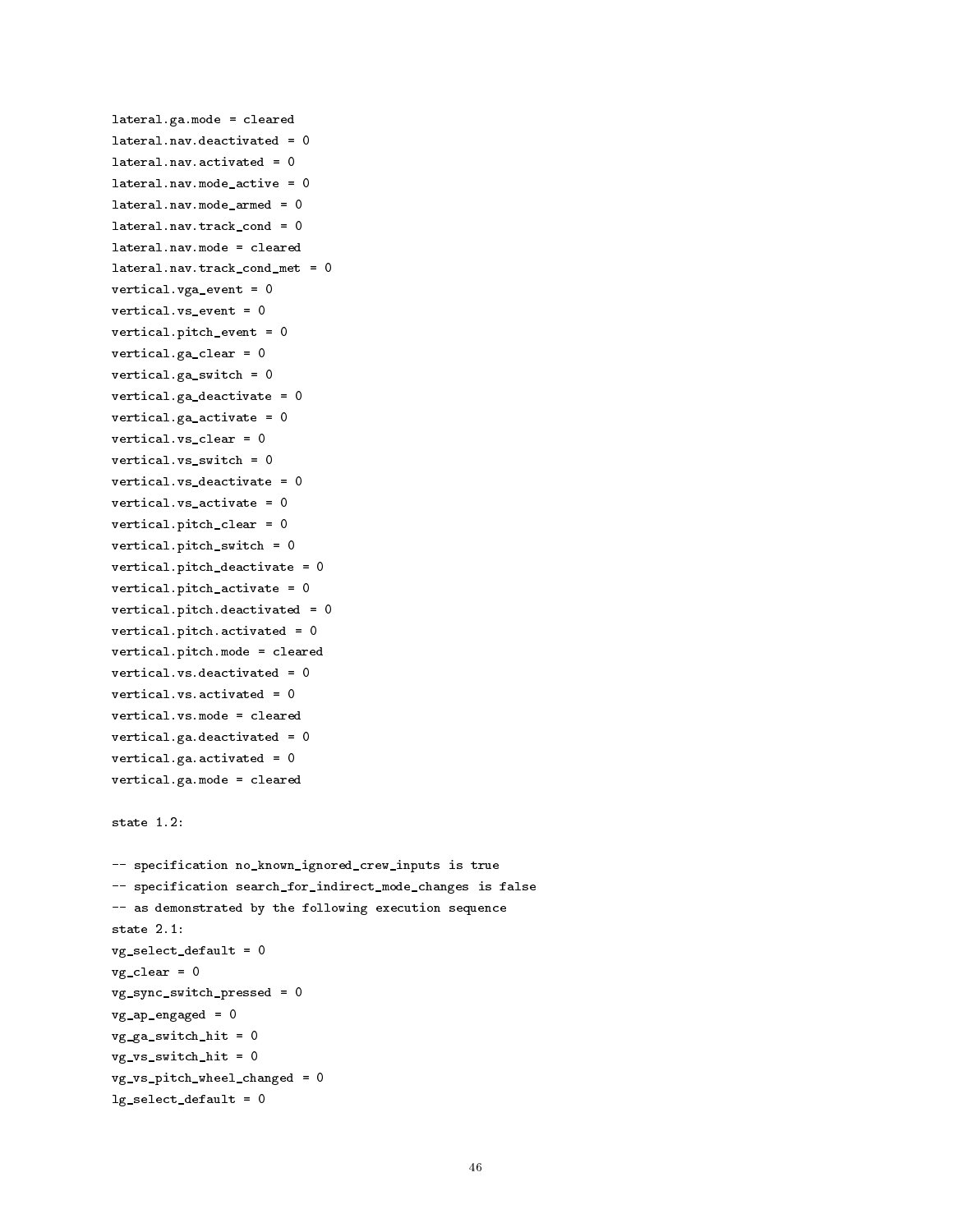```
lateral.ga.mode = cleared
lateral.nav.deactivated = 0
lateral.nav.activated = 0
lateral.nav.mode_active = 0
lateral.nav.mode_armed = 0
lateral.nav.track_cond = 0
lateral.nav.mode = cleared
lateral.nav.track_cond_met = 0
vertical.vga_event = 0
vertical.vs_event = 0
vertical.pitch_event = 0
vertical.ga_clear = 0
vertical.ga_switch = 0
vertical.ga_deactivate = 0
vertical.ga_activate = 0
vertical.vs_clear = 0
vertical.vs_switch = 0
vertical.vs_deactivate = 0
vertical.vs_activate = 0
vertical.pitch_clear = 0
vertical.pitch_switch = 0
vertical.pitch_deactivate = 0
vertical.pitch_activate = 0
vertical.pitch.deactivated = 0
vertical.pitch.activated = 0
vertical.pitch.mode = cleared
vertical.vs.deactivated = 0
vertical.vs.activated = 0
vertical.vs.mode = cleared
vertical.ga.deactivated = 0
vertical.ga.activated = 0
vertical.ga.mode = cleared

state 1.2:

-- specification no_known_ignored_crew_inputs is true
-- specification search_for_indirect_mode_changes is false
-- as demonstrated by the following execution sequence
state 2.1:
vg_select_default = 0
vg_clear = 0
vg_sync_switch_pressed = 0
vg_ap_engaged = 0
vg_ga_switch_hit = 0
vg_vs_switch_hit = 0
vg_vs_pitch_wheel_changed = 0
lg_select_default = 0
```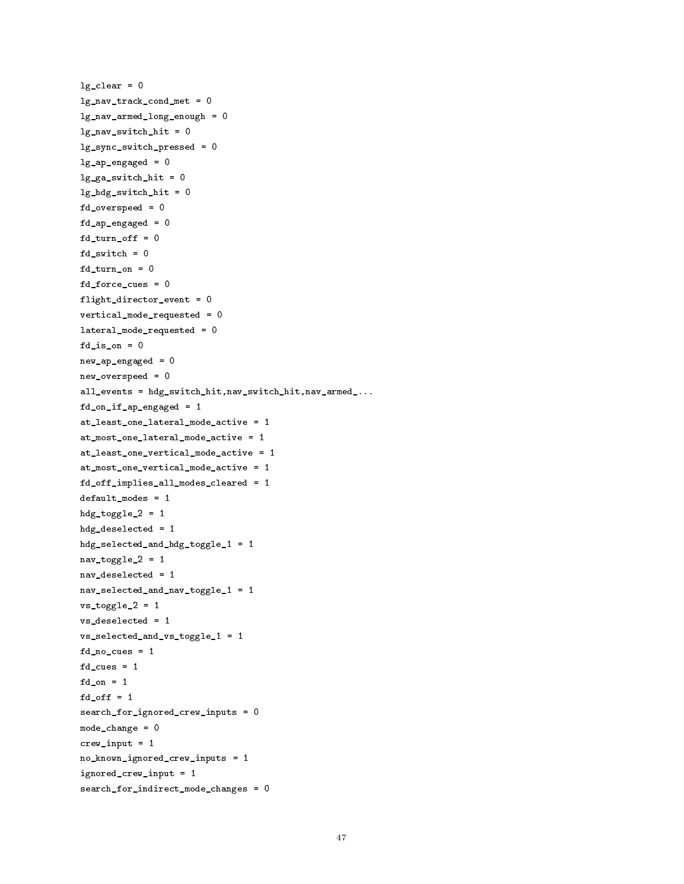```
lg_clear = 0
lg_nav_track_cond_met = 0
lg_nav_armed_long_enough = 0
lg_nav_switch_hit = 0
lg_sync_switch_pressed = 0
lg_ap_engaged = 0
lg_ga_switch_hit = 0
lg_hdg_switch_hit = 0
fd_overspeed = 0
fd_ap_engaged = 0
fd_turn_off = 0
fd_switch = 0
fd_turn_on = 0
fd_force_cues = 0
flight_director_event = 0
vertical_mode_requested = 0
lateral_mode_requested = 0
fd_is_on = 0
new_ap_engaged = 0
new_overspeed = 0
all_events = hdg_switch_hit,nav_switch_hit,nav_armed_...
fd_on_if_ap_engaged = 1
at_least_one_lateral_mode_active = 1
at_most_one_lateral_mode_active = 1
at_least_one_vertical_mode_active = 1
at_most_one_vertical_mode_active = 1
fd_off_implies_all_modes_cleared = 1
default_modes = 1
hdg_toggle_2 = 1
hdg_deselected = 1
hdg_selected_and_hdg_toggle_1 = 1
nav_toggle_2 = 1
nav_deselected = 1
nav_selected_and_nav_toggle_1 = 1
vs_toggle_2 = 1
vs_deselected = 1
vs_selected_and_vs_toggle_1 = 1
fd_no_cues = 1
fd_cues = 1
fd_on = 1
fd_off = 1
search_for_ignored_crew_inputs = 0
mode_change = 0
crew_input = 1
no_known_ignored_crew_inputs = 1
ignored_crew_input = 1
search_for_indirect_mode_changes = 0
```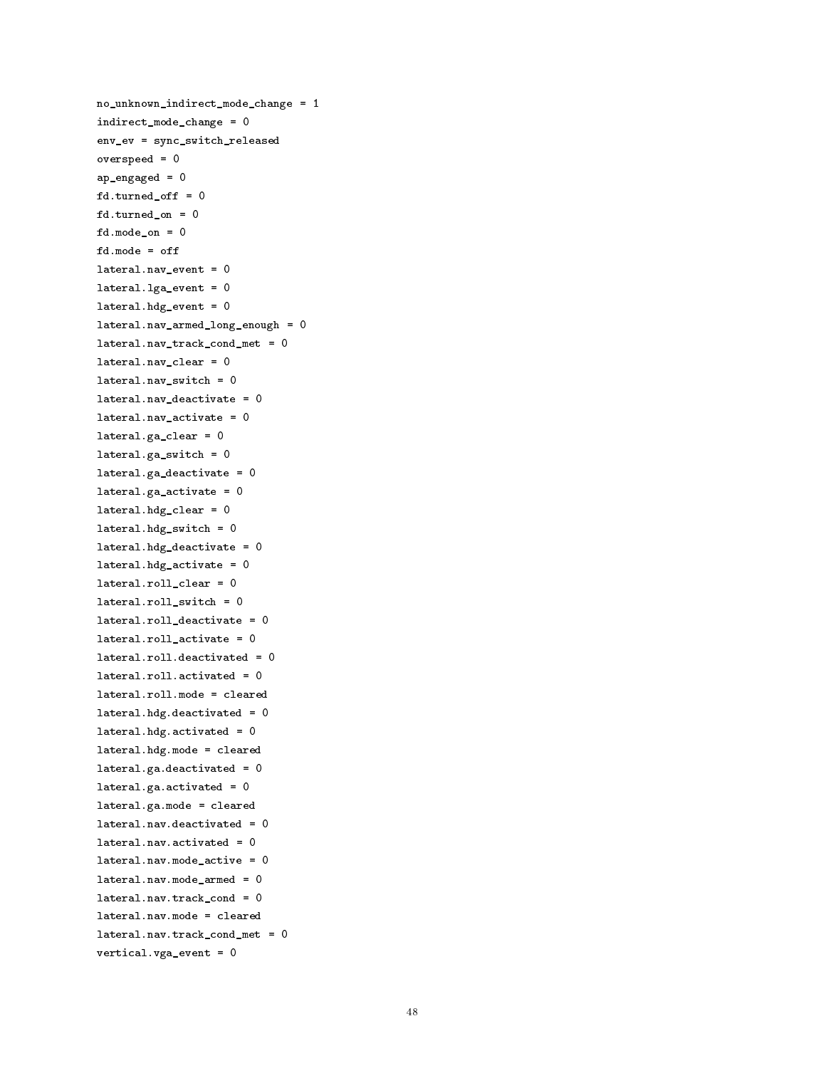```
no_unknown_indirect_mode_change = 1
indirect_mode_change = 0
env_ev = sync_switch_released
overspeed = 0
ap_engaged = 0
fd.turned_off = 0
fd.turned_on = 0
fd.mode_on = 0
fd.mode = off
lateral.nav_event = 0
lateral.lga_event = 0
lateral.hdg_event = 0
lateral.nav_armed_long_enough = 0
lateral.nav_track_cond_met = 0
lateral.nav_clear = 0
lateral.nav_switch = 0
lateral.nav_deactivate = 0
lateral.nav_activate = 0
lateral.ga_clear = 0
lateral.ga_switch = 0
lateral.ga_deactivate = 0
lateral.ga_activate = 0
lateral.hdg_clear = 0
lateral.hdg_switch = 0
lateral.hdg_deactivate = 0
lateral.hdg_activate = 0
lateral.roll_clear = 0
lateral.roll_switch = 0
lateral.roll_deactivate = 0
lateral.roll_activate = 0
lateral.roll.deactivated = 0
lateral.roll.activated = 0
lateral.roll.mode = cleared
lateral.hdg.deactivated = 0
lateral.hdg.activated = 0
lateral.hdg.mode = cleared
lateral.ga.deactivated = 0
lateral.ga.activated = 0
lateral.ga.mode = cleared
lateral.nav.deactivated = 0
lateral.nav.activated = 0
lateral.nav.mode_active = 0
lateral.nav.mode_armed = 0
lateral.nav.track_cond = 0
lateral.nav.mode = cleared
lateral.nav.track_cond_met = 0
vertical.vga_event = 0
```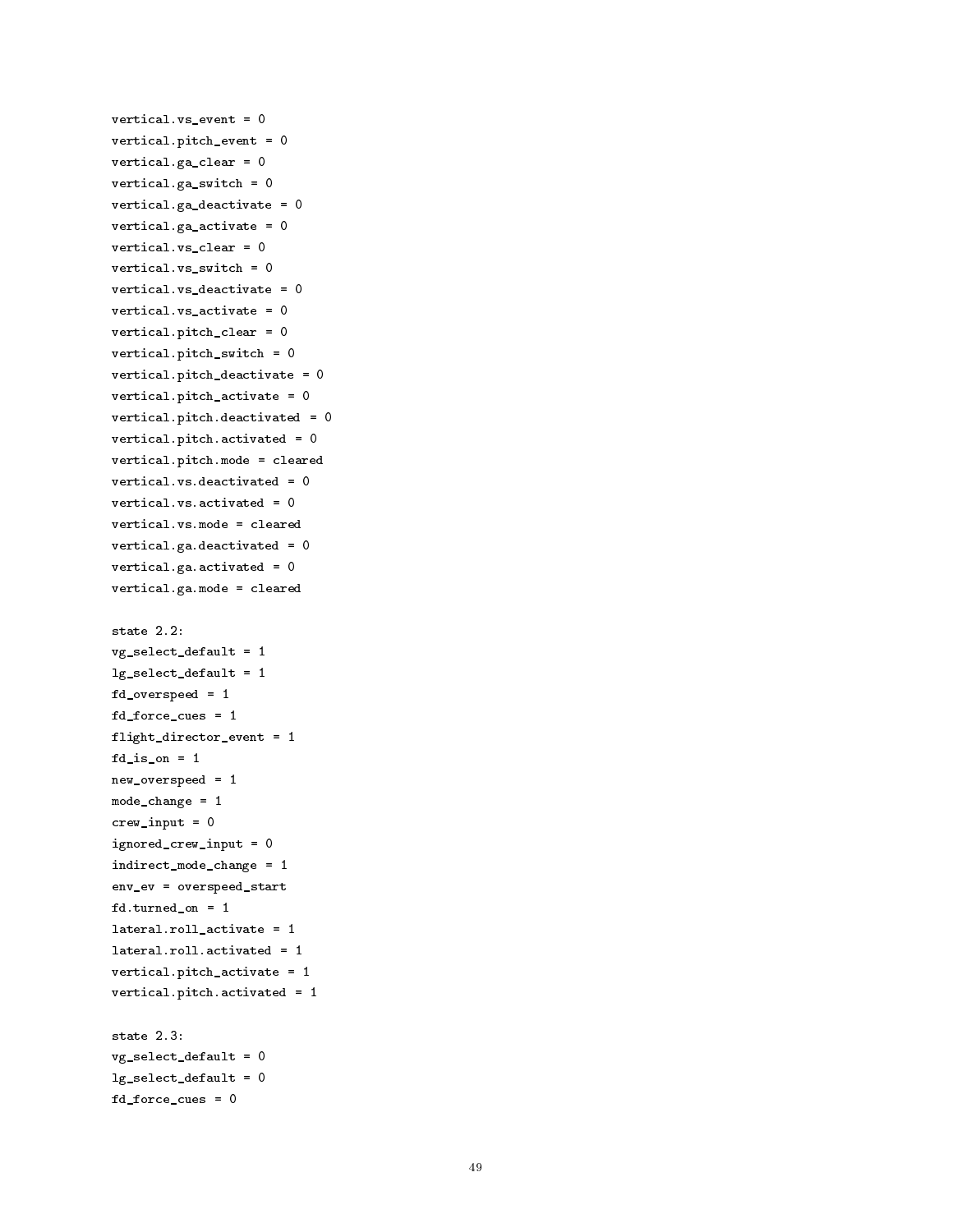```
vertical.vs_event = 0
vertical.pitch_event = 0
vertical.ga_clear = 0
vertical.ga_switch = 0
vertical.ga_deactivate = 0
vertical.ga_activate = 0
vertical.vs_clear = 0
vertical.vs_switch = 0
vertical.vs_deactivate = 0
vertical.vs_activate = 0
vertical.pitch_clear = 0
vertical.pitch_switch = 0
vertical.pitch_deactivate = 0
vertical.pitch_activate = 0
vertical.pitch.deactivated = 0
vertical.pitch.activated = 0
vertical.pitch.mode = cleared
vertical.vs.deactivated = 0
vertical.vs.activated = 0
vertical.vs.mode = cleared
vertical.ga.deactivated = 0
vertical.ga.activated = 0
vertical.ga.mode = cleared

state 2.2:
vg_select_default = 1
lg_select_default = 1
fd_overspeed = 1
fd_force_cues = 1
flight_director_event = 1
fd_is_on = 1
new_overspeed = 1
mode_change = 1
crew_input = 0
ignored_crew_input = 0
indirect_mode_change = 1
env_ev = overspeed_start
fd.turned_on = 1
lateral.roll_activate = 1
lateral.roll.activated = 1
vertical.pitch_activate = 1
vertical.pitch.activated = 1

state 2.3:
vg_select_default = 0
lg_select_default = 0
fd_force_cues = 0
```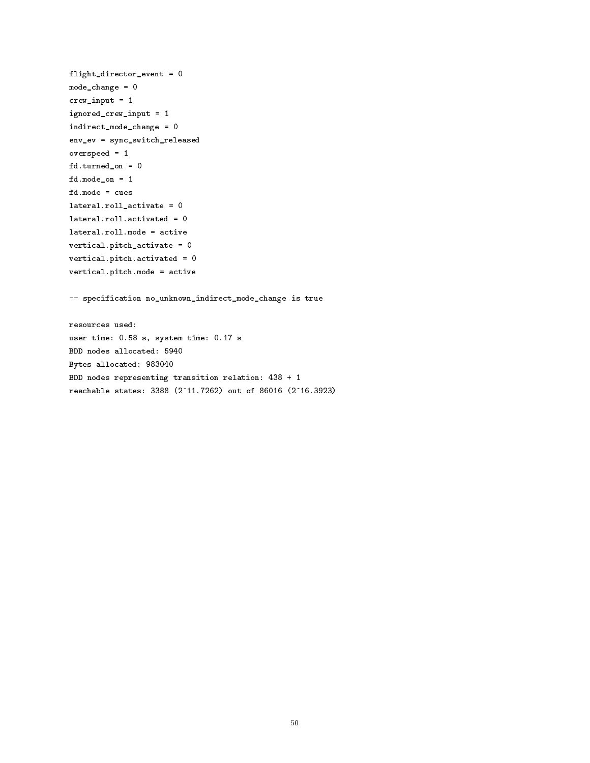```
flight_director_event = 0
mode_change = 0
crew_input = 1
ignored_crew_input = 1
indirect_mode_change = 0
env_ev = sync_switch_released
overspeed = 1
fd.turned_on = 0
fd.mode_on = 1
fd.mode = cues
lateral.roll_activate = 0
lateral.roll.activated = 0
lateral.roll.mode = active
vertical.pitch_activate = 0
vertical.pitch.activated = 0
vertical.pitch.mode = active

-- specification no_unknown_indirect_mode_change is true

resources used:
user time: 0.58 s, system time: 0.17 s
BDD nodes allocated: 5940
Bytes allocated: 983040
BDD nodes representing transition relation: 438 + 1
reachable states: 3388 (2^11.7262) out of 86016 (2^16.3923)
```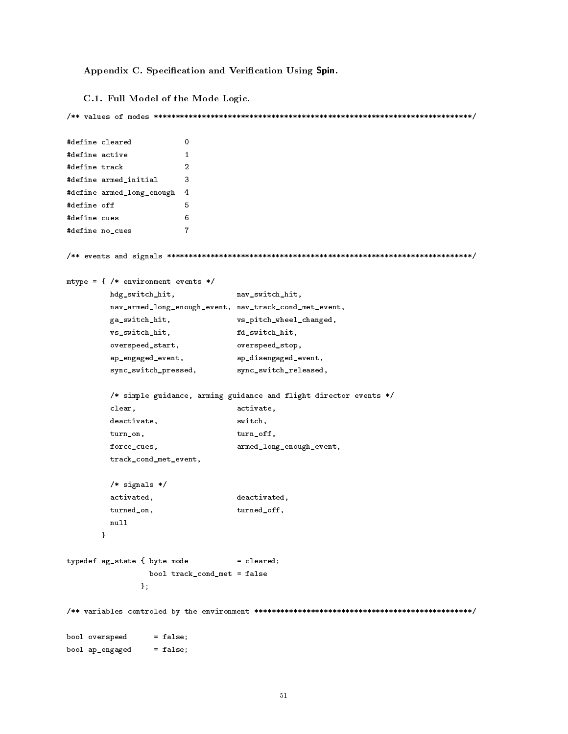## Appendix C. Specification and Verification Using Spin.

### C.1. Full Model of the Mode Logic.

```
/** values of modes ************************************************************************/

#define cleared            0
#define active             1
#define track              2
#define armed_initial      3
#define armed_long_enough  4
#define off                5
#define cues               6
#define no_cues            7

/** events and signals *********************************************************************/

mtype = { /* environment events */
          hdg_switch_hit,              nav_switch_hit,
          nav_armed_long_enough_event, nav_track_cond_met_event,
          ga_switch_hit,               vs_pitch_wheel_changed,
          vs_switch_hit,               fd_switch_hit,
          overspeed_start,             overspeed_stop,
          ap_engaged_event,            ap_disengaged_event,
          sync_switch_pressed,         sync_switch_released,

          /* simple guidance, arming guidance and flight director events */
          clear,                       activate,
          deactivate,                  switch,
          turn_on,                     turn_off,
          force_cues,                  armed_long_enough_event,
          track_cond_met_event,

          /* signals */
          activated,                   deactivated,
          turned_on,                   turned_off,
          null
        }

typedef ag_state { byte mode           = cleared;
                   bool track_cond_met = false
                 };

/** variables controled by the environment *************************************************/

bool overspeed      = false;
bool ap_engaged     = false;
```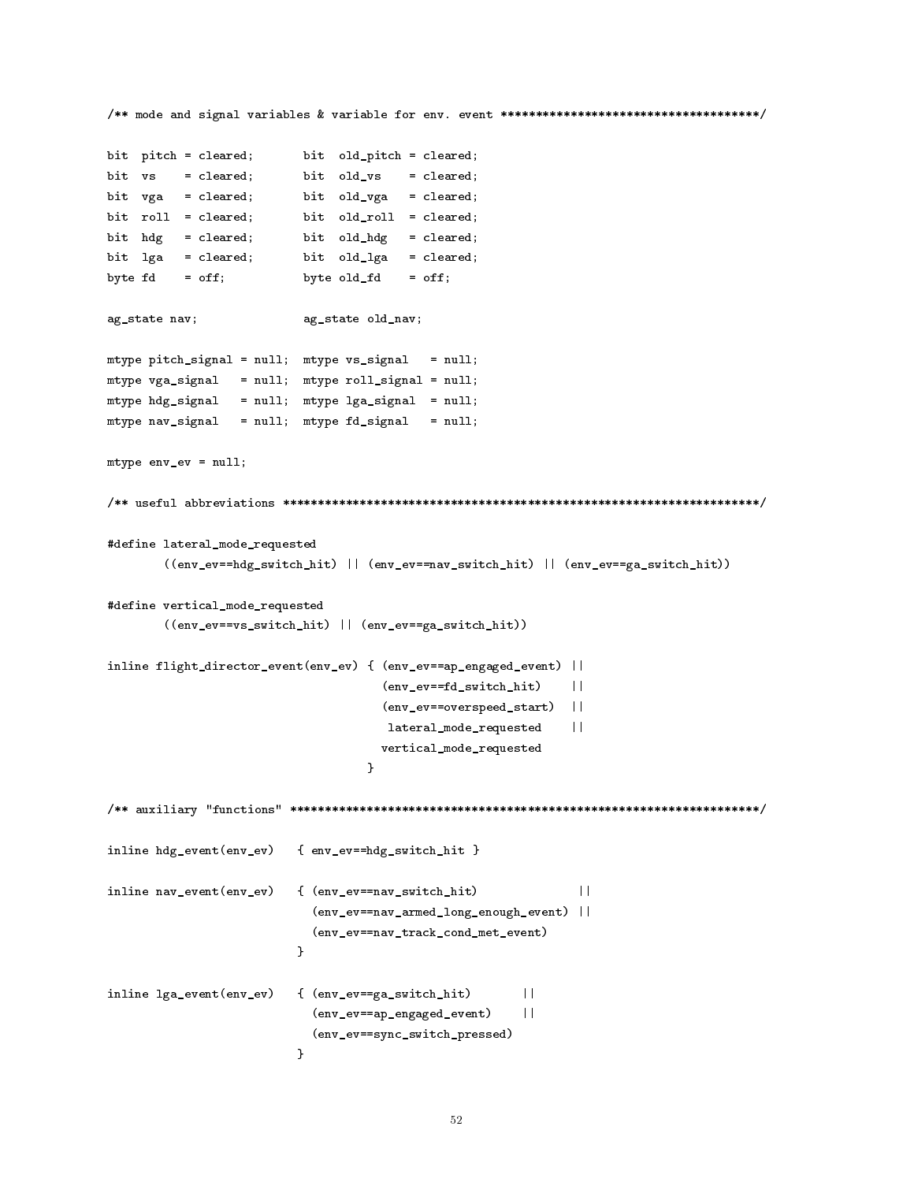```
/** mode and signal variables & variable for env. event ************************************/

bit  pitch = cleared;       bit  old_pitch = cleared;
bit  vs    = cleared;       bit  old_vs    = cleared;
bit  vga   = cleared;       bit  old_vga   = cleared;
bit  roll  = cleared;       bit  old_roll  = cleared;
bit  hdg   = cleared;       bit  old_hdg   = cleared;
bit  lga   = cleared;       bit  old_lga   = cleared;
byte fd    = off;           byte old_fd    = off;

ag_state nav;               ag_state old_nav;

mtype pitch_signal = null;  mtype vs_signal   = null;
mtype vga_signal   = null;  mtype roll_signal = null;
mtype hdg_signal   = null;  mtype lga_signal  = null;
mtype nav_signal   = null;  mtype fd_signal   = null;

mtype env_ev = null;

/** useful abbreviations ********************************************************************/

#define lateral_mode_requested
        ((env_ev==hdg_switch_hit) || (env_ev==nav_switch_hit) || (env_ev==ga_switch_hit))

#define vertical_mode_requested
        ((env_ev==vs_switch_hit) || (env_ev==ga_switch_hit))

inline flight_director_event(env_ev) { (env_ev==ap_engaged_event) ||
                                        (env_ev==fd_switch_hit)    ||
                                        (env_ev==overspeed_start)  ||
                                         lateral_mode_requested    ||
                                        vertical_mode_requested
                                      }

/** auxiliary "functions" *******************************************************************/

inline hdg_event(env_ev)   { env_ev==hdg_switch_hit }

inline nav_event(env_ev)   { (env_ev==nav_switch_hit)              ||
                             (env_ev==nav_armed_long_enough_event) ||
                             (env_ev==nav_track_cond_met_event)
                           }

inline lga_event(env_ev)   { (env_ev==ga_switch_hit)       ||
                             (env_ev==ap_engaged_event)    ||
                             (env_ev==sync_switch_pressed)
                           }
```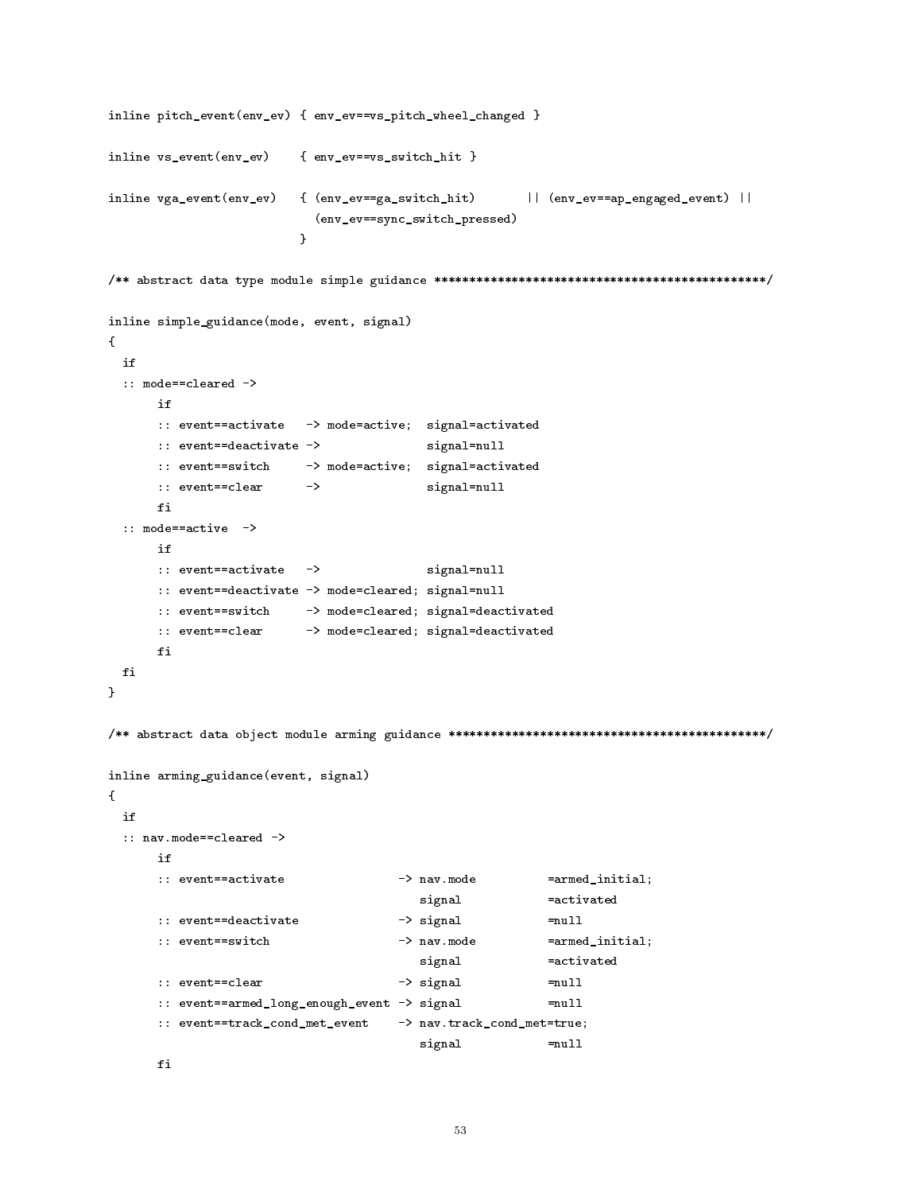```
inline pitch_event(env_ev) { env_ev==vs_pitch_wheel_changed }

inline vs_event(env_ev)    { env_ev==vs_switch_hit }

inline vga_event(env_ev)   { (env_ev==ga_switch_hit)       || (env_ev==ap_engaged_event) ||
                             (env_ev==sync_switch_pressed)
                           }

/** abstract data type module simple guidance ********************************************/

inline simple_guidance(mode, event, signal)
{
  if
  :: mode==cleared ->
       if
       :: event==activate   -> mode=active;  signal=activated
       :: event==deactivate ->               signal=null
       :: event==switch     -> mode=active;  signal=activated
       :: event==clear      ->               signal=null
       fi
  :: mode==active  ->
       if
       :: event==activate   ->               signal=null
       :: event==deactivate -> mode=cleared; signal=null
       :: event==switch     -> mode=cleared; signal=deactivated
       :: event==clear      -> mode=cleared; signal=deactivated
       fi
  fi
}

/** abstract data object module arming guidance ******************************************/

inline arming_guidance(event, signal)
{
  if
  :: nav.mode==cleared ->
       if
       :: event==activate                -> nav.mode          =armed_initial;
                                            signal            =activated
       :: event==deactivate              -> signal            =null
       :: event==switch                  -> nav.mode          =armed_initial;
                                            signal            =activated
       :: event==clear                   -> signal            =null
       :: event==armed_long_enough_event -> signal            =null
       :: event==track_cond_met_event    -> nav.track_cond_met=true;
                                            signal            =null
       fi
```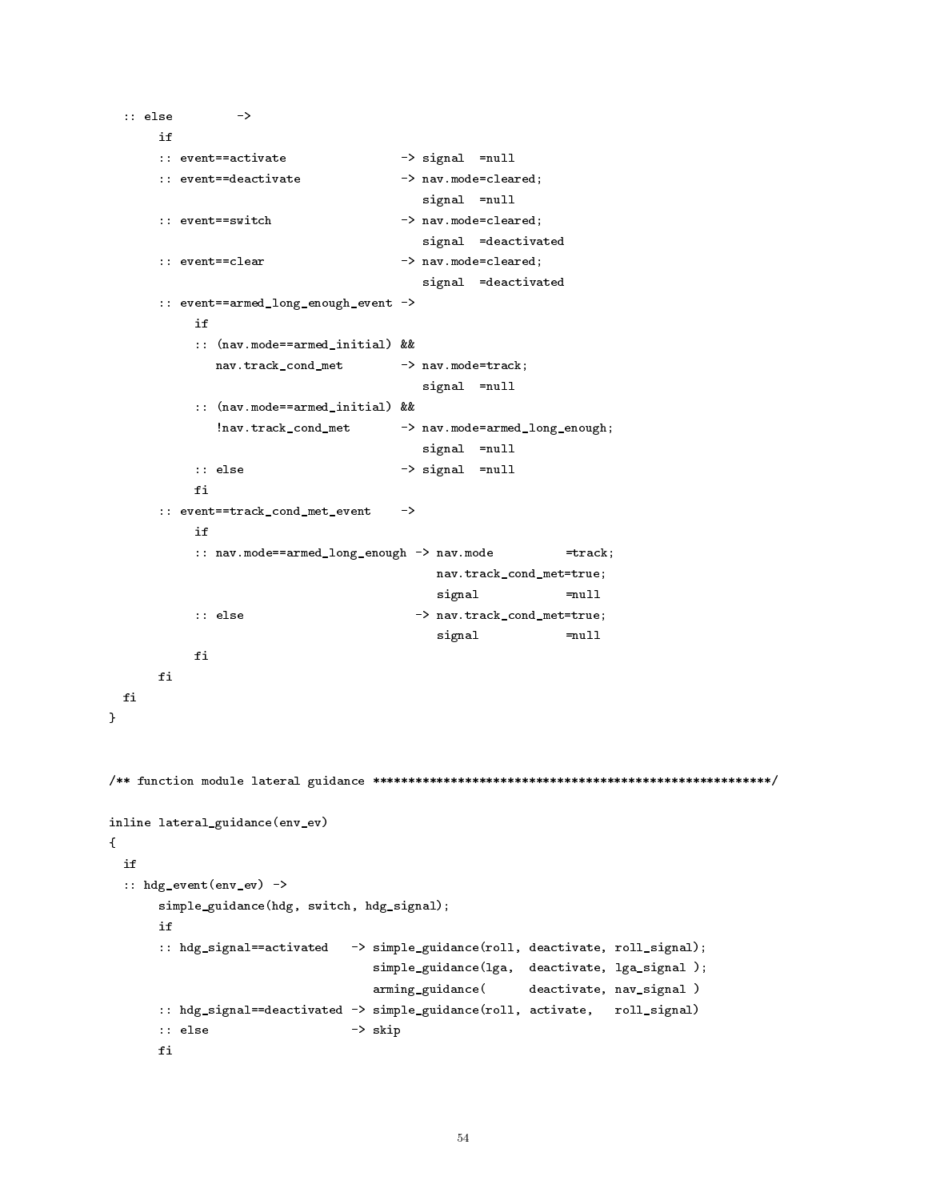```
  :: else         ->
       if
       :: event==activate                -> signal  =null
       :: event==deactivate              -> nav.mode=cleared;
                                            signal  =null
       :: event==switch                  -> nav.mode=cleared;
                                            signal  =deactivated
       :: event==clear                   -> nav.mode=cleared;
                                            signal  =deactivated
       :: event==armed_long_enough_event ->
            if
            :: (nav.mode==armed_initial) &&
               nav.track_cond_met        -> nav.mode=track;
                                            signal  =null
            :: (nav.mode==armed_initial) &&
               !nav.track_cond_met       -> nav.mode=armed_long_enough;
                                            signal  =null
            :: else                      -> signal  =null
            fi
       :: event==track_cond_met_event    ->
            if
            :: nav.mode==armed_long_enough -> nav.mode          =track;
                                              nav.track_cond_met=true;
                                              signal            =null
            :: else                        -> nav.track_cond_met=true;
                                              signal            =null
            fi
       fi
  fi
}


/** function module lateral guidance ******************************************************/

inline lateral_guidance(env_ev)
{
  if
  :: hdg_event(env_ev) ->
       simple_guidance(hdg, switch, hdg_signal);
       if
       :: hdg_signal==activated   -> simple_guidance(roll, deactivate, roll_signal);
                                     simple_guidance(lga,  deactivate, lga_signal );
                                     arming_guidance(      deactivate, nav_signal )
       :: hdg_signal==deactivated -> simple_guidance(roll, activate,   roll_signal)
       :: else                    -> skip
       fi
```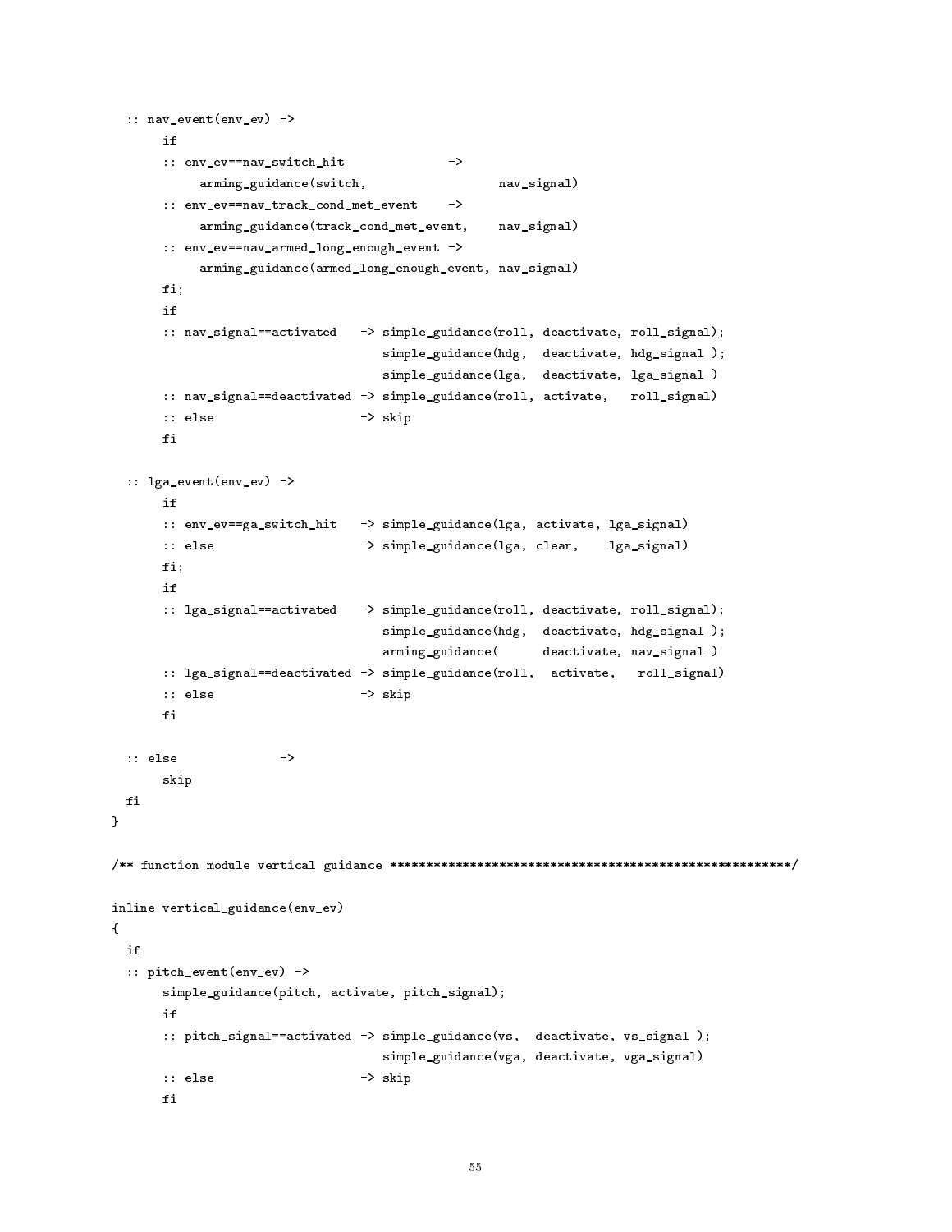```
  :: nav_event(env_ev) ->
       if
       :: env_ev==nav_switch_hit              ->
            arming_guidance(switch,                  nav_signal)
       :: env_ev==nav_track_cond_met_event    ->
            arming_guidance(track_cond_met_event,    nav_signal)
       :: env_ev==nav_armed_long_enough_event ->
            arming_guidance(armed_long_enough_event, nav_signal)
       fi;
       if
       :: nav_signal==activated   -> simple_guidance(roll, deactivate, roll_signal);
                                     simple_guidance(hdg,  deactivate, hdg_signal );
                                     simple_guidance(lga,  deactivate, lga_signal )
       :: nav_signal==deactivated -> simple_guidance(roll, activate,   roll_signal)
       :: else                    -> skip
       fi

  :: lga_event(env_ev) ->
       if
       :: env_ev==ga_switch_hit   -> simple_guidance(lga, activate, lga_signal)
       :: else                    -> simple_guidance(lga, clear,    lga_signal)
       fi;
       if
       :: lga_signal==activated   -> simple_guidance(roll, deactivate, roll_signal);
                                     simple_guidance(hdg,  deactivate, hdg_signal );
                                     arming_guidance(      deactivate, nav_signal )
       :: lga_signal==deactivated -> simple_guidance(roll,  activate,   roll_signal)
       :: else                    -> skip
       fi

  :: else              ->
       skip
  fi
}

/** function module vertical guidance ******************************************************/

inline vertical_guidance(env_ev)
{
  if
  :: pitch_event(env_ev) ->
       simple_guidance(pitch, activate, pitch_signal);
       if
       :: pitch_signal==activated -> simple_guidance(vs,  deactivate, vs_signal );
                                     simple_guidance(vga, deactivate, vga_signal)
       :: else                    -> skip
       fi
```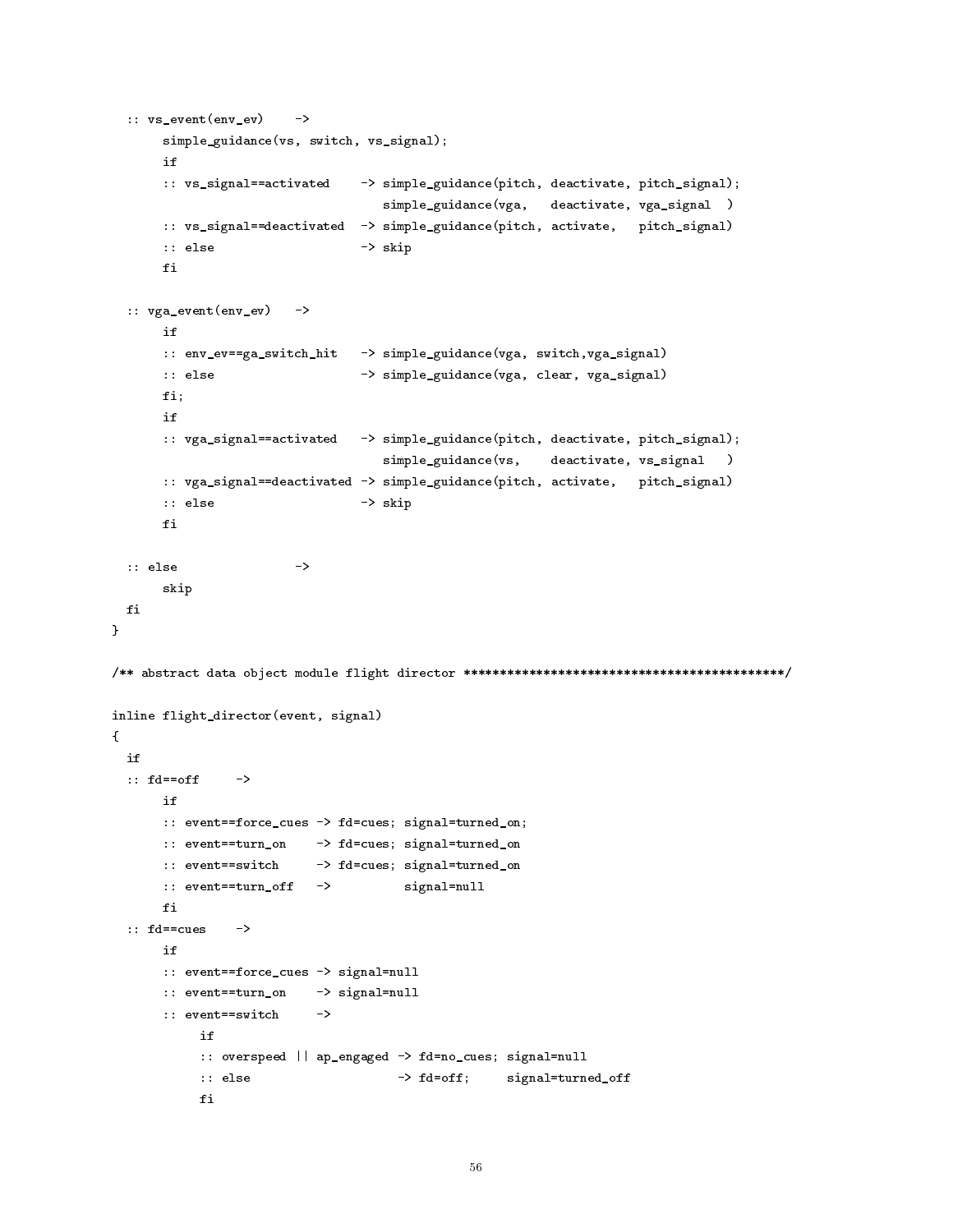```
  :: vs_event(env_ev)    ->
       simple_guidance(vs, switch, vs_signal);
       if
       :: vs_signal==activated    -> simple_guidance(pitch, deactivate, pitch_signal);
                                     simple_guidance(vga,   deactivate, vga_signal  )
       :: vs_signal==deactivated  -> simple_guidance(pitch, activate,   pitch_signal)
       :: else                    -> skip
       fi

  :: vga_event(env_ev)   ->
       if
       :: env_ev==ga_switch_hit   -> simple_guidance(vga, switch,vga_signal)
       :: else                    -> simple_guidance(vga, clear, vga_signal)
       fi;
       if
       :: vga_signal==activated   -> simple_guidance(pitch, deactivate, pitch_signal);
                                     simple_guidance(vs,    deactivate, vs_signal   )
       :: vga_signal==deactivated -> simple_guidance(pitch, activate,   pitch_signal)
       :: else                    -> skip
       fi

  :: else                ->
       skip
  fi
}

/** abstract data object module flight director ********************************************/

inline flight_director(event, signal)
{
  if
  :: fd==off     ->
       if
       :: event==force_cues -> fd=cues; signal=turned_on;
       :: event==turn_on    -> fd=cues; signal=turned_on
       :: event==switch     -> fd=cues; signal=turned_on
       :: event==turn_off   ->          signal=null
       fi
  :: fd==cues    ->
       if
       :: event==force_cues -> signal=null
       :: event==turn_on    -> signal=null
       :: event==switch     ->
            if
            :: overspeed || ap_engaged -> fd=no_cues; signal=null
            :: else                    -> fd=off;     signal=turned_off
            fi
```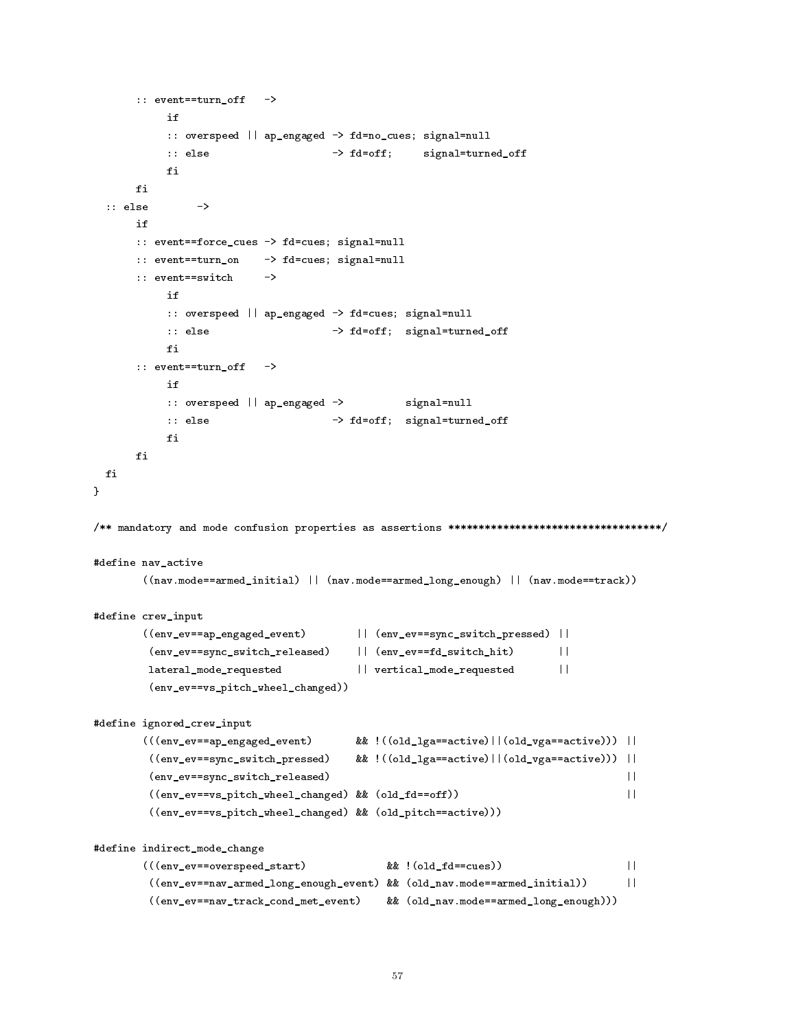```
       :: event==turn_off   ->
            if
            :: overspeed || ap_engaged -> fd=no_cues; signal=null
            :: else                    -> fd=off;     signal=turned_off
            fi
       fi
  :: else        ->
       if
       :: event==force_cues -> fd=cues; signal=null
       :: event==turn_on    -> fd=cues; signal=null
       :: event==switch     ->
            if
            :: overspeed || ap_engaged -> fd=cues; signal=null
            :: else                    -> fd=off;  signal=turned_off
            fi
       :: event==turn_off   ->
            if
            :: overspeed || ap_engaged ->          signal=null
            :: else                    -> fd=off;  signal=turned_off
            fi
       fi
  fi
}

/** mandatory and mode confusion properties as assertions **********************************/

#define nav_active
        ((nav.mode==armed_initial) || (nav.mode==armed_long_enough) || (nav.mode==track))

#define crew_input
        ((env_ev==ap_engaged_event)        || (env_ev==sync_switch_pressed) ||
         (env_ev==sync_switch_released)    || (env_ev==fd_switch_hit)       ||
         lateral_mode_requested            || vertical_mode_requested       ||
         (env_ev==vs_pitch_wheel_changed))

#define ignored_crew_input
        (((env_ev==ap_engaged_event)       && !((old_lga==active)||(old_vga==active))) ||
         ((env_ev==sync_switch_pressed)    && !((old_lga==active)||(old_vga==active))) ||
         (env_ev==sync_switch_released)                                                ||
         ((env_ev==vs_pitch_wheel_changed) && (old_fd==off))                           ||
         ((env_ev==vs_pitch_wheel_changed) && (old_pitch==active)))

#define indirect_mode_change
        (((env_ev==overspeed_start)             && !(old_fd==cues))                    ||
         ((env_ev==nav_armed_long_enough_event) && (old_nav.mode==armed_initial))      ||
         ((env_ev==nav_track_cond_met_event)    && (old_nav.mode==armed_long_enough)))
```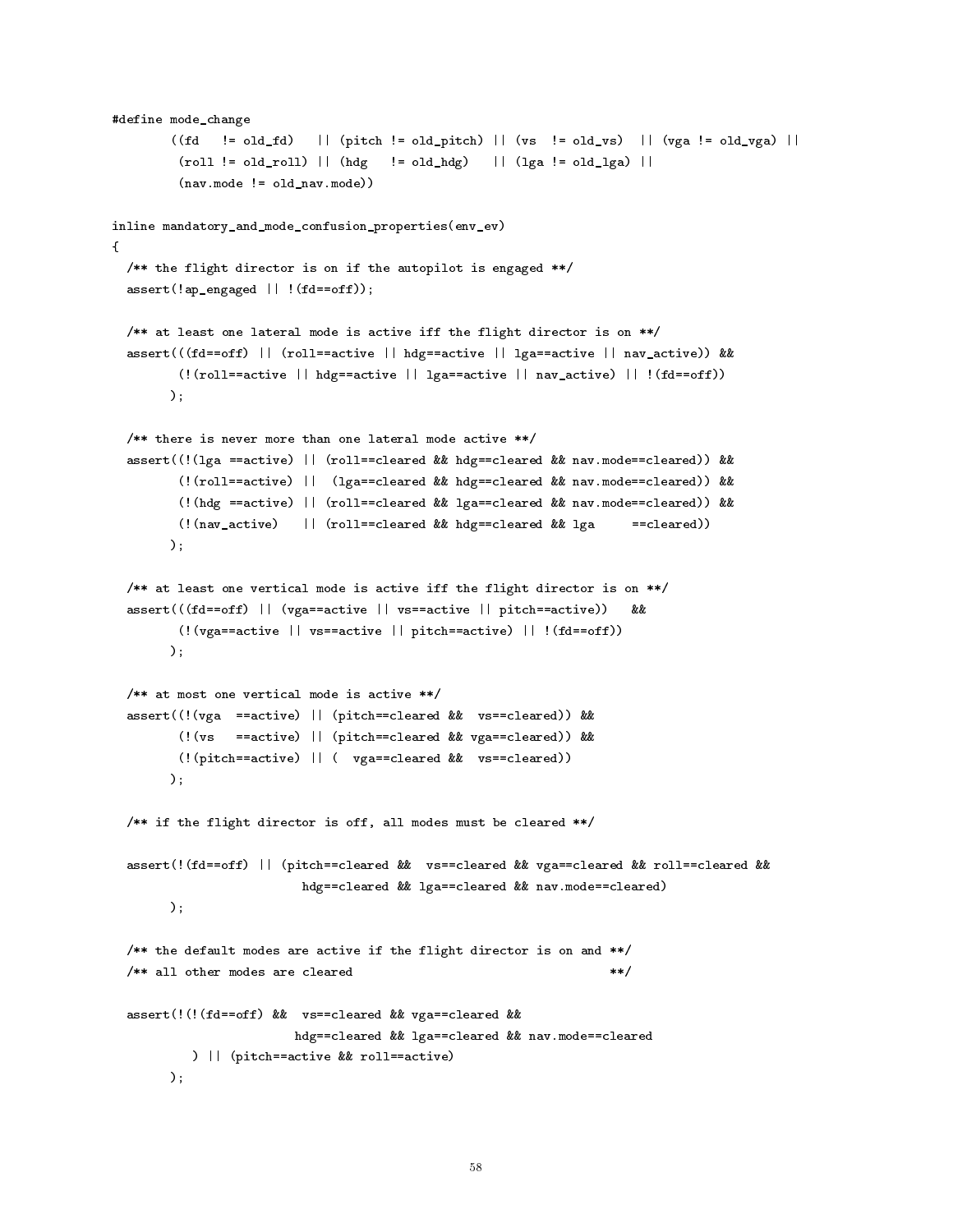```
#define mode_change
        ((fd   != old_fd)   || (pitch != old_pitch) || (vs  != old_vs)  || (vga != old_vga) ||
         (roll != old_roll) || (hdg   != old_hdg)   || (lga != old_lga) ||
         (nav.mode != old_nav.mode))

inline mandatory_and_mode_confusion_properties(env_ev)
{
  /** the flight director is on if the autopilot is engaged **/
  assert(!ap_engaged || !(fd==off));

  /** at least one lateral mode is active iff the flight director is on **/
  assert(((fd==off) || (roll==active || hdg==active || lga==active || nav_active)) &&
         (!(roll==active || hdg==active || lga==active || nav_active) || !(fd==off))
        );

  /** there is never more than one lateral mode active **/
  assert((!(lga ==active) || (roll==cleared && hdg==cleared && nav.mode==cleared)) &&
         (!(roll==active) ||  (lga==cleared && hdg==cleared && nav.mode==cleared)) &&
         (!(hdg ==active) || (roll==cleared && lga==cleared && nav.mode==cleared)) &&
         (!(nav_active)   || (roll==cleared && hdg==cleared && lga     ==cleared))
        );

  /** at least one vertical mode is active iff the flight director is on **/
  assert(((fd==off) || (vga==active || vs==active || pitch==active))   &&
         (!(vga==active || vs==active || pitch==active) || !(fd==off))
        );

  /** at most one vertical mode is active **/
  assert((!(vga  ==active) || (pitch==cleared &&  vs==cleared)) &&
         (!(vs   ==active) || (pitch==cleared && vga==cleared)) &&
         (!(pitch==active) || (  vga==cleared &&  vs==cleared))
        );

  /** if the flight director is off, all modes must be cleared **/

  assert(!(fd==off) || (pitch==cleared &&  vs==cleared && vga==cleared && roll==cleared &&
                        hdg==cleared && lga==cleared && nav.mode==cleared)
        );

  /** the default modes are active if the flight director is on and **/
  /** all other modes are cleared                                    **/

  assert(!(!(fd==off) &&  vs==cleared && vga==cleared &&
                        hdg==cleared && lga==cleared && nav.mode==cleared
          ) || (pitch==active && roll==active)
        );
```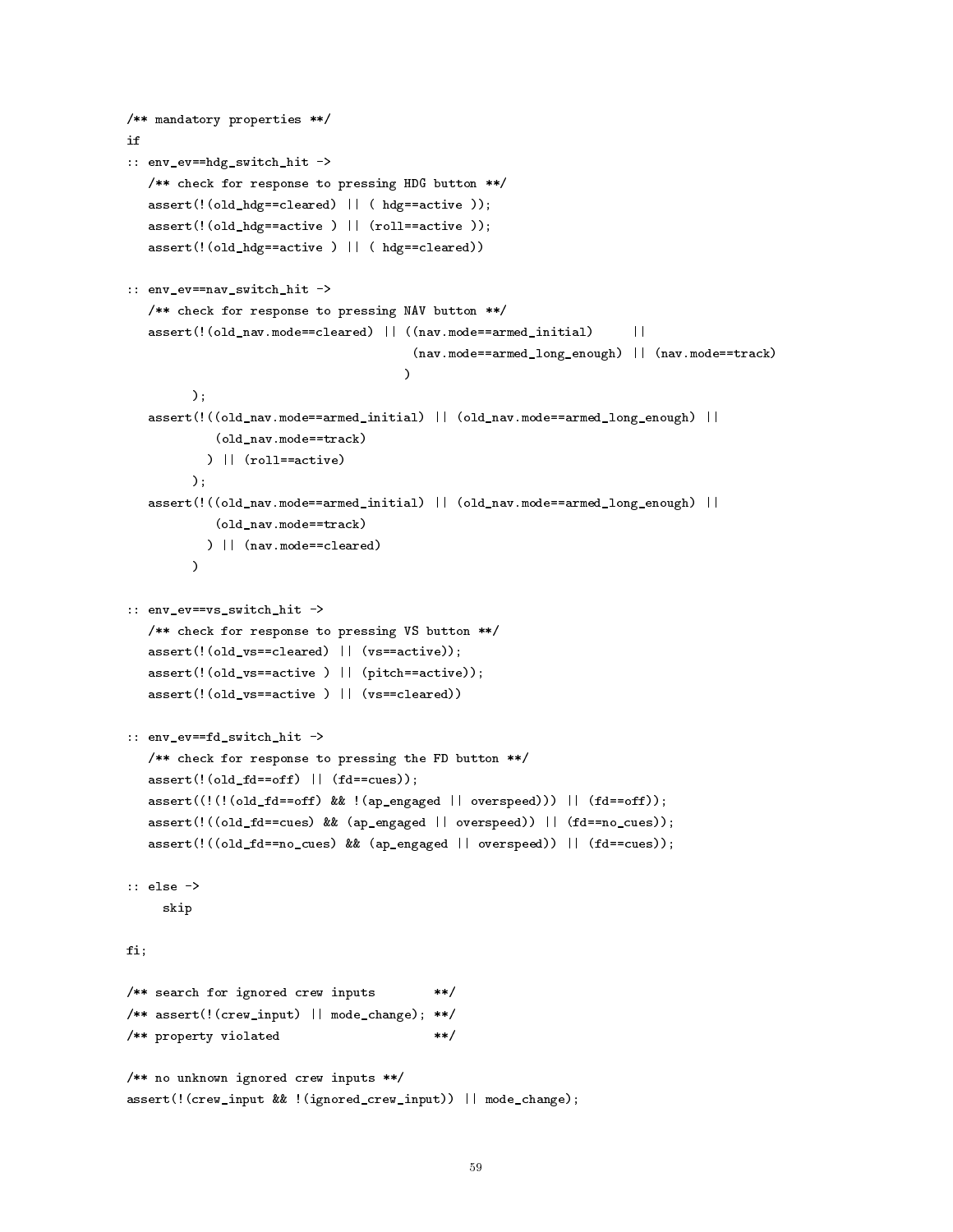```
/** mandatory properties **/
if
:: env_ev==hdg_switch_hit ->
   /** check for response to pressing HDG button **/
   assert(!(old_hdg==cleared) || ( hdg==active ));
   assert(!(old_hdg==active ) || (roll==active ));
   assert(!(old_hdg==active ) || ( hdg==cleared))

:: env_ev==nav_switch_hit ->
   /** check for response to pressing NAV button **/
   assert(!(old_nav.mode==cleared) || ((nav.mode==armed_initial)     ||
                                        (nav.mode==armed_long_enough) || (nav.mode==track)
                                       )
         );
   assert(!((old_nav.mode==armed_initial) || (old_nav.mode==armed_long_enough) ||
            (old_nav.mode==track)
           ) || (roll==active)
         );
   assert(!((old_nav.mode==armed_initial) || (old_nav.mode==armed_long_enough) ||
            (old_nav.mode==track)
           ) || (nav.mode==cleared)
         )

:: env_ev==vs_switch_hit ->
   /** check for response to pressing VS button **/
   assert(!(old_vs==cleared) || (vs==active));
   assert(!(old_vs==active ) || (pitch==active));
   assert(!(old_vs==active ) || (vs==cleared))

:: env_ev==fd_switch_hit ->
   /** check for response to pressing the FD button **/
   assert(!(old_fd==off) || (fd==cues));
   assert((!(!(old_fd==off) && !(ap_engaged || overspeed))) || (fd==off));
   assert(!((old_fd==cues) && (ap_engaged || overspeed)) || (fd==no_cues));
   assert(!((old_fd==no_cues) && (ap_engaged || overspeed)) || (fd==cues));

:: else ->
     skip

fi;

/** search for ignored crew inputs        **/
/** assert(!(crew_input) || mode_change); **/
/** property violated                     **/

/** no unknown ignored crew inputs **/
assert(!(crew_input && !(ignored_crew_input)) || mode_change);
```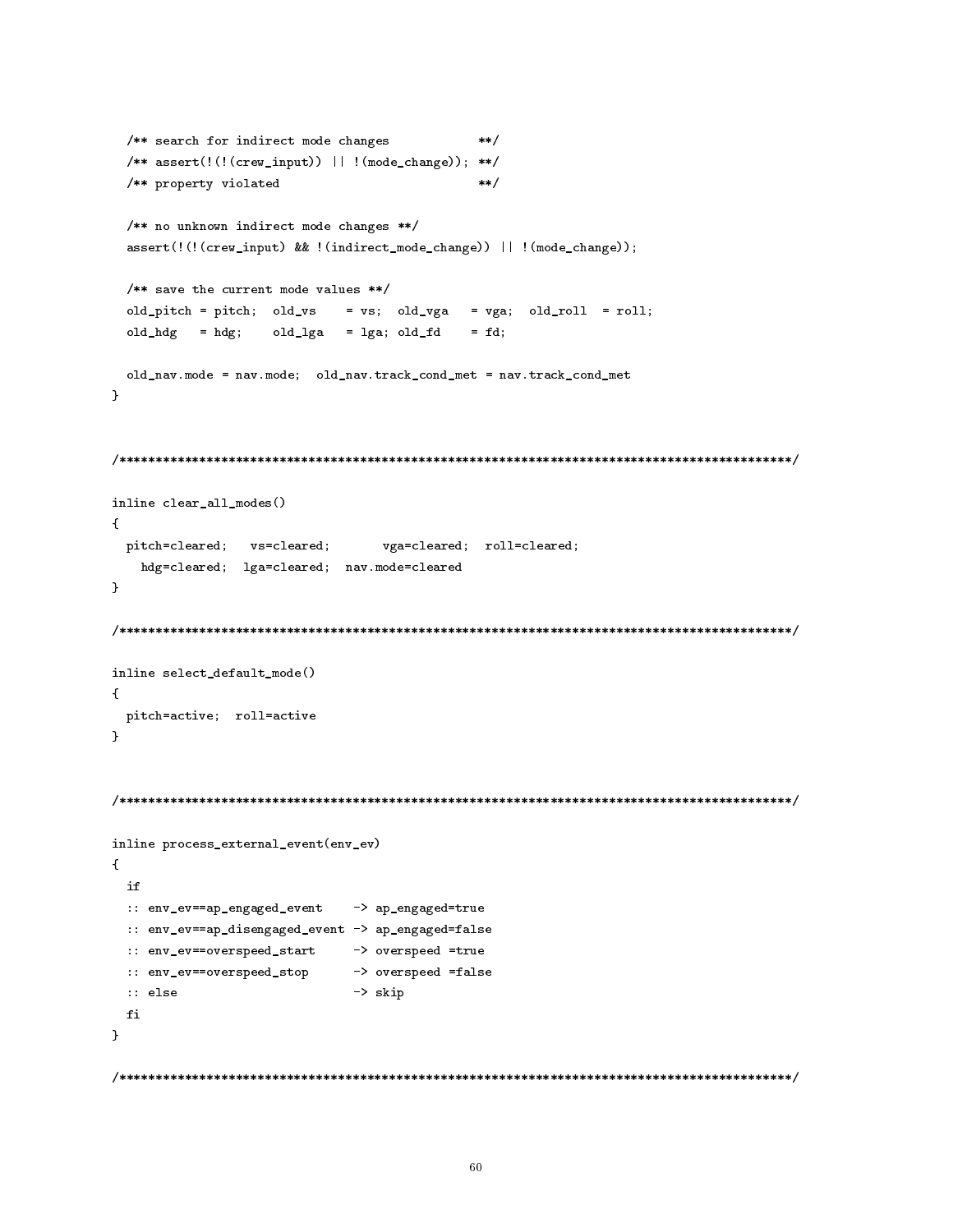```
  /** search for indirect mode changes            **/
  /** assert(!(!(crew_input)) || !(mode_change)); **/
  /** property violated                            **/

  /** no unknown indirect mode changes **/
  assert(!(!(crew_input) && !(indirect_mode_change)) || !(mode_change));

  /** save the current mode values **/
  old_pitch = pitch;  old_vs    = vs;  old_vga   = vga;  old_roll  = roll;
  old_hdg   = hdg;    old_lga   = lga; old_fd    = fd;

  old_nav.mode = nav.mode;  old_nav.track_cond_met = nav.track_cond_met
}


/*******************************************************************************************/

inline clear_all_modes()
{
  pitch=cleared;   vs=cleared;       vga=cleared;  roll=cleared;
    hdg=cleared;  lga=cleared;  nav.mode=cleared
}

/*******************************************************************************************/

inline select_default_mode()
{
  pitch=active;  roll=active
}


/*******************************************************************************************/

inline process_external_event(env_ev)
{
  if
  :: env_ev==ap_engaged_event    -> ap_engaged=true
  :: env_ev==ap_disengaged_event -> ap_engaged=false
  :: env_ev==overspeed_start     -> overspeed =true
  :: env_ev==overspeed_stop      -> overspeed =false
  :: else                        -> skip
  fi
}

/*******************************************************************************************/
```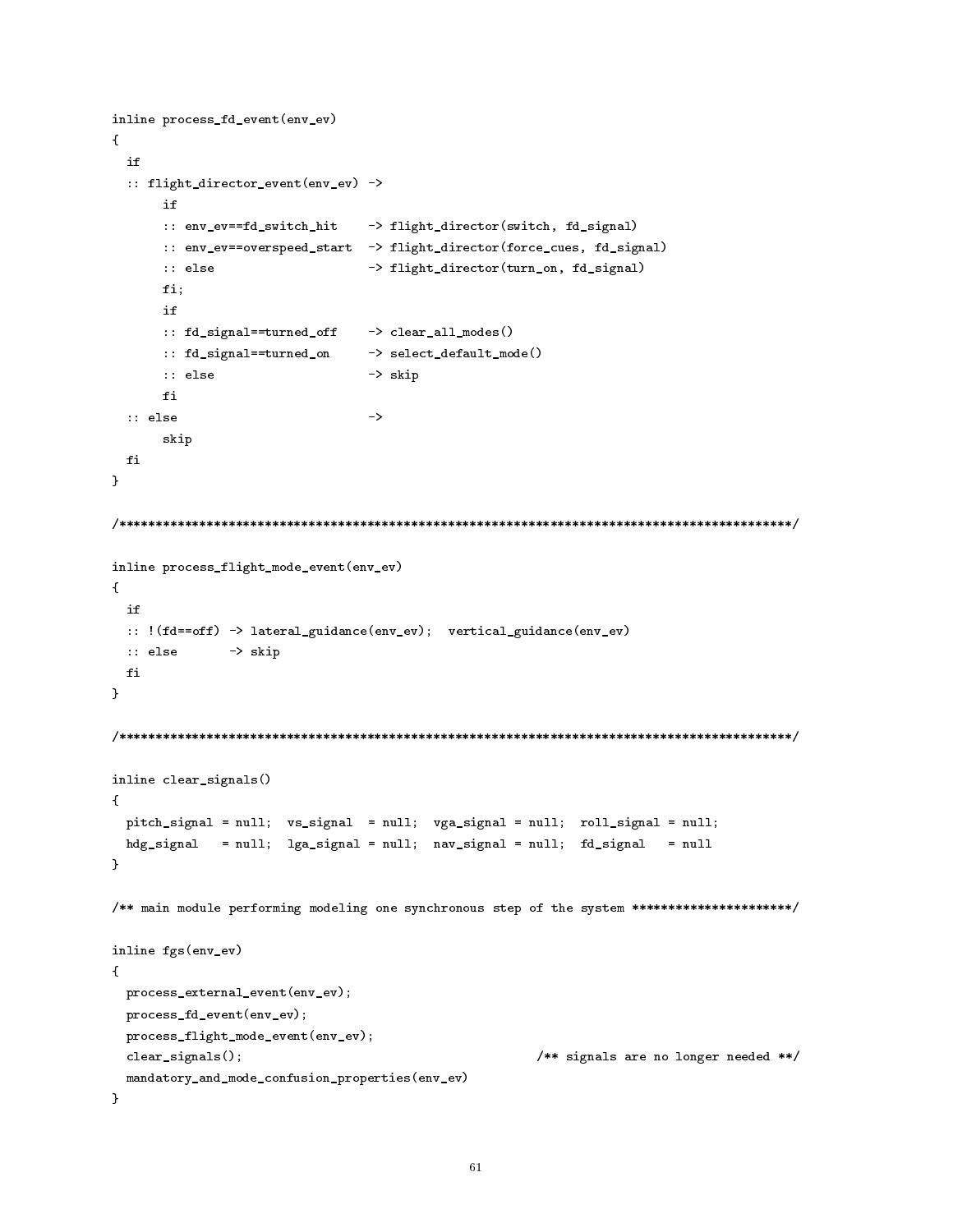```
inline process_fd_event(env_ev)
{
  if
  :: flight_director_event(env_ev) ->
       if
       :: env_ev==fd_switch_hit    -> flight_director(switch, fd_signal)
       :: env_ev==overspeed_start  -> flight_director(force_cues, fd_signal)
       :: else                     -> flight_director(turn_on, fd_signal)
       fi;
       if
       :: fd_signal==turned_off    -> clear_all_modes()
       :: fd_signal==turned_on     -> select_default_mode()
       :: else                     -> skip
       fi
  :: else                          ->
       skip
  fi
}

/*******************************************************************************************/

inline process_flight_mode_event(env_ev)
{
  if
  :: !(fd==off) -> lateral_guidance(env_ev);  vertical_guidance(env_ev)
  :: else       -> skip
  fi
}

/*******************************************************************************************/

inline clear_signals()
{
  pitch_signal = null;  vs_signal  = null;  vga_signal = null;  roll_signal = null;
  hdg_signal   = null;  lga_signal = null;  nav_signal = null;  fd_signal   = null
}

/** main module performing modeling one synchronous step of the system *********************/

inline fgs(env_ev)
{
  process_external_event(env_ev);
  process_fd_event(env_ev);
  process_flight_mode_event(env_ev);
  clear_signals();                                      /** signals are no longer needed **/
  mandatory_and_mode_confusion_properties(env_ev)
}
```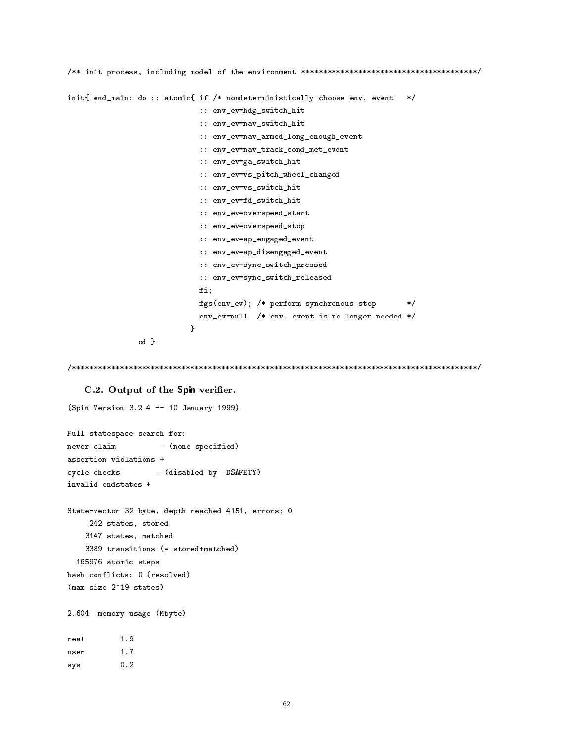```
/** init process, including model of the environment ***************************************/

init{ end_main: do :: atomic{ if /* nondeterministically choose env. event   */
                              :: env_ev=hdg_switch_hit
                              :: env_ev=nav_switch_hit
                              :: env_ev=nav_armed_long_enough_event
                              :: env_ev=nav_track_cond_met_event
                              :: env_ev=ga_switch_hit
                              :: env_ev=vs_pitch_wheel_changed
                              :: env_ev=vs_switch_hit
                              :: env_ev=fd_switch_hit
                              :: env_ev=overspeed_start
                              :: env_ev=overspeed_stop
                              :: env_ev=ap_engaged_event
                              :: env_ev=ap_disengaged_event
                              :: env_ev=sync_switch_pressed
                              :: env_ev=sync_switch_released
                              fi;
                              fgs(env_ev); /* perform synchronous step       */
                              env_ev=null  /* env. event is no longer needed */
                            }
                od }

/*******************************************************************************************/
```

### C.2. Output of the Spin verifier.

```
(Spin Version 3.2.4 -- 10 January 1999)

Full statespace search for:
never-claim          - (none specified)
assertion violations +
cycle checks        - (disabled by -DSAFETY)
invalid endstates +

State-vector 32 byte, depth reached 4151, errors: 0
     242 states, stored
    3147 states, matched
    3389 transitions (= stored+matched)
  165976 atomic steps
hash conflicts: 0 (resolved)
(max size 2^19 states)

2.604  memory usage (Mbyte)

real        1.9
user        1.7
sys         0.2
```